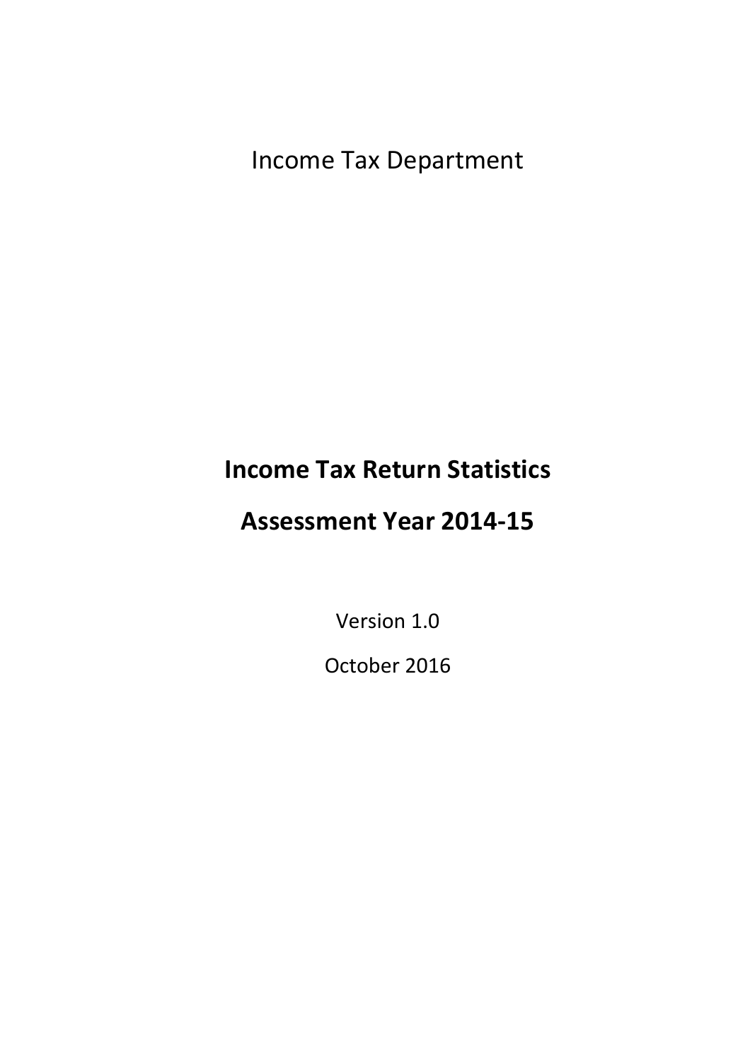Income Tax Department

# Income Tax Return Statistics

# Assessment Year 2014-15

Version 1.0

October 2016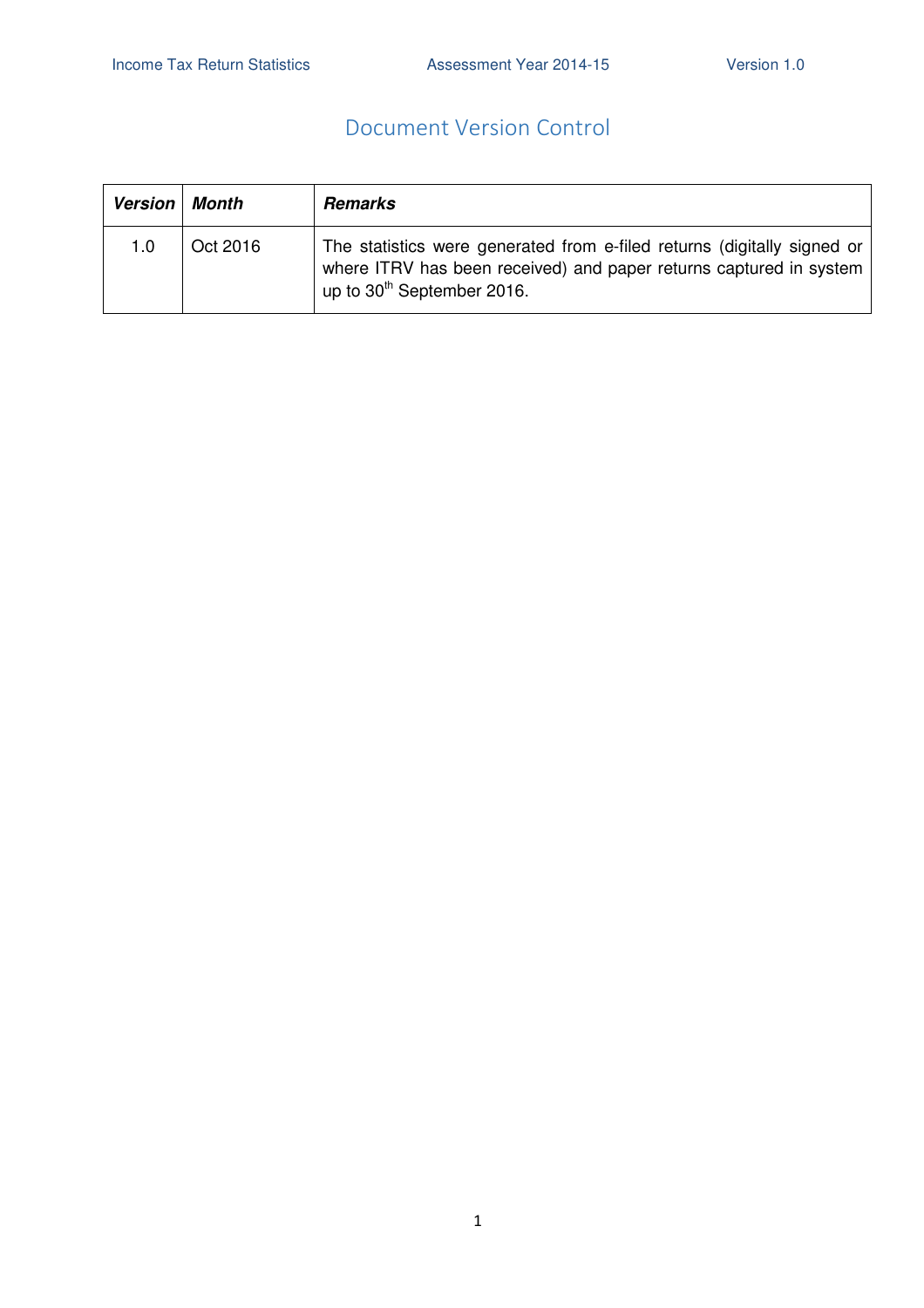# Document Version Control

| ***Version*** | ***Month*** | ***Remarks*** |
|---|---|---|
| 1.0 | Oct 2016 | The statistics were generated from e-filed returns (digitally signed or where ITRV has been received) and paper returns captured in system up to 30th September 2016. |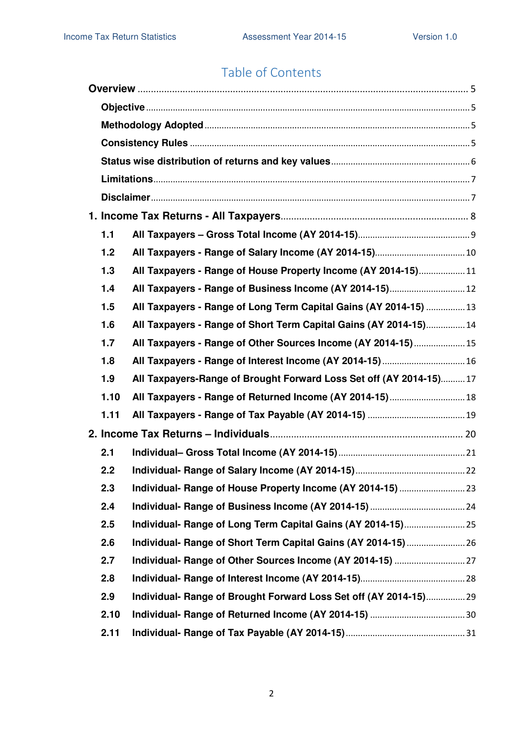# Table of Contents

**Overview** ..... 5

- **Objective** ..... 5
- **Methodology Adopted** ..... 5
- **Consistency Rules** ..... 5
- **Status wise distribution of returns and key values** ..... 6
- **Limitations** ..... 7
- **Disclaimer** ..... 7

**1. Income Tax Returns - All Taxpayers** ..... 8

- **1.1 All Taxpayers – Gross Total Income (AY 2014-15)** ..... 9
- **1.2 All Taxpayers - Range of Salary Income (AY 2014-15)** ..... 10
- **1.3 All Taxpayers - Range of House Property Income (AY 2014-15)** ..... 11
- **1.4 All Taxpayers - Range of Business Income (AY 2014-15)** ..... 12
- **1.5 All Taxpayers - Range of Long Term Capital Gains (AY 2014-15)** ..... 13
- **1.6 All Taxpayers - Range of Short Term Capital Gains (AY 2014-15)** ..... 14
- **1.7 All Taxpayers - Range of Other Sources Income (AY 2014-15)** ..... 15
- **1.8 All Taxpayers - Range of Interest Income (AY 2014-15)** ..... 16
- **1.9 All Taxpayers-Range of Brought Forward Loss Set off (AY 2014-15)** ..... 17
- **1.10 All Taxpayers - Range of Returned Income (AY 2014-15)** ..... 18
- **1.11 All Taxpayers - Range of Tax Payable (AY 2014-15)** ..... 19

**2. Income Tax Returns – Individuals** ..... 20

- **2.1 Individual– Gross Total Income (AY 2014-15)** ..... 21
- **2.2 Individual- Range of Salary Income (AY 2014-15)** ..... 22
- **2.3 Individual- Range of House Property Income (AY 2014-15)** ..... 23
- **2.4 Individual- Range of Business Income (AY 2014-15)** ..... 24
- **2.5 Individual- Range of Long Term Capital Gains (AY 2014-15)** ..... 25
- **2.6 Individual- Range of Short Term Capital Gains (AY 2014-15)** ..... 26
- **2.7 Individual- Range of Other Sources Income (AY 2014-15)** ..... 27
- **2.8 Individual- Range of Interest Income (AY 2014-15)** ..... 28
- **2.9 Individual- Range of Brought Forward Loss Set off (AY 2014-15)** ..... 29
- **2.10 Individual- Range of Returned Income (AY 2014-15)** ..... 30
- **2.11 Individual- Range of Tax Payable (AY 2014-15)** ..... 31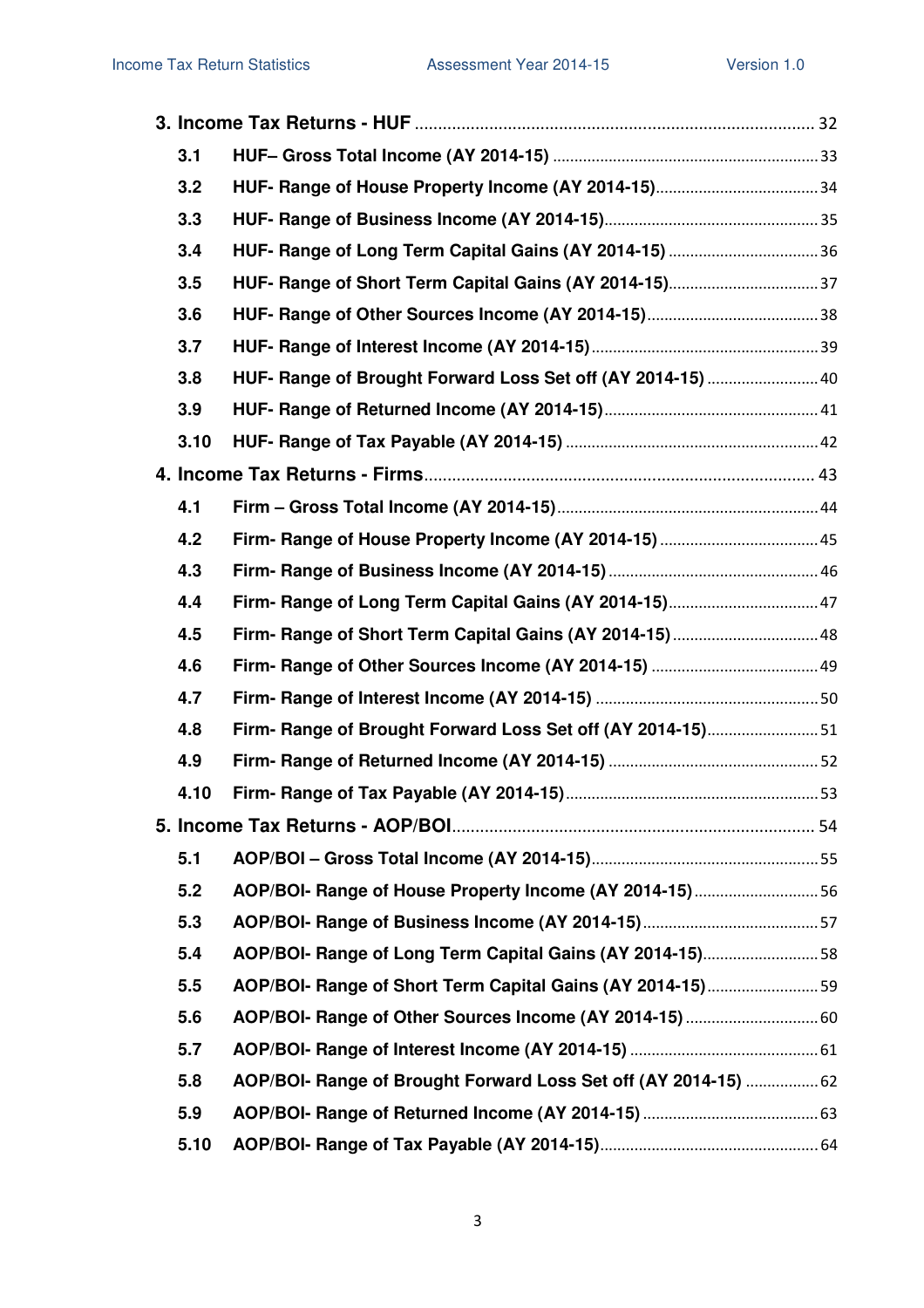**3. Income Tax Returns - HUF** ..................................................................................... 32

| | | |
|---|---|---|
| 3.1 | HUF– Gross Total Income (AY 2014-15) | 33 |
| 3.2 | HUF- Range of House Property Income (AY 2014-15) | 34 |
| 3.3 | HUF- Range of Business Income (AY 2014-15) | 35 |
| 3.4 | HUF- Range of Long Term Capital Gains (AY 2014-15) | 36 |
| 3.5 | HUF- Range of Short Term Capital Gains (AY 2014-15) | 37 |
| 3.6 | HUF- Range of Other Sources Income (AY 2014-15) | 38 |
| 3.7 | HUF- Range of Interest Income (AY 2014-15) | 39 |
| 3.8 | HUF- Range of Brought Forward Loss Set off (AY 2014-15) | 40 |
| 3.9 | HUF- Range of Returned Income (AY 2014-15) | 41 |
| 3.10 | HUF- Range of Tax Payable (AY 2014-15) | 42 |

**4. Income Tax Returns - Firms** ................................................................................... 43

| | | |
|---|---|---|
| 4.1 | Firm – Gross Total Income (AY 2014-15) | 44 |
| 4.2 | Firm- Range of House Property Income (AY 2014-15) | 45 |
| 4.3 | Firm- Range of Business Income (AY 2014-15) | 46 |
| 4.4 | Firm- Range of Long Term Capital Gains (AY 2014-15) | 47 |
| 4.5 | Firm- Range of Short Term Capital Gains (AY 2014-15) | 48 |
| 4.6 | Firm- Range of Other Sources Income (AY 2014-15) | 49 |
| 4.7 | Firm- Range of Interest Income (AY 2014-15) | 50 |
| 4.8 | Firm- Range of Brought Forward Loss Set off (AY 2014-15) | 51 |
| 4.9 | Firm- Range of Returned Income (AY 2014-15) | 52 |
| 4.10 | Firm- Range of Tax Payable (AY 2014-15) | 53 |

**5. Income Tax Returns - AOP/BOI** ............................................................................. 54

| | | |
|---|---|---|
| 5.1 | AOP/BOI – Gross Total Income (AY 2014-15) | 55 |
| 5.2 | AOP/BOI- Range of House Property Income (AY 2014-15) | 56 |
| 5.3 | AOP/BOI- Range of Business Income (AY 2014-15) | 57 |
| 5.4 | AOP/BOI- Range of Long Term Capital Gains (AY 2014-15) | 58 |
| 5.5 | AOP/BOI- Range of Short Term Capital Gains (AY 2014-15) | 59 |
| 5.6 | AOP/BOI- Range of Other Sources Income (AY 2014-15) | 60 |
| 5.7 | AOP/BOI- Range of Interest Income (AY 2014-15) | 61 |
| 5.8 | AOP/BOI- Range of Brought Forward Loss Set off (AY 2014-15) | 62 |
| 5.9 | AOP/BOI- Range of Returned Income (AY 2014-15) | 63 |
| 5.10 | AOP/BOI- Range of Tax Payable (AY 2014-15) | 64 |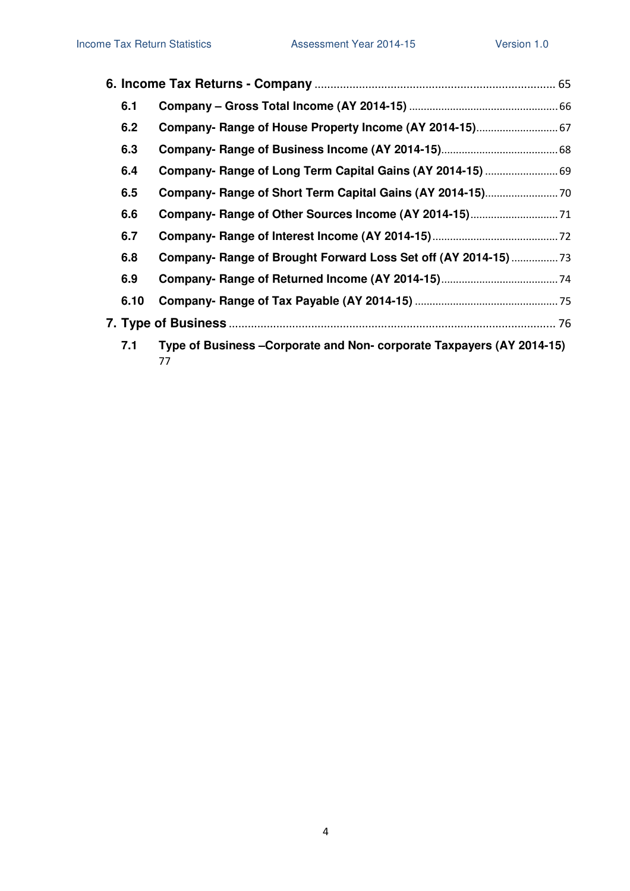**6. Income Tax Returns - Company** ............................................................................ 65

- **6.1 Company – Gross Total Income (AY 2014-15)** .................................................. 66
- **6.2 Company- Range of House Property Income (AY 2014-15)** ............................ 67
- **6.3 Company- Range of Business Income (AY 2014-15)** ........................................ 68
- **6.4 Company- Range of Long Term Capital Gains (AY 2014-15)** ......................... 69
- **6.5 Company- Range of Short Term Capital Gains (AY 2014-15)** ......................... 70
- **6.6 Company- Range of Other Sources Income (AY 2014-15)** .............................. 71
- **6.7 Company- Range of Interest Income (AY 2014-15)** ........................................... 72
- **6.8 Company- Range of Brought Forward Loss Set off (AY 2014-15)** ................ 73
- **6.9 Company- Range of Returned Income (AY 2014-15)** ........................................ 74
- **6.10 Company- Range of Tax Payable (AY 2014-15)** ................................................ 75

**7. Type of Business** ....................................................................................................... 76

- **7.1 Type of Business –Corporate and Non- corporate Taxpayers (AY 2014-15)** 77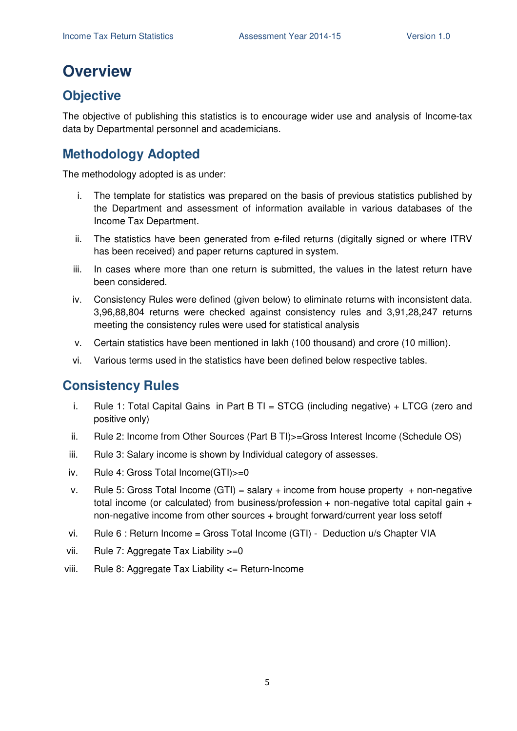# Overview

## Objective

The objective of publishing this statistics is to encourage wider use and analysis of Income-tax data by Departmental personnel and academicians.

## Methodology Adopted

The methodology adopted is as under:

i. The template for statistics was prepared on the basis of previous statistics published by the Department and assessment of information available in various databases of the Income Tax Department.

ii. The statistics have been generated from e-filed returns (digitally signed or where ITRV has been received) and paper returns captured in system.

iii. In cases where more than one return is submitted, the values in the latest return have been considered.

iv. Consistency Rules were defined (given below) to eliminate returns with inconsistent data. 3,96,88,804 returns were checked against consistency rules and 3,91,28,247 returns meeting the consistency rules were used for statistical analysis

v. Certain statistics have been mentioned in lakh (100 thousand) and crore (10 million).

vi. Various terms used in the statistics have been defined below respective tables.

## Consistency Rules

i. Rule 1: Total Capital Gains in Part B TI = STCG (including negative) + LTCG (zero and positive only)

ii. Rule 2: Income from Other Sources (Part B TI)>=Gross Interest Income (Schedule OS)

iii. Rule 3: Salary income is shown by Individual category of assesses.

iv. Rule 4: Gross Total Income(GTI)>=0

v. Rule 5: Gross Total Income (GTI) = salary + income from house property + non-negative total income (or calculated) from business/profession + non-negative total capital gain + non-negative income from other sources + brought forward/current year loss setoff

vi. Rule 6 : Return Income = Gross Total Income (GTI) - Deduction u/s Chapter VIA

vii. Rule 7: Aggregate Tax Liability >=0

viii. Rule 8: Aggregate Tax Liability <= Return-Income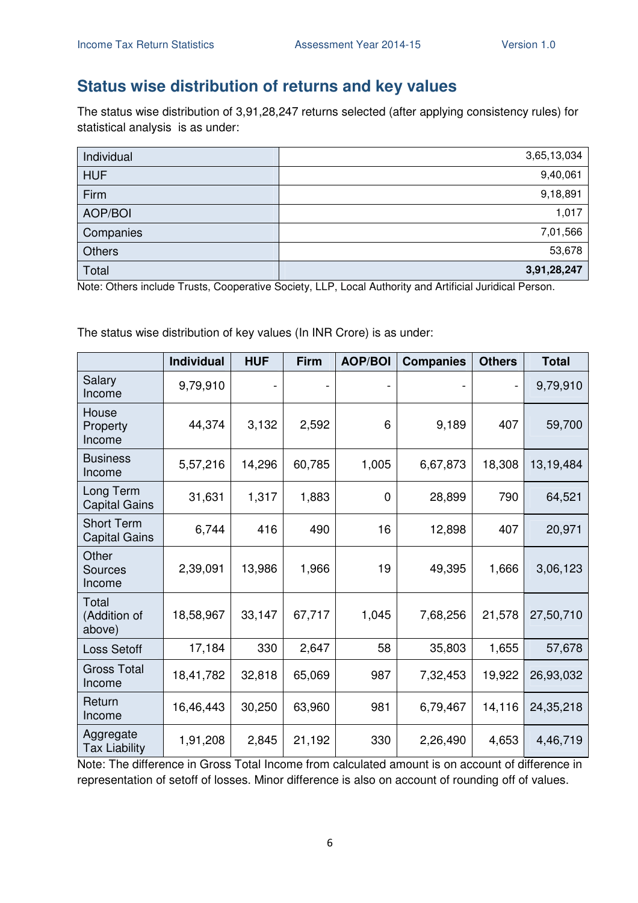## Status wise distribution of returns and key values

The status wise distribution of 3,91,28,247 returns selected (after applying consistency rules) for statistical analysis is as under:

| | |
|---|---|
| Individual | 3,65,13,034 |
| HUF | 9,40,061 |
| Firm | 9,18,891 |
| AOP/BOI | 1,017 |
| Companies | 7,01,566 |
| Others | 53,678 |
| Total | **3,91,28,247** |

Note: Others include Trusts, Cooperative Society, LLP, Local Authority and Artificial Juridical Person.

The status wise distribution of key values (In INR Crore) is as under:

| | Individual | HUF | Firm | AOP/BOI | Companies | Others | Total |
|---|---|---|---|---|---|---|---|
| Salary Income | 9,79,910 | - | - | - | - | - | 9,79,910 |
| House Property Income | 44,374 | 3,132 | 2,592 | 6 | 9,189 | 407 | 59,700 |
| Business Income | 5,57,216 | 14,296 | 60,785 | 1,005 | 6,67,873 | 18,308 | 13,19,484 |
| Long Term Capital Gains | 31,631 | 1,317 | 1,883 | 0 | 28,899 | 790 | 64,521 |
| Short Term Capital Gains | 6,744 | 416 | 490 | 16 | 12,898 | 407 | 20,971 |
| Other Sources Income | 2,39,091 | 13,986 | 1,966 | 19 | 49,395 | 1,666 | 3,06,123 |
| Total (Addition of above) | 18,58,967 | 33,147 | 67,717 | 1,045 | 7,68,256 | 21,578 | 27,50,710 |
| Loss Setoff | 17,184 | 330 | 2,647 | 58 | 35,803 | 1,655 | 57,678 |
| Gross Total Income | 18,41,782 | 32,818 | 65,069 | 987 | 7,32,453 | 19,922 | 26,93,032 |
| Return Income | 16,46,443 | 30,250 | 63,960 | 981 | 6,79,467 | 14,116 | 24,35,218 |
| Aggregate Tax Liability | 1,91,208 | 2,845 | 21,192 | 330 | 2,26,490 | 4,653 | 4,46,719 |

Note: The difference in Gross Total Income from calculated amount is on account of difference in representation of setoff of losses. Minor difference is also on account of rounding off of values.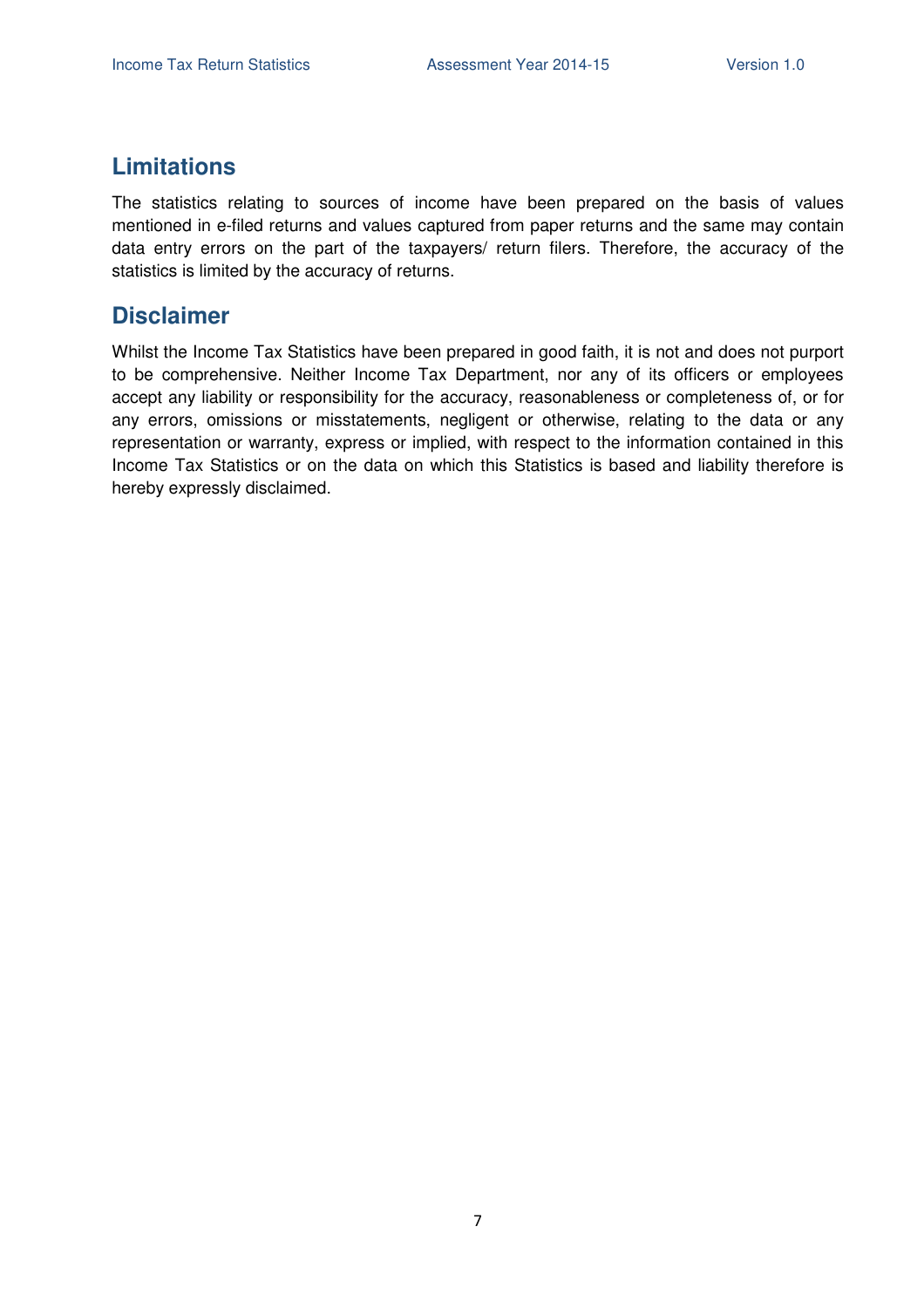## Limitations

The statistics relating to sources of income have been prepared on the basis of values mentioned in e-filed returns and values captured from paper returns and the same may contain data entry errors on the part of the taxpayers/ return filers. Therefore, the accuracy of the statistics is limited by the accuracy of returns.

## Disclaimer

Whilst the Income Tax Statistics have been prepared in good faith, it is not and does not purport to be comprehensive. Neither Income Tax Department, nor any of its officers or employees accept any liability or responsibility for the accuracy, reasonableness or completeness of, or for any errors, omissions or misstatements, negligent or otherwise, relating to the data or any representation or warranty, express or implied, with respect to the information contained in this Income Tax Statistics or on the data on which this Statistics is based and liability therefore is hereby expressly disclaimed.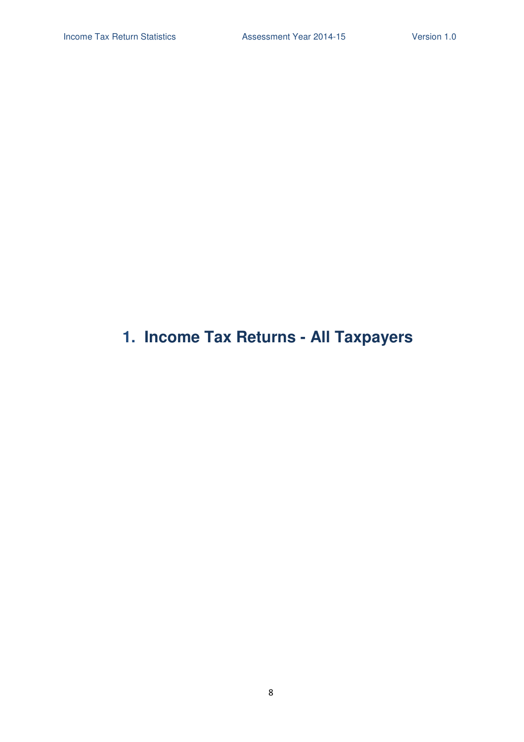# 1. Income Tax Returns - All Taxpayers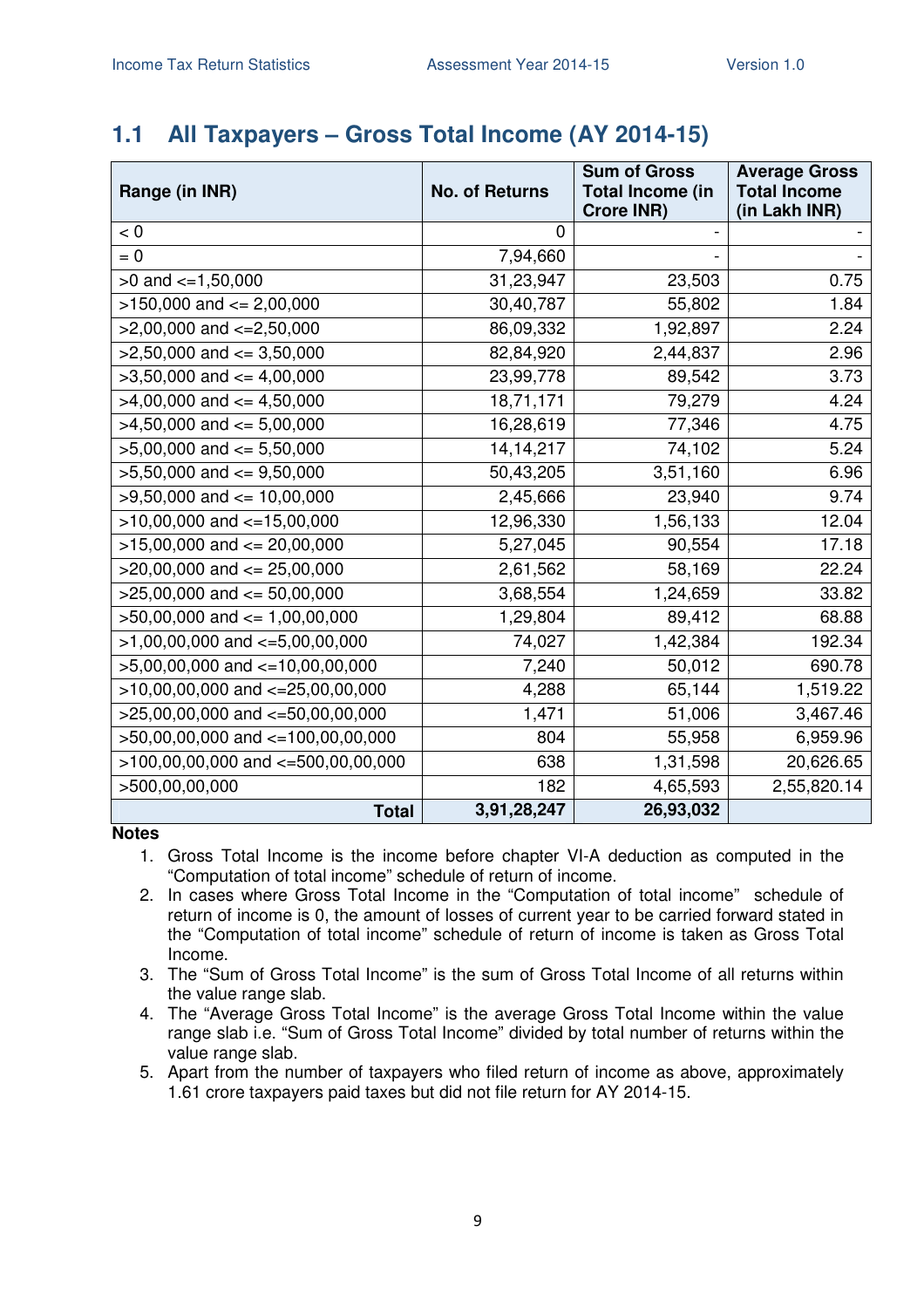## 1.1 All Taxpayers – Gross Total Income (AY 2014-15)

| Range (in INR) | No. of Returns | Sum of Gross Total Income (in Crore INR) | Average Gross Total Income (in Lakh INR) |
|---|---|---|---|
| < 0 | 0 | - | - |
| = 0 | 7,94,660 | - | - |
| >0 and <=1,50,000 | 31,23,947 | 23,503 | 0.75 |
| >150,000 and <= 2,00,000 | 30,40,787 | 55,802 | 1.84 |
| >2,00,000 and <=2,50,000 | 86,09,332 | 1,92,897 | 2.24 |
| >2,50,000 and <= 3,50,000 | 82,84,920 | 2,44,837 | 2.96 |
| >3,50,000 and <= 4,00,000 | 23,99,778 | 89,542 | 3.73 |
| >4,00,000 and <= 4,50,000 | 18,71,171 | 79,279 | 4.24 |
| >4,50,000 and <= 5,00,000 | 16,28,619 | 77,346 | 4.75 |
| >5,00,000 and <= 5,50,000 | 14,14,217 | 74,102 | 5.24 |
| >5,50,000 and <= 9,50,000 | 50,43,205 | 3,51,160 | 6.96 |
| >9,50,000 and <= 10,00,000 | 2,45,666 | 23,940 | 9.74 |
| >10,00,000 and <=15,00,000 | 12,96,330 | 1,56,133 | 12.04 |
| >15,00,000 and <= 20,00,000 | 5,27,045 | 90,554 | 17.18 |
| >20,00,000 and <= 25,00,000 | 2,61,562 | 58,169 | 22.24 |
| >25,00,000 and <= 50,00,000 | 3,68,554 | 1,24,659 | 33.82 |
| >50,00,000 and <= 1,00,00,000 | 1,29,804 | 89,412 | 68.88 |
| >1,00,00,000 and <=5,00,00,000 | 74,027 | 1,42,384 | 192.34 |
| >5,00,00,000 and <=10,00,00,000 | 7,240 | 50,012 | 690.78 |
| >10,00,00,000 and <=25,00,00,000 | 4,288 | 65,144 | 1,519.22 |
| >25,00,00,000 and <=50,00,00,000 | 1,471 | 51,006 | 3,467.46 |
| >50,00,00,000 and <=100,00,00,000 | 804 | 55,958 | 6,959.96 |
| >100,00,00,000 and <=500,00,00,000 | 638 | 1,31,598 | 20,626.65 |
| >500,00,00,000 | 182 | 4,65,593 | 2,55,820.14 |
| **Total** | **3,91,28,247** | **26,93,032** | |

**Notes**

1. Gross Total Income is the income before chapter VI-A deduction as computed in the "Computation of total income" schedule of return of income.
2. In cases where Gross Total Income in the "Computation of total income" schedule of return of income is 0, the amount of losses of current year to be carried forward stated in the "Computation of total income" schedule of return of income is taken as Gross Total Income.
3. The "Sum of Gross Total Income" is the sum of Gross Total Income of all returns within the value range slab.
4. The "Average Gross Total Income" is the average Gross Total Income within the value range slab i.e. "Sum of Gross Total Income" divided by total number of returns within the value range slab.
5. Apart from the number of taxpayers who filed return of income as above, approximately 1.61 crore taxpayers paid taxes but did not file return for AY 2014-15.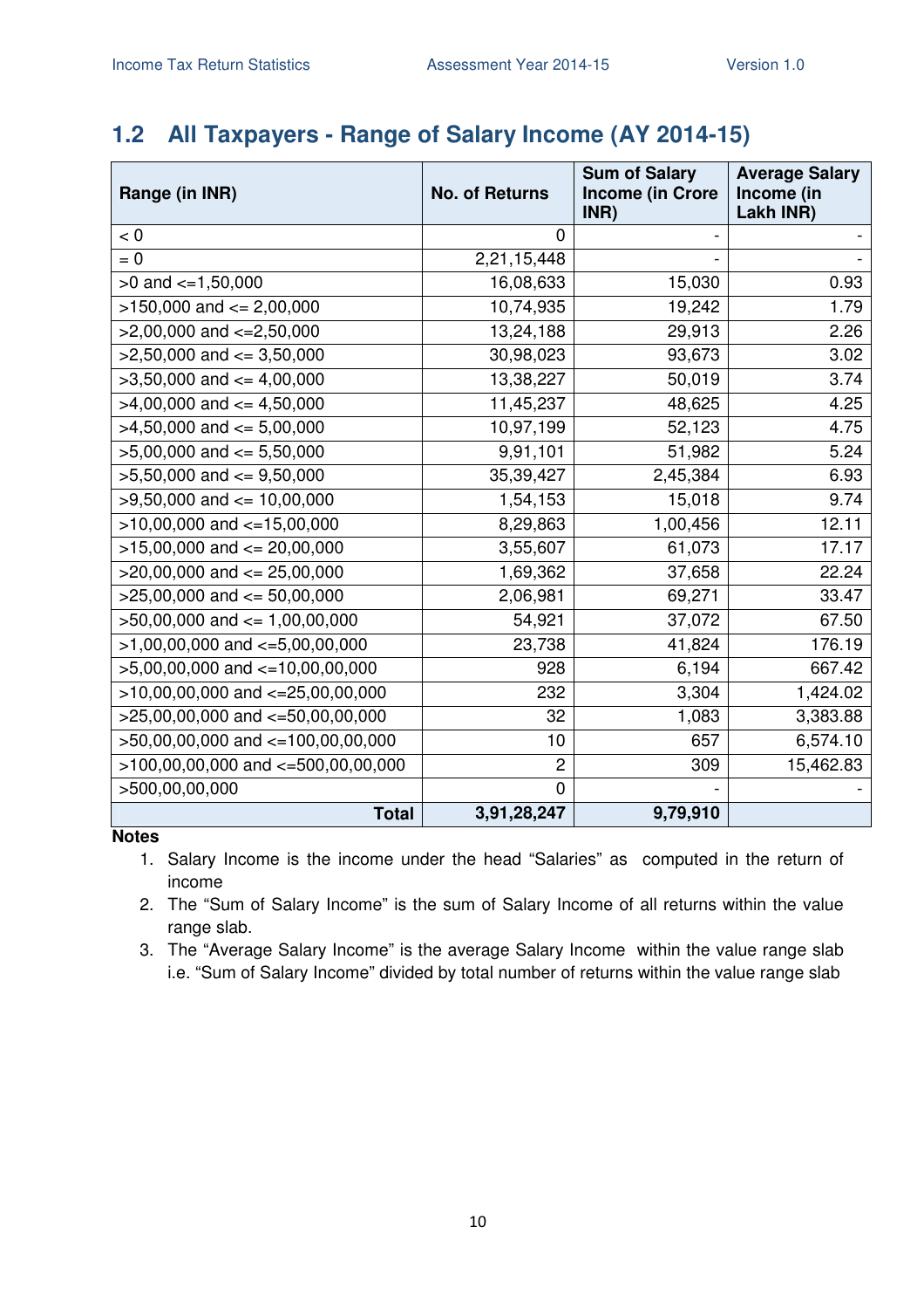## 1.2 All Taxpayers - Range of Salary Income (AY 2014-15)

| Range (in INR) | No. of Returns | Sum of Salary Income (in Crore INR) | Average Salary Income (in Lakh INR) |
|---|---|---|---|
| < 0 | 0 | - | - |
| = 0 | 2,21,15,448 | - | - |
| >0 and <=1,50,000 | 16,08,633 | 15,030 | 0.93 |
| >150,000 and <= 2,00,000 | 10,74,935 | 19,242 | 1.79 |
| >2,00,000 and <=2,50,000 | 13,24,188 | 29,913 | 2.26 |
| >2,50,000 and <= 3,50,000 | 30,98,023 | 93,673 | 3.02 |
| >3,50,000 and <= 4,00,000 | 13,38,227 | 50,019 | 3.74 |
| >4,00,000 and <= 4,50,000 | 11,45,237 | 48,625 | 4.25 |
| >4,50,000 and <= 5,00,000 | 10,97,199 | 52,123 | 4.75 |
| >5,00,000 and <= 5,50,000 | 9,91,101 | 51,982 | 5.24 |
| >5,50,000 and <= 9,50,000 | 35,39,427 | 2,45,384 | 6.93 |
| >9,50,000 and <= 10,00,000 | 1,54,153 | 15,018 | 9.74 |
| >10,00,000 and <=15,00,000 | 8,29,863 | 1,00,456 | 12.11 |
| >15,00,000 and <= 20,00,000 | 3,55,607 | 61,073 | 17.17 |
| >20,00,000 and <= 25,00,000 | 1,69,362 | 37,658 | 22.24 |
| >25,00,000 and <= 50,00,000 | 2,06,981 | 69,271 | 33.47 |
| >50,00,000 and <= 1,00,00,000 | 54,921 | 37,072 | 67.50 |
| >1,00,00,000 and <=5,00,00,000 | 23,738 | 41,824 | 176.19 |
| >5,00,00,000 and <=10,00,00,000 | 928 | 6,194 | 667.42 |
| >10,00,00,000 and <=25,00,00,000 | 232 | 3,304 | 1,424.02 |
| >25,00,00,000 and <=50,00,00,000 | 32 | 1,083 | 3,383.88 |
| >50,00,00,000 and <=100,00,00,000 | 10 | 657 | 6,574.10 |
| >100,00,00,000 and <=500,00,00,000 | 2 | 309 | 15,462.83 |
| >500,00,00,000 | 0 | - | - |
| **Total** | **3,91,28,247** | **9,79,910** | |

**Notes**

1. Salary Income is the income under the head "Salaries" as computed in the return of income
2. The "Sum of Salary Income" is the sum of Salary Income of all returns within the value range slab.
3. The "Average Salary Income" is the average Salary Income within the value range slab i.e. "Sum of Salary Income" divided by total number of returns within the value range slab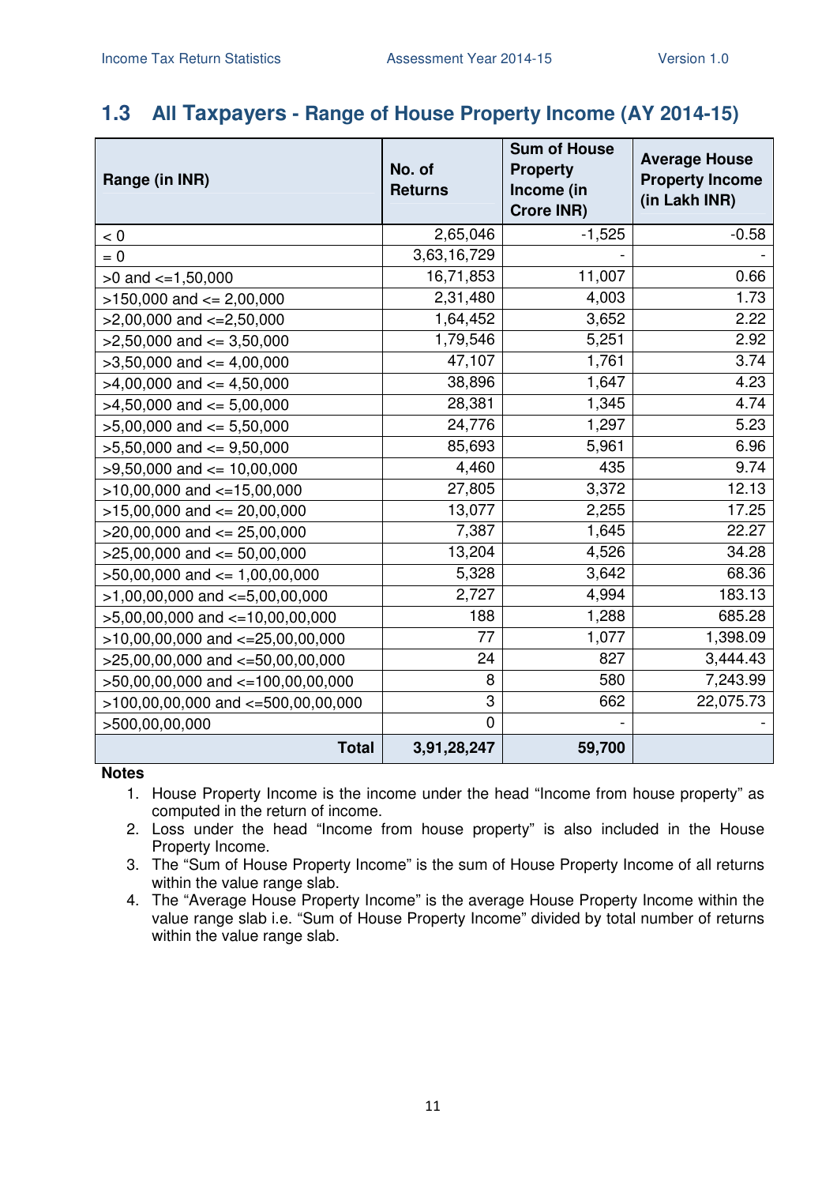## 1.3 All Taxpayers - Range of House Property Income (AY 2014-15)

| Range (in INR) | No. of Returns | Sum of House Property Income (in Crore INR) | Average House Property Income (in Lakh INR) |
|---|---|---|---|
| < 0 | 2,65,046 | -1,525 | -0.58 |
| = 0 | 3,63,16,729 | - | - |
| >0 and <=1,50,000 | 16,71,853 | 11,007 | 0.66 |
| >150,000 and <= 2,00,000 | 2,31,480 | 4,003 | 1.73 |
| >2,00,000 and <=2,50,000 | 1,64,452 | 3,652 | 2.22 |
| >2,50,000 and <= 3,50,000 | 1,79,546 | 5,251 | 2.92 |
| >3,50,000 and <= 4,00,000 | 47,107 | 1,761 | 3.74 |
| >4,00,000 and <= 4,50,000 | 38,896 | 1,647 | 4.23 |
| >4,50,000 and <= 5,00,000 | 28,381 | 1,345 | 4.74 |
| >5,00,000 and <= 5,50,000 | 24,776 | 1,297 | 5.23 |
| >5,50,000 and <= 9,50,000 | 85,693 | 5,961 | 6.96 |
| >9,50,000 and <= 10,00,000 | 4,460 | 435 | 9.74 |
| >10,00,000 and <=15,00,000 | 27,805 | 3,372 | 12.13 |
| >15,00,000 and <= 20,00,000 | 13,077 | 2,255 | 17.25 |
| >20,00,000 and <= 25,00,000 | 7,387 | 1,645 | 22.27 |
| >25,00,000 and <= 50,00,000 | 13,204 | 4,526 | 34.28 |
| >50,00,000 and <= 1,00,00,000 | 5,328 | 3,642 | 68.36 |
| >1,00,00,000 and <=5,00,00,000 | 2,727 | 4,994 | 183.13 |
| >5,00,00,000 and <=10,00,00,000 | 188 | 1,288 | 685.28 |
| >10,00,00,000 and <=25,00,00,000 | 77 | 1,077 | 1,398.09 |
| >25,00,00,000 and <=50,00,00,000 | 24 | 827 | 3,444.43 |
| >50,00,00,000 and <=100,00,00,000 | 8 | 580 | 7,243.99 |
| >100,00,00,000 and <=500,00,00,000 | 3 | 662 | 22,075.73 |
| >500,00,00,000 | 0 | - | - |
| **Total** | **3,91,28,247** | **59,700** | |

**Notes**

1. House Property Income is the income under the head "Income from house property" as computed in the return of income.
2. Loss under the head "Income from house property" is also included in the House Property Income.
3. The "Sum of House Property Income" is the sum of House Property Income of all returns within the value range slab.
4. The "Average House Property Income" is the average House Property Income within the value range slab i.e. "Sum of House Property Income" divided by total number of returns within the value range slab.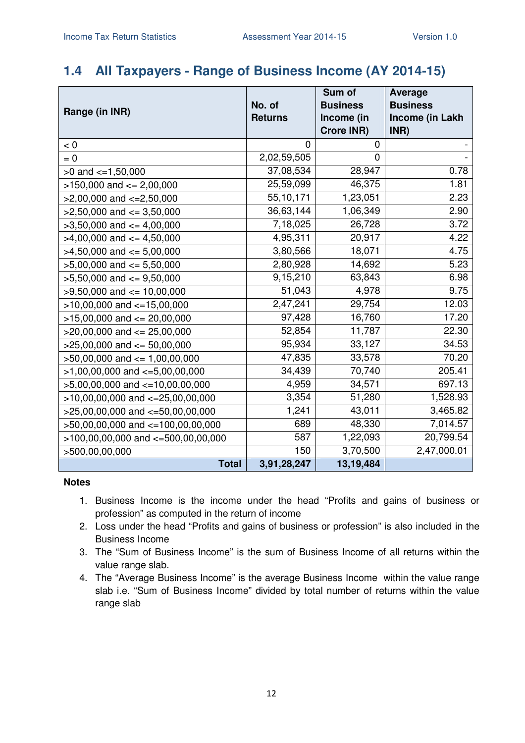## 1.4 All Taxpayers - Range of Business Income (AY 2014-15)

| Range (in INR) | No. of Returns | Sum of Business Income (in Crore INR) | Average Business Income (in Lakh INR) |
|---|---|---|---|
| < 0 | 0 | 0 | - |
| = 0 | 2,02,59,505 | 0 | - |
| >0 and <=1,50,000 | 37,08,534 | 28,947 | 0.78 |
| >150,000 and <= 2,00,000 | 25,59,099 | 46,375 | 1.81 |
| >2,00,000 and <=2,50,000 | 55,10,171 | 1,23,051 | 2.23 |
| >2,50,000 and <= 3,50,000 | 36,63,144 | 1,06,349 | 2.90 |
| >3,50,000 and <= 4,00,000 | 7,18,025 | 26,728 | 3.72 |
| >4,00,000 and <= 4,50,000 | 4,95,311 | 20,917 | 4.22 |
| >4,50,000 and <= 5,00,000 | 3,80,566 | 18,071 | 4.75 |
| >5,00,000 and <= 5,50,000 | 2,80,928 | 14,692 | 5.23 |
| >5,50,000 and <= 9,50,000 | 9,15,210 | 63,843 | 6.98 |
| >9,50,000 and <= 10,00,000 | 51,043 | 4,978 | 9.75 |
| >10,00,000 and <=15,00,000 | 2,47,241 | 29,754 | 12.03 |
| >15,00,000 and <= 20,00,000 | 97,428 | 16,760 | 17.20 |
| >20,00,000 and <= 25,00,000 | 52,854 | 11,787 | 22.30 |
| >25,00,000 and <= 50,00,000 | 95,934 | 33,127 | 34.53 |
| >50,00,000 and <= 1,00,00,000 | 47,835 | 33,578 | 70.20 |
| >1,00,00,000 and <=5,00,00,000 | 34,439 | 70,740 | 205.41 |
| >5,00,00,000 and <=10,00,00,000 | 4,959 | 34,571 | 697.13 |
| >10,00,00,000 and <=25,00,00,000 | 3,354 | 51,280 | 1,528.93 |
| >25,00,00,000 and <=50,00,00,000 | 1,241 | 43,011 | 3,465.82 |
| >50,00,00,000 and <=100,00,00,000 | 689 | 48,330 | 7,014.57 |
| >100,00,00,000 and <=500,00,00,000 | 587 | 1,22,093 | 20,799.54 |
| >500,00,00,000 | 150 | 3,70,500 | 2,47,000.01 |
| **Total** | **3,91,28,247** | **13,19,484** | |

**Notes**

1. Business Income is the income under the head "Profits and gains of business or profession" as computed in the return of income
2. Loss under the head "Profits and gains of business or profession" is also included in the Business Income
3. The "Sum of Business Income" is the sum of Business Income of all returns within the value range slab.
4. The "Average Business Income" is the average Business Income within the value range slab i.e. "Sum of Business Income" divided by total number of returns within the value range slab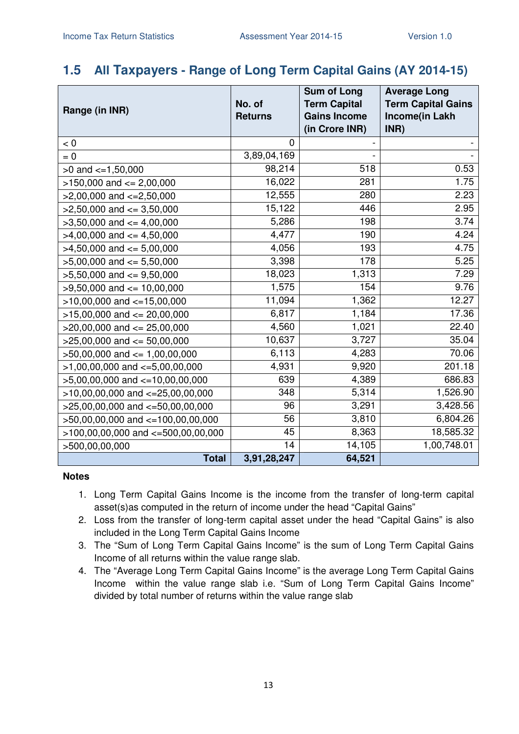## 1.5 All Taxpayers - Range of Long Term Capital Gains (AY 2014-15)

| Range (in INR) | No. of Returns | Sum of Long Term Capital Gains Income (in Crore INR) | Average Long Term Capital Gains Income(in Lakh INR) |
|---|---|---|---|
| < 0 | 0 | - | - |
| = 0 | 3,89,04,169 | - | - |
| >0 and <=1,50,000 | 98,214 | 518 | 0.53 |
| >150,000 and <= 2,00,000 | 16,022 | 281 | 1.75 |
| >2,00,000 and <=2,50,000 | 12,555 | 280 | 2.23 |
| >2,50,000 and <= 3,50,000 | 15,122 | 446 | 2.95 |
| >3,50,000 and <= 4,00,000 | 5,286 | 198 | 3.74 |
| >4,00,000 and <= 4,50,000 | 4,477 | 190 | 4.24 |
| >4,50,000 and <= 5,00,000 | 4,056 | 193 | 4.75 |
| >5,00,000 and <= 5,50,000 | 3,398 | 178 | 5.25 |
| >5,50,000 and <= 9,50,000 | 18,023 | 1,313 | 7.29 |
| >9,50,000 and <= 10,00,000 | 1,575 | 154 | 9.76 |
| >10,00,000 and <=15,00,000 | 11,094 | 1,362 | 12.27 |
| >15,00,000 and <= 20,00,000 | 6,817 | 1,184 | 17.36 |
| >20,00,000 and <= 25,00,000 | 4,560 | 1,021 | 22.40 |
| >25,00,000 and <= 50,00,000 | 10,637 | 3,727 | 35.04 |
| >50,00,000 and <= 1,00,00,000 | 6,113 | 4,283 | 70.06 |
| >1,00,00,000 and <=5,00,00,000 | 4,931 | 9,920 | 201.18 |
| >5,00,00,000 and <=10,00,00,000 | 639 | 4,389 | 686.83 |
| >10,00,00,000 and <=25,00,00,000 | 348 | 5,314 | 1,526.90 |
| >25,00,00,000 and <=50,00,00,000 | 96 | 3,291 | 3,428.56 |
| >50,00,00,000 and <=100,00,00,000 | 56 | 3,810 | 6,804.26 |
| >100,00,00,000 and <=500,00,00,000 | 45 | 8,363 | 18,585.32 |
| >500,00,00,000 | 14 | 14,105 | 1,00,748.01 |
| **Total** | **3,91,28,247** | **64,521** | |

**Notes**

1. Long Term Capital Gains Income is the income from the transfer of long-term capital asset(s)as computed in the return of income under the head "Capital Gains"
2. Loss from the transfer of long-term capital asset under the head "Capital Gains" is also included in the Long Term Capital Gains Income
3. The "Sum of Long Term Capital Gains Income" is the sum of Long Term Capital Gains Income of all returns within the value range slab.
4. The "Average Long Term Capital Gains Income" is the average Long Term Capital Gains Income within the value range slab i.e. "Sum of Long Term Capital Gains Income" divided by total number of returns within the value range slab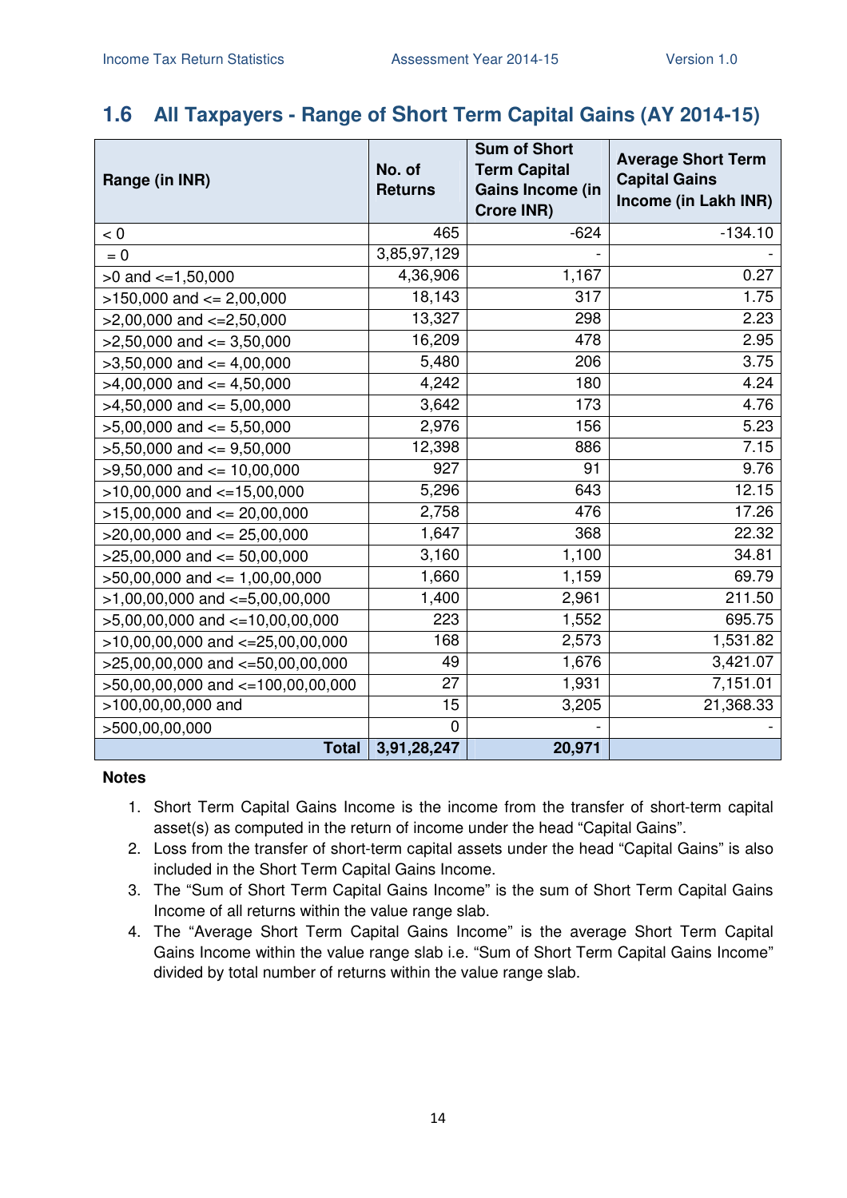## 1.6 All Taxpayers - Range of Short Term Capital Gains (AY 2014-15)

| Range (in INR) | No. of Returns | Sum of Short Term Capital Gains Income (in Crore INR) | Average Short Term Capital Gains Income (in Lakh INR) |
|---|---|---|---|
| < 0 | 465 | -624 | -134.10 |
| = 0 | 3,85,97,129 | - | - |
| >0 and <=1,50,000 | 4,36,906 | 1,167 | 0.27 |
| >150,000 and <= 2,00,000 | 18,143 | 317 | 1.75 |
| >2,00,000 and <=2,50,000 | 13,327 | 298 | 2.23 |
| >2,50,000 and <= 3,50,000 | 16,209 | 478 | 2.95 |
| >3,50,000 and <= 4,00,000 | 5,480 | 206 | 3.75 |
| >4,00,000 and <= 4,50,000 | 4,242 | 180 | 4.24 |
| >4,50,000 and <= 5,00,000 | 3,642 | 173 | 4.76 |
| >5,00,000 and <= 5,50,000 | 2,976 | 156 | 5.23 |
| >5,50,000 and <= 9,50,000 | 12,398 | 886 | 7.15 |
| >9,50,000 and <= 10,00,000 | 927 | 91 | 9.76 |
| >10,00,000 and <=15,00,000 | 5,296 | 643 | 12.15 |
| >15,00,000 and <= 20,00,000 | 2,758 | 476 | 17.26 |
| >20,00,000 and <= 25,00,000 | 1,647 | 368 | 22.32 |
| >25,00,000 and <= 50,00,000 | 3,160 | 1,100 | 34.81 |
| >50,00,000 and <= 1,00,00,000 | 1,660 | 1,159 | 69.79 |
| >1,00,00,000 and <=5,00,00,000 | 1,400 | 2,961 | 211.50 |
| >5,00,00,000 and <=10,00,00,000 | 223 | 1,552 | 695.75 |
| >10,00,00,000 and <=25,00,00,000 | 168 | 2,573 | 1,531.82 |
| >25,00,00,000 and <=50,00,00,000 | 49 | 1,676 | 3,421.07 |
| >50,00,00,000 and <=100,00,00,000 | 27 | 1,931 | 7,151.01 |
| >100,00,00,000 and | 15 | 3,205 | 21,368.33 |
| >500,00,00,000 | 0 | - | - |
| **Total** | **3,91,28,247** | **20,971** | |

**Notes**

1. Short Term Capital Gains Income is the income from the transfer of short-term capital asset(s) as computed in the return of income under the head "Capital Gains".
2. Loss from the transfer of short-term capital assets under the head "Capital Gains" is also included in the Short Term Capital Gains Income.
3. The "Sum of Short Term Capital Gains Income" is the sum of Short Term Capital Gains Income of all returns within the value range slab.
4. The "Average Short Term Capital Gains Income" is the average Short Term Capital Gains Income within the value range slab i.e. "Sum of Short Term Capital Gains Income" divided by total number of returns within the value range slab.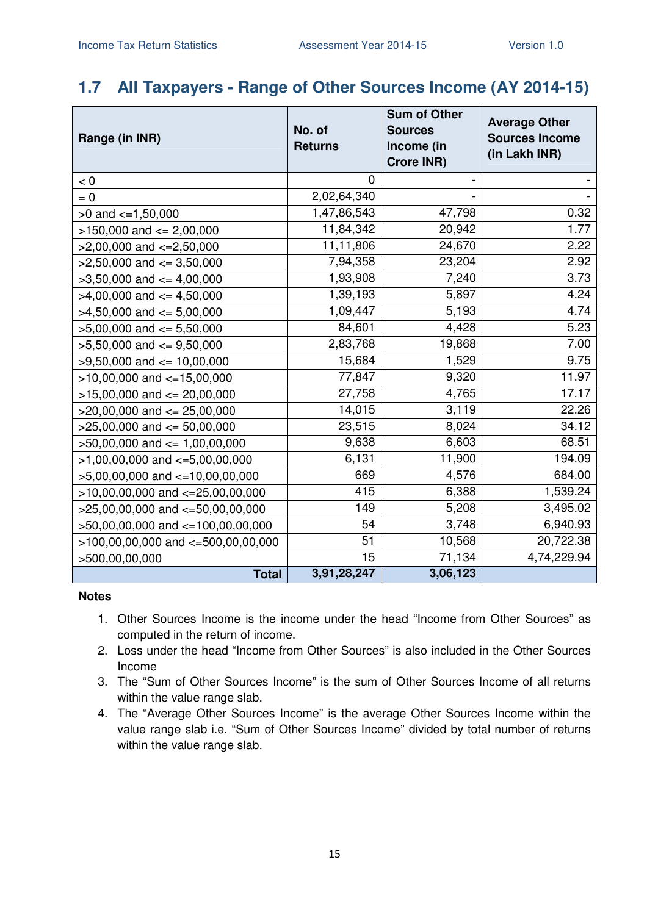## 1.7 All Taxpayers - Range of Other Sources Income (AY 2014-15)

| Range (in INR) | No. of Returns | Sum of Other Sources Income (in Crore INR) | Average Other Sources Income (in Lakh INR) |
|---|---|---|---|
| < 0 | 0 | - | - |
| = 0 | 2,02,64,340 | - | - |
| >0 and <=1,50,000 | 1,47,86,543 | 47,798 | 0.32 |
| >150,000 and <= 2,00,000 | 11,84,342 | 20,942 | 1.77 |
| >2,00,000 and <=2,50,000 | 11,11,806 | 24,670 | 2.22 |
| >2,50,000 and <= 3,50,000 | 7,94,358 | 23,204 | 2.92 |
| >3,50,000 and <= 4,00,000 | 1,93,908 | 7,240 | 3.73 |
| >4,00,000 and <= 4,50,000 | 1,39,193 | 5,897 | 4.24 |
| >4,50,000 and <= 5,00,000 | 1,09,447 | 5,193 | 4.74 |
| >5,00,000 and <= 5,50,000 | 84,601 | 4,428 | 5.23 |
| >5,50,000 and <= 9,50,000 | 2,83,768 | 19,868 | 7.00 |
| >9,50,000 and <= 10,00,000 | 15,684 | 1,529 | 9.75 |
| >10,00,000 and <=15,00,000 | 77,847 | 9,320 | 11.97 |
| >15,00,000 and <= 20,00,000 | 27,758 | 4,765 | 17.17 |
| >20,00,000 and <= 25,00,000 | 14,015 | 3,119 | 22.26 |
| >25,00,000 and <= 50,00,000 | 23,515 | 8,024 | 34.12 |
| >50,00,000 and <= 1,00,00,000 | 9,638 | 6,603 | 68.51 |
| >1,00,00,000 and <=5,00,00,000 | 6,131 | 11,900 | 194.09 |
| >5,00,00,000 and <=10,00,00,000 | 669 | 4,576 | 684.00 |
| >10,00,00,000 and <=25,00,00,000 | 415 | 6,388 | 1,539.24 |
| >25,00,00,000 and <=50,00,00,000 | 149 | 5,208 | 3,495.02 |
| >50,00,00,000 and <=100,00,00,000 | 54 | 3,748 | 6,940.93 |
| >100,00,00,000 and <=500,00,00,000 | 51 | 10,568 | 20,722.38 |
| >500,00,00,000 | 15 | 71,134 | 4,74,229.94 |
| **Total** | **3,91,28,247** | **3,06,123** | |

**Notes**

1. Other Sources Income is the income under the head "Income from Other Sources" as computed in the return of income.
2. Loss under the head "Income from Other Sources" is also included in the Other Sources Income
3. The "Sum of Other Sources Income" is the sum of Other Sources Income of all returns within the value range slab.
4. The "Average Other Sources Income" is the average Other Sources Income within the value range slab i.e. "Sum of Other Sources Income" divided by total number of returns within the value range slab.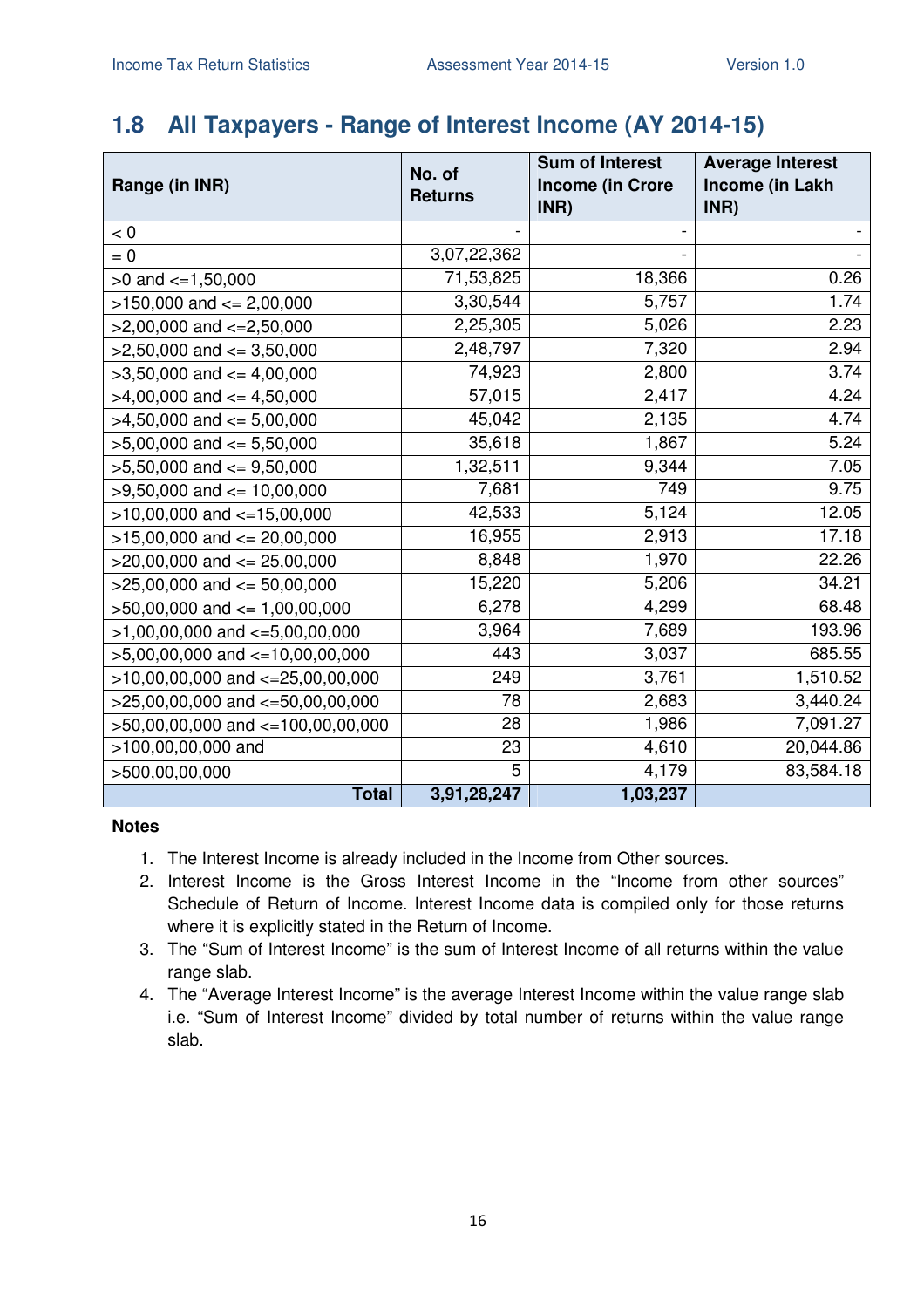## 1.8 All Taxpayers - Range of Interest Income (AY 2014-15)

| Range (in INR) | No. of Returns | Sum of Interest Income (in Crore INR) | Average Interest Income (in Lakh INR) |
|---|---|---|---|
| < 0 | - | - | - |
| = 0 | 3,07,22,362 | - | - |
| >0 and <=1,50,000 | 71,53,825 | 18,366 | 0.26 |
| >150,000 and <= 2,00,000 | 3,30,544 | 5,757 | 1.74 |
| >2,00,000 and <=2,50,000 | 2,25,305 | 5,026 | 2.23 |
| >2,50,000 and <= 3,50,000 | 2,48,797 | 7,320 | 2.94 |
| >3,50,000 and <= 4,00,000 | 74,923 | 2,800 | 3.74 |
| >4,00,000 and <= 4,50,000 | 57,015 | 2,417 | 4.24 |
| >4,50,000 and <= 5,00,000 | 45,042 | 2,135 | 4.74 |
| >5,00,000 and <= 5,50,000 | 35,618 | 1,867 | 5.24 |
| >5,50,000 and <= 9,50,000 | 1,32,511 | 9,344 | 7.05 |
| >9,50,000 and <= 10,00,000 | 7,681 | 749 | 9.75 |
| >10,00,000 and <=15,00,000 | 42,533 | 5,124 | 12.05 |
| >15,00,000 and <= 20,00,000 | 16,955 | 2,913 | 17.18 |
| >20,00,000 and <= 25,00,000 | 8,848 | 1,970 | 22.26 |
| >25,00,000 and <= 50,00,000 | 15,220 | 5,206 | 34.21 |
| >50,00,000 and <= 1,00,00,000 | 6,278 | 4,299 | 68.48 |
| >1,00,00,000 and <=5,00,00,000 | 3,964 | 7,689 | 193.96 |
| >5,00,00,000 and <=10,00,00,000 | 443 | 3,037 | 685.55 |
| >10,00,00,000 and <=25,00,00,000 | 249 | 3,761 | 1,510.52 |
| >25,00,00,000 and <=50,00,00,000 | 78 | 2,683 | 3,440.24 |
| >50,00,00,000 and <=100,00,00,000 | 28 | 1,986 | 7,091.27 |
| >100,00,00,000 and | 23 | 4,610 | 20,044.86 |
| >500,00,00,000 | 5 | 4,179 | 83,584.18 |
| **Total** | **3,91,28,247** | **1,03,237** | |

**Notes**

1. The Interest Income is already included in the Income from Other sources.
2. Interest Income is the Gross Interest Income in the "Income from other sources" Schedule of Return of Income. Interest Income data is compiled only for those returns where it is explicitly stated in the Return of Income.
3. The "Sum of Interest Income" is the sum of Interest Income of all returns within the value range slab.
4. The "Average Interest Income" is the average Interest Income within the value range slab i.e. "Sum of Interest Income" divided by total number of returns within the value range slab.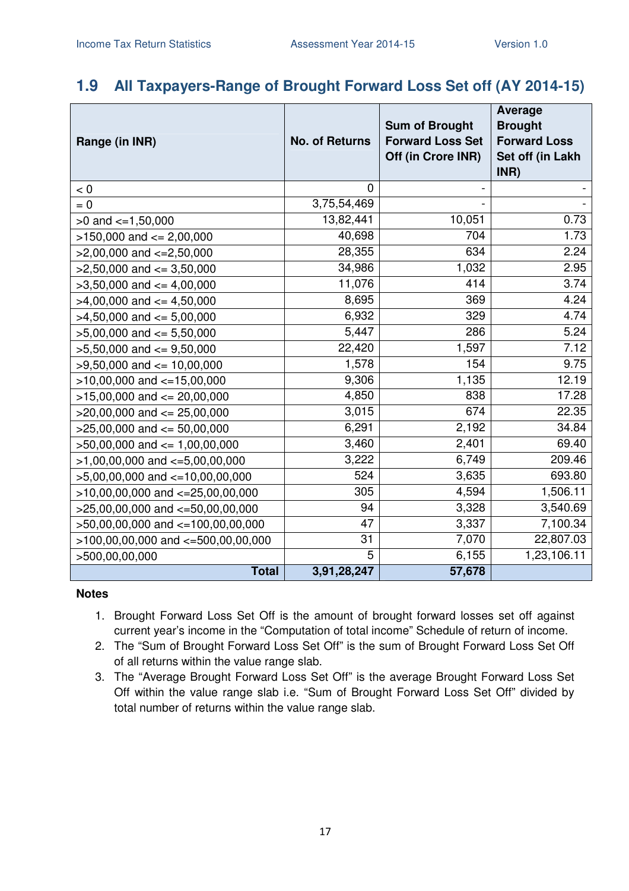## 1.9 All Taxpayers-Range of Brought Forward Loss Set off (AY 2014-15)

| Range (in INR) | No. of Returns | Sum of Brought Forward Loss Set Off (in Crore INR) | Average Brought Forward Loss Set off (in Lakh INR) |
|---|---:|---:|---:|
| < 0 | 0 | - | - |
| = 0 | 3,75,54,469 | - | - |
| >0 and <=1,50,000 | 13,82,441 | 10,051 | 0.73 |
| >150,000 and <= 2,00,000 | 40,698 | 704 | 1.73 |
| >2,00,000 and <=2,50,000 | 28,355 | 634 | 2.24 |
| >2,50,000 and <= 3,50,000 | 34,986 | 1,032 | 2.95 |
| >3,50,000 and <= 4,00,000 | 11,076 | 414 | 3.74 |
| >4,00,000 and <= 4,50,000 | 8,695 | 369 | 4.24 |
| >4,50,000 and <= 5,00,000 | 6,932 | 329 | 4.74 |
| >5,00,000 and <= 5,50,000 | 5,447 | 286 | 5.24 |
| >5,50,000 and <= 9,50,000 | 22,420 | 1,597 | 7.12 |
| >9,50,000 and <= 10,00,000 | 1,578 | 154 | 9.75 |
| >10,00,000 and <=15,00,000 | 9,306 | 1,135 | 12.19 |
| >15,00,000 and <= 20,00,000 | 4,850 | 838 | 17.28 |
| >20,00,000 and <= 25,00,000 | 3,015 | 674 | 22.35 |
| >25,00,000 and <= 50,00,000 | 6,291 | 2,192 | 34.84 |
| >50,00,000 and <= 1,00,00,000 | 3,460 | 2,401 | 69.40 |
| >1,00,00,000 and <=5,00,00,000 | 3,222 | 6,749 | 209.46 |
| >5,00,00,000 and <=10,00,00,000 | 524 | 3,635 | 693.80 |
| >10,00,00,000 and <=25,00,00,000 | 305 | 4,594 | 1,506.11 |
| >25,00,00,000 and <=50,00,00,000 | 94 | 3,328 | 3,540.69 |
| >50,00,00,000 and <=100,00,00,000 | 47 | 3,337 | 7,100.34 |
| >100,00,00,000 and <=500,00,00,000 | 31 | 7,070 | 22,807.03 |
| >500,00,00,000 | 5 | 6,155 | 1,23,106.11 |
| **Total** | **3,91,28,247** | **57,678** | |

**Notes**

1. Brought Forward Loss Set Off is the amount of brought forward losses set off against current year's income in the "Computation of total income" Schedule of return of income.
2. The "Sum of Brought Forward Loss Set Off" is the sum of Brought Forward Loss Set Off of all returns within the value range slab.
3. The "Average Brought Forward Loss Set Off" is the average Brought Forward Loss Set Off within the value range slab i.e. "Sum of Brought Forward Loss Set Off" divided by total number of returns within the value range slab.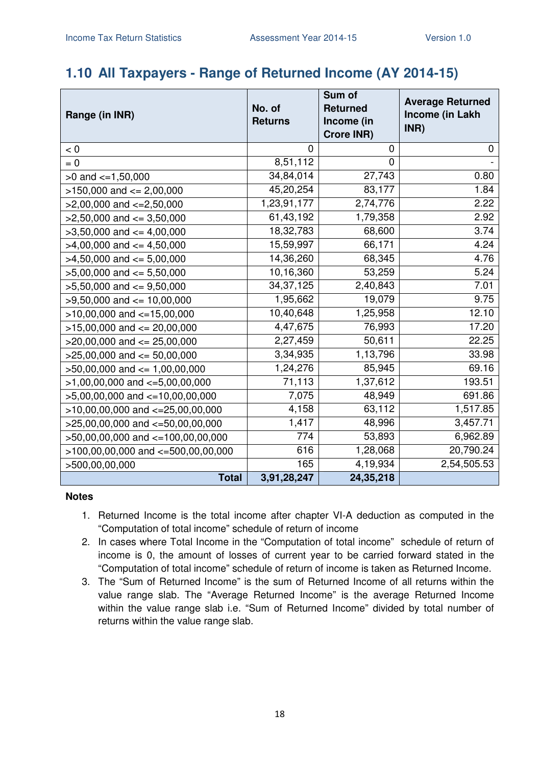## 1.10 All Taxpayers - Range of Returned Income (AY 2014-15)

| Range (in INR) | No. of Returns | Sum of Returned Income (in Crore INR) | Average Returned Income (in Lakh INR) |
|---|---|---|---|
| < 0 | 0 | 0 | 0 |
| = 0 | 8,51,112 | 0 | - |
| >0 and <=1,50,000 | 34,84,014 | 27,743 | 0.80 |
| >150,000 and <= 2,00,000 | 45,20,254 | 83,177 | 1.84 |
| >2,00,000 and <=2,50,000 | 1,23,91,177 | 2,74,776 | 2.22 |
| >2,50,000 and <= 3,50,000 | 61,43,192 | 1,79,358 | 2.92 |
| >3,50,000 and <= 4,00,000 | 18,32,783 | 68,600 | 3.74 |
| >4,00,000 and <= 4,50,000 | 15,59,997 | 66,171 | 4.24 |
| >4,50,000 and <= 5,00,000 | 14,36,260 | 68,345 | 4.76 |
| >5,00,000 and <= 5,50,000 | 10,16,360 | 53,259 | 5.24 |
| >5,50,000 and <= 9,50,000 | 34,37,125 | 2,40,843 | 7.01 |
| >9,50,000 and <= 10,00,000 | 1,95,662 | 19,079 | 9.75 |
| >10,00,000 and <=15,00,000 | 10,40,648 | 1,25,958 | 12.10 |
| >15,00,000 and <= 20,00,000 | 4,47,675 | 76,993 | 17.20 |
| >20,00,000 and <= 25,00,000 | 2,27,459 | 50,611 | 22.25 |
| >25,00,000 and <= 50,00,000 | 3,34,935 | 1,13,796 | 33.98 |
| >50,00,000 and <= 1,00,00,000 | 1,24,276 | 85,945 | 69.16 |
| >1,00,00,000 and <=5,00,00,000 | 71,113 | 1,37,612 | 193.51 |
| >5,00,00,000 and <=10,00,00,000 | 7,075 | 48,949 | 691.86 |
| >10,00,00,000 and <=25,00,00,000 | 4,158 | 63,112 | 1,517.85 |
| >25,00,00,000 and <=50,00,00,000 | 1,417 | 48,996 | 3,457.71 |
| >50,00,00,000 and <=100,00,00,000 | 774 | 53,893 | 6,962.89 |
| >100,00,00,000 and <=500,00,00,000 | 616 | 1,28,068 | 20,790.24 |
| >500,00,00,000 | 165 | 4,19,934 | 2,54,505.53 |
| **Total** | **3,91,28,247** | **24,35,218** | |

**Notes**

1. Returned Income is the total income after chapter VI-A deduction as computed in the "Computation of total income" schedule of return of income
2. In cases where Total Income in the "Computation of total income" schedule of return of income is 0, the amount of losses of current year to be carried forward stated in the "Computation of total income" schedule of return of income is taken as Returned Income.
3. The "Sum of Returned Income" is the sum of Returned Income of all returns within the value range slab. The "Average Returned Income" is the average Returned Income within the value range slab i.e. "Sum of Returned Income" divided by total number of returns within the value range slab.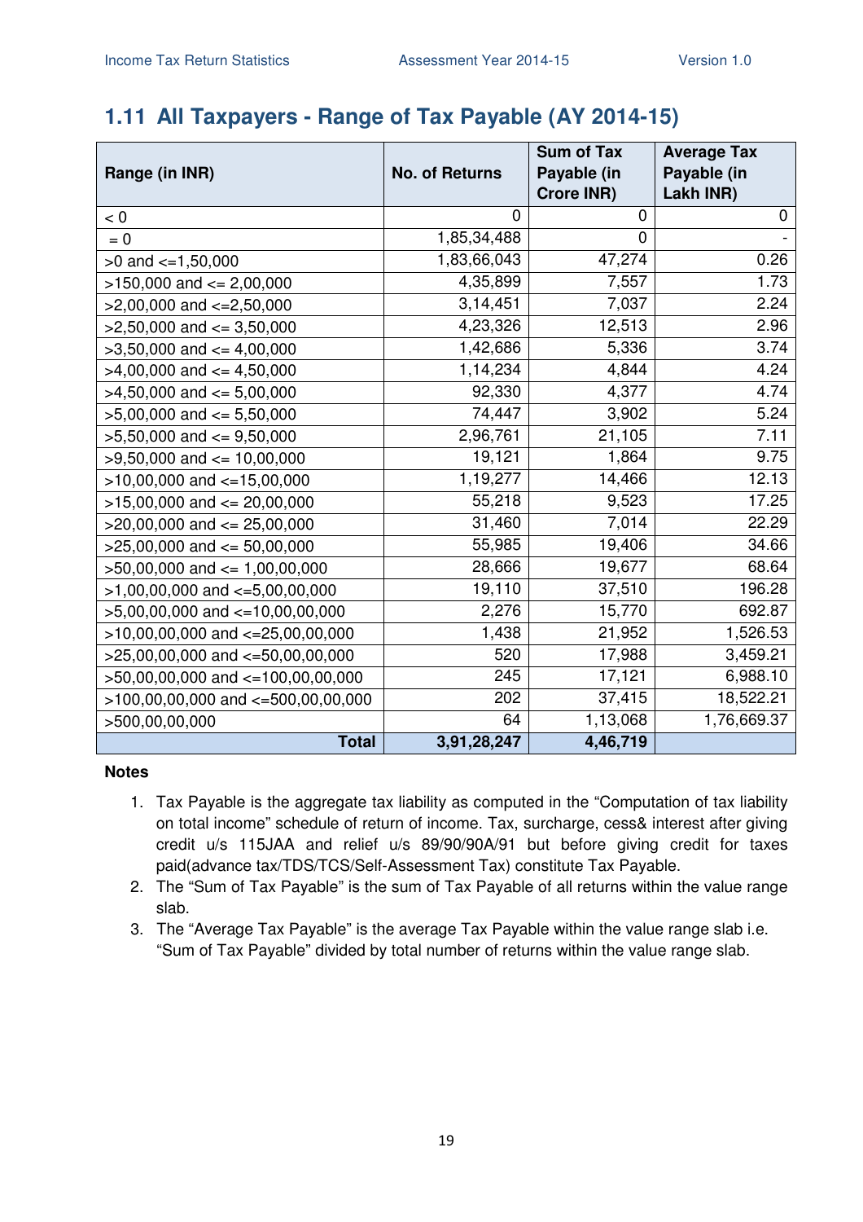## 1.11 All Taxpayers - Range of Tax Payable (AY 2014-15)

| Range (in INR) | No. of Returns | Sum of Tax Payable (in Crore INR) | Average Tax Payable (in Lakh INR) |
|---|---|---|---|
| < 0 | 0 | 0 | 0 |
| = 0 | 1,85,34,488 | 0 | - |
| >0 and <=1,50,000 | 1,83,66,043 | 47,274 | 0.26 |
| >150,000 and <= 2,00,000 | 4,35,899 | 7,557 | 1.73 |
| >2,00,000 and <=2,50,000 | 3,14,451 | 7,037 | 2.24 |
| >2,50,000 and <= 3,50,000 | 4,23,326 | 12,513 | 2.96 |
| >3,50,000 and <= 4,00,000 | 1,42,686 | 5,336 | 3.74 |
| >4,00,000 and <= 4,50,000 | 1,14,234 | 4,844 | 4.24 |
| >4,50,000 and <= 5,00,000 | 92,330 | 4,377 | 4.74 |
| >5,00,000 and <= 5,50,000 | 74,447 | 3,902 | 5.24 |
| >5,50,000 and <= 9,50,000 | 2,96,761 | 21,105 | 7.11 |
| >9,50,000 and <= 10,00,000 | 19,121 | 1,864 | 9.75 |
| >10,00,000 and <=15,00,000 | 1,19,277 | 14,466 | 12.13 |
| >15,00,000 and <= 20,00,000 | 55,218 | 9,523 | 17.25 |
| >20,00,000 and <= 25,00,000 | 31,460 | 7,014 | 22.29 |
| >25,00,000 and <= 50,00,000 | 55,985 | 19,406 | 34.66 |
| >50,00,000 and <= 1,00,00,000 | 28,666 | 19,677 | 68.64 |
| >1,00,00,000 and <=5,00,00,000 | 19,110 | 37,510 | 196.28 |
| >5,00,00,000 and <=10,00,00,000 | 2,276 | 15,770 | 692.87 |
| >10,00,00,000 and <=25,00,00,000 | 1,438 | 21,952 | 1,526.53 |
| >25,00,00,000 and <=50,00,00,000 | 520 | 17,988 | 3,459.21 |
| >50,00,00,000 and <=100,00,00,000 | 245 | 17,121 | 6,988.10 |
| >100,00,00,000 and <=500,00,00,000 | 202 | 37,415 | 18,522.21 |
| >500,00,00,000 | 64 | 1,13,068 | 1,76,669.37 |
| **Total** | **3,91,28,247** | **4,46,719** | |

**Notes**

1. Tax Payable is the aggregate tax liability as computed in the "Computation of tax liability on total income" schedule of return of income. Tax, surcharge, cess& interest after giving credit u/s 115JAA and relief u/s 89/90/90A/91 but before giving credit for taxes paid(advance tax/TDS/TCS/Self-Assessment Tax) constitute Tax Payable.
2. The "Sum of Tax Payable" is the sum of Tax Payable of all returns within the value range slab.
3. The "Average Tax Payable" is the average Tax Payable within the value range slab i.e. "Sum of Tax Payable" divided by total number of returns within the value range slab.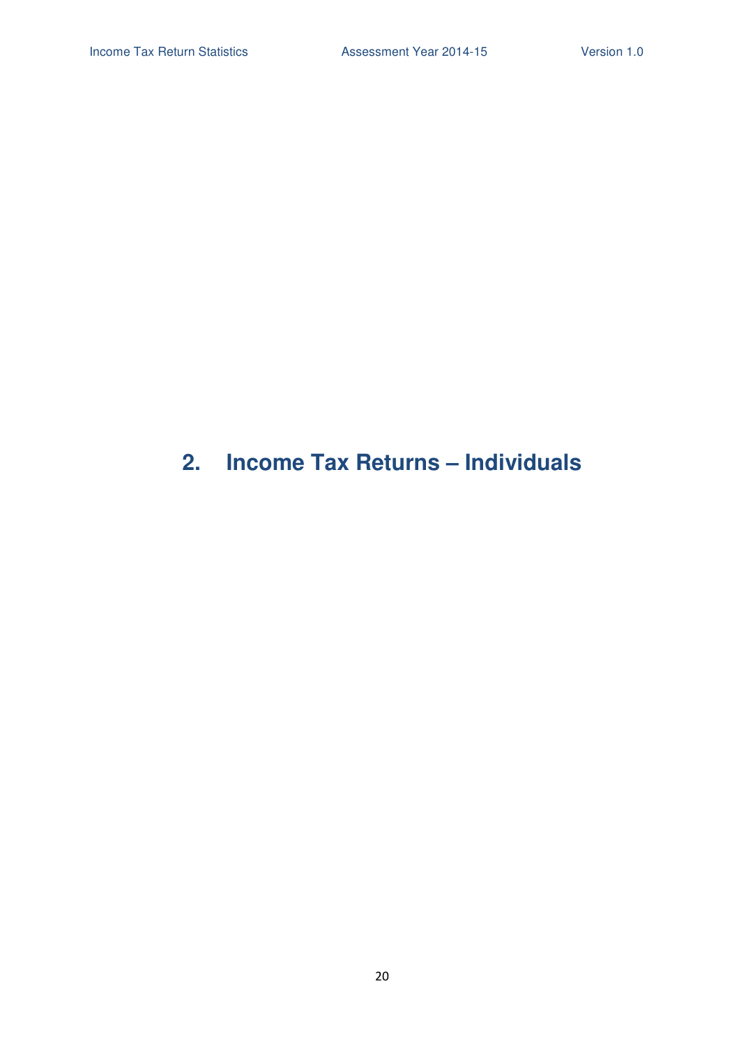# 2. Income Tax Returns – Individuals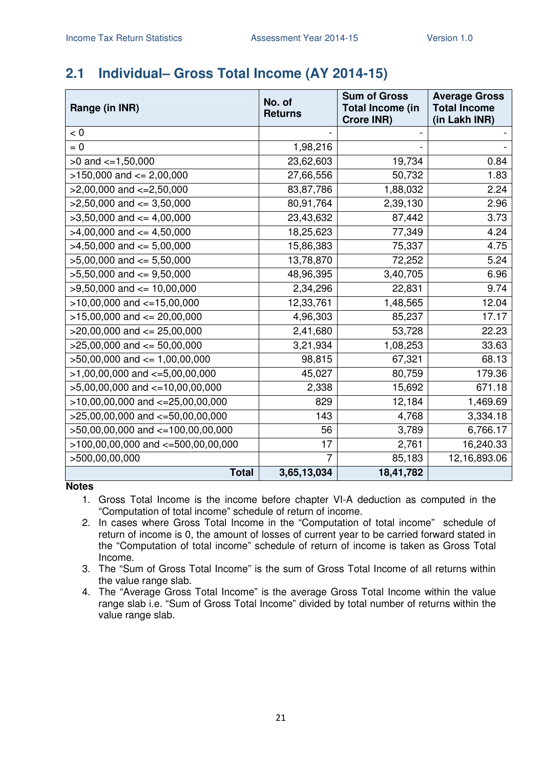## 2.1 Individual– Gross Total Income (AY 2014-15)

| Range (in INR) | No. of Returns | Sum of Gross Total Income (in Crore INR) | Average Gross Total Income (in Lakh INR) |
|---|---|---|---|
| < 0 | - | - | - |
| = 0 | 1,98,216 | - | - |
| >0 and <=1,50,000 | 23,62,603 | 19,734 | 0.84 |
| >150,000 and <= 2,00,000 | 27,66,556 | 50,732 | 1.83 |
| >2,00,000 and <=2,50,000 | 83,87,786 | 1,88,032 | 2.24 |
| >2,50,000 and <= 3,50,000 | 80,91,764 | 2,39,130 | 2.96 |
| >3,50,000 and <= 4,00,000 | 23,43,632 | 87,442 | 3.73 |
| >4,00,000 and <= 4,50,000 | 18,25,623 | 77,349 | 4.24 |
| >4,50,000 and <= 5,00,000 | 15,86,383 | 75,337 | 4.75 |
| >5,00,000 and <= 5,50,000 | 13,78,870 | 72,252 | 5.24 |
| >5,50,000 and <= 9,50,000 | 48,96,395 | 3,40,705 | 6.96 |
| >9,50,000 and <= 10,00,000 | 2,34,296 | 22,831 | 9.74 |
| >10,00,000 and <=15,00,000 | 12,33,761 | 1,48,565 | 12.04 |
| >15,00,000 and <= 20,00,000 | 4,96,303 | 85,237 | 17.17 |
| >20,00,000 and <= 25,00,000 | 2,41,680 | 53,728 | 22.23 |
| >25,00,000 and <= 50,00,000 | 3,21,934 | 1,08,253 | 33.63 |
| >50,00,000 and <= 1,00,00,000 | 98,815 | 67,321 | 68.13 |
| >1,00,00,000 and <=5,00,00,000 | 45,027 | 80,759 | 179.36 |
| >5,00,00,000 and <=10,00,00,000 | 2,338 | 15,692 | 671.18 |
| >10,00,00,000 and <=25,00,00,000 | 829 | 12,184 | 1,469.69 |
| >25,00,00,000 and <=50,00,00,000 | 143 | 4,768 | 3,334.18 |
| >50,00,00,000 and <=100,00,00,000 | 56 | 3,789 | 6,766.17 |
| >100,00,00,000 and <=500,00,00,000 | 17 | 2,761 | 16,240.33 |
| >500,00,00,000 | 7 | 85,183 | 12,16,893.06 |
| **Total** | **3,65,13,034** | **18,41,782** | |

**Notes**

1. Gross Total Income is the income before chapter VI-A deduction as computed in the "Computation of total income" schedule of return of income.
2. In cases where Gross Total Income in the "Computation of total income" schedule of return of income is 0, the amount of losses of current year to be carried forward stated in the "Computation of total income" schedule of return of income is taken as Gross Total Income.
3. The "Sum of Gross Total Income" is the sum of Gross Total Income of all returns within the value range slab.
4. The "Average Gross Total Income" is the average Gross Total Income within the value range slab i.e. "Sum of Gross Total Income" divided by total number of returns within the value range slab.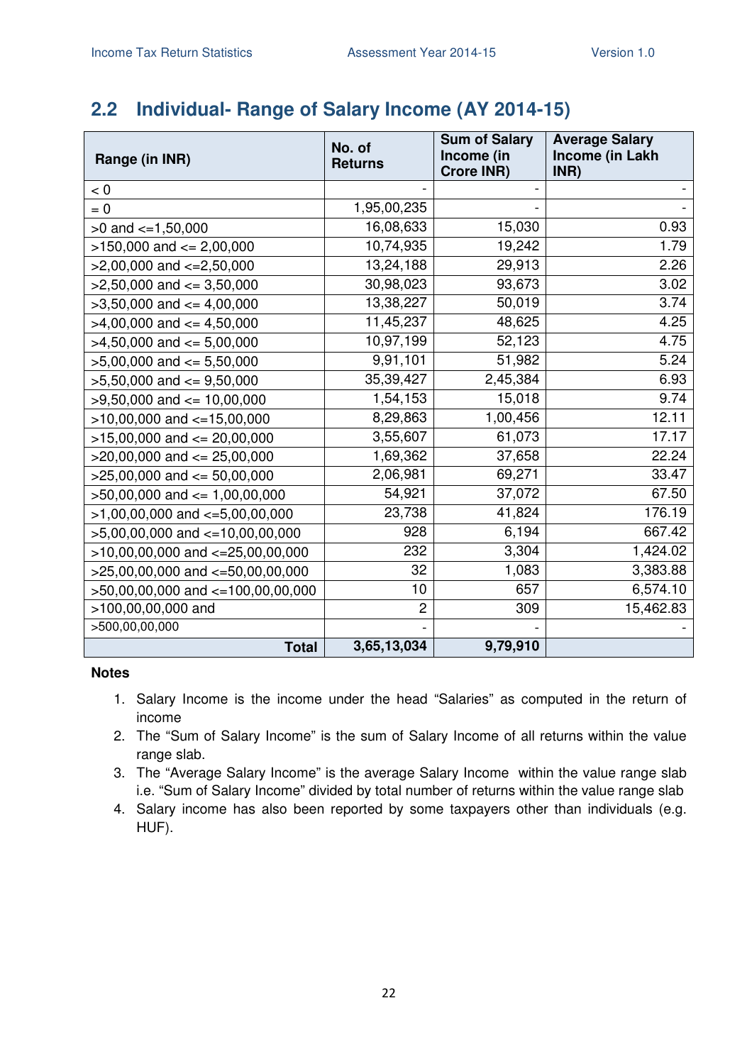## 2.2 Individual- Range of Salary Income (AY 2014-15)

| Range (in INR) | No. of Returns | Sum of Salary Income (in Crore INR) | Average Salary Income (in Lakh INR) |
|---|---|---|---|
| < 0 | - | - | - |
| = 0 | 1,95,00,235 | - | - |
| >0 and <=1,50,000 | 16,08,633 | 15,030 | 0.93 |
| >150,000 and <= 2,00,000 | 10,74,935 | 19,242 | 1.79 |
| >2,00,000 and <=2,50,000 | 13,24,188 | 29,913 | 2.26 |
| >2,50,000 and <= 3,50,000 | 30,98,023 | 93,673 | 3.02 |
| >3,50,000 and <= 4,00,000 | 13,38,227 | 50,019 | 3.74 |
| >4,00,000 and <= 4,50,000 | 11,45,237 | 48,625 | 4.25 |
| >4,50,000 and <= 5,00,000 | 10,97,199 | 52,123 | 4.75 |
| >5,00,000 and <= 5,50,000 | 9,91,101 | 51,982 | 5.24 |
| >5,50,000 and <= 9,50,000 | 35,39,427 | 2,45,384 | 6.93 |
| >9,50,000 and <= 10,00,000 | 1,54,153 | 15,018 | 9.74 |
| >10,00,000 and <=15,00,000 | 8,29,863 | 1,00,456 | 12.11 |
| >15,00,000 and <= 20,00,000 | 3,55,607 | 61,073 | 17.17 |
| >20,00,000 and <= 25,00,000 | 1,69,362 | 37,658 | 22.24 |
| >25,00,000 and <= 50,00,000 | 2,06,981 | 69,271 | 33.47 |
| >50,00,000 and <= 1,00,00,000 | 54,921 | 37,072 | 67.50 |
| >1,00,00,000 and <=5,00,00,000 | 23,738 | 41,824 | 176.19 |
| >5,00,00,000 and <=10,00,00,000 | 928 | 6,194 | 667.42 |
| >10,00,00,000 and <=25,00,00,000 | 232 | 3,304 | 1,424.02 |
| >25,00,00,000 and <=50,00,00,000 | 32 | 1,083 | 3,383.88 |
| >50,00,00,000 and <=100,00,00,000 | 10 | 657 | 6,574.10 |
| >100,00,00,000 and | 2 | 309 | 15,462.83 |
| >500,00,00,000 | - | - | - |
| **Total** | **3,65,13,034** | **9,79,910** | |

**Notes**

1. Salary Income is the income under the head "Salaries" as computed in the return of income
2. The "Sum of Salary Income" is the sum of Salary Income of all returns within the value range slab.
3. The "Average Salary Income" is the average Salary Income within the value range slab i.e. "Sum of Salary Income" divided by total number of returns within the value range slab
4. Salary income has also been reported by some taxpayers other than individuals (e.g. HUF).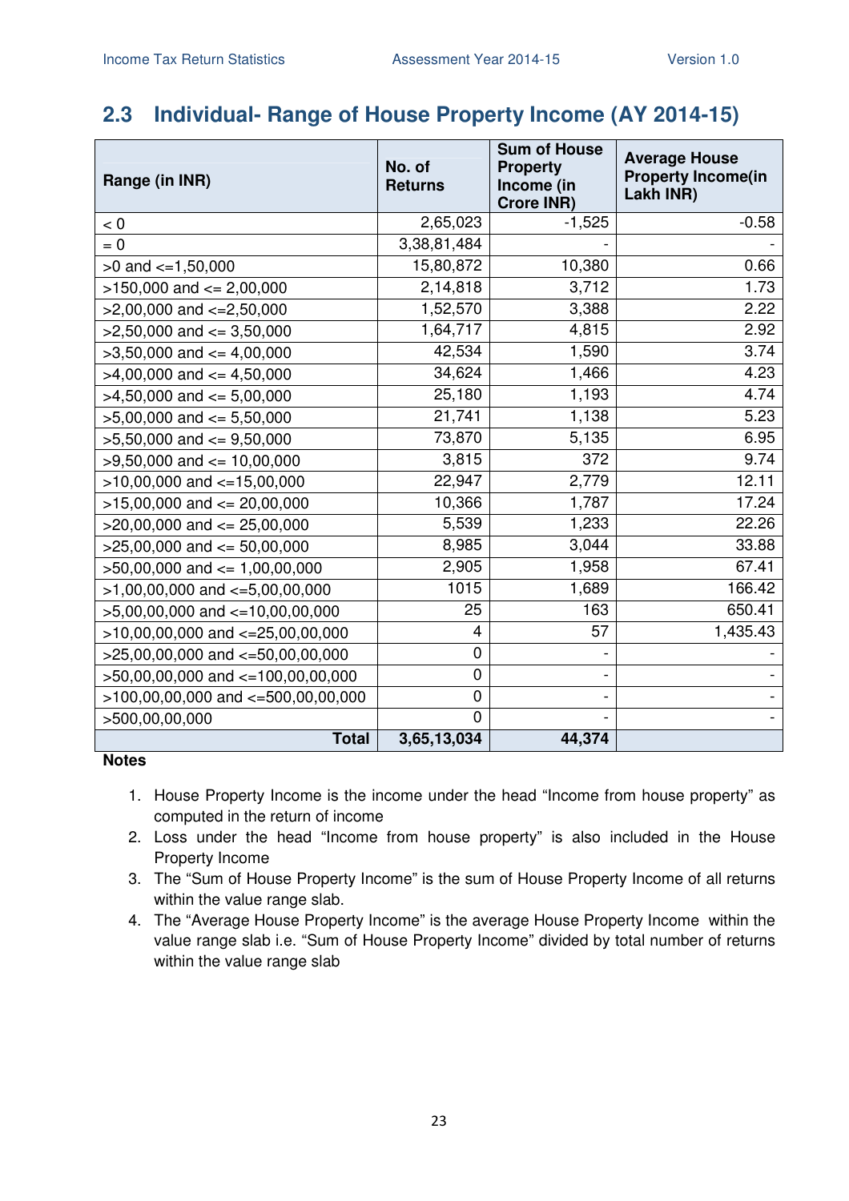## 2.3 Individual- Range of House Property Income (AY 2014-15)

| Range (in INR) | No. of Returns | Sum of House Property Income (in Crore INR) | Average House Property Income(in Lakh INR) |
|---|---|---|---|
| < 0 | 2,65,023 | -1,525 | -0.58 |
| = 0 | 3,38,81,484 | - | - |
| >0 and <=1,50,000 | 15,80,872 | 10,380 | 0.66 |
| >150,000 and <= 2,00,000 | 2,14,818 | 3,712 | 1.73 |
| >2,00,000 and <=2,50,000 | 1,52,570 | 3,388 | 2.22 |
| >2,50,000 and <= 3,50,000 | 1,64,717 | 4,815 | 2.92 |
| >3,50,000 and <= 4,00,000 | 42,534 | 1,590 | 3.74 |
| >4,00,000 and <= 4,50,000 | 34,624 | 1,466 | 4.23 |
| >4,50,000 and <= 5,00,000 | 25,180 | 1,193 | 4.74 |
| >5,00,000 and <= 5,50,000 | 21,741 | 1,138 | 5.23 |
| >5,50,000 and <= 9,50,000 | 73,870 | 5,135 | 6.95 |
| >9,50,000 and <= 10,00,000 | 3,815 | 372 | 9.74 |
| >10,00,000 and <=15,00,000 | 22,947 | 2,779 | 12.11 |
| >15,00,000 and <= 20,00,000 | 10,366 | 1,787 | 17.24 |
| >20,00,000 and <= 25,00,000 | 5,539 | 1,233 | 22.26 |
| >25,00,000 and <= 50,00,000 | 8,985 | 3,044 | 33.88 |
| >50,00,000 and <= 1,00,00,000 | 2,905 | 1,958 | 67.41 |
| >1,00,00,000 and <=5,00,00,000 | 1015 | 1,689 | 166.42 |
| >5,00,00,000 and <=10,00,00,000 | 25 | 163 | 650.41 |
| >10,00,00,000 and <=25,00,00,000 | 4 | 57 | 1,435.43 |
| >25,00,00,000 and <=50,00,00,000 | 0 | - | - |
| >50,00,00,000 and <=100,00,00,000 | 0 | - | - |
| >100,00,00,000 and <=500,00,00,000 | 0 | - | - |
| >500,00,00,000 | 0 | - | - |
| **Total** | **3,65,13,034** | **44,374** | |

**Notes**

1. House Property Income is the income under the head "Income from house property" as computed in the return of income
2. Loss under the head "Income from house property" is also included in the House Property Income
3. The "Sum of House Property Income" is the sum of House Property Income of all returns within the value range slab.
4. The "Average House Property Income" is the average House Property Income within the value range slab i.e. "Sum of House Property Income" divided by total number of returns within the value range slab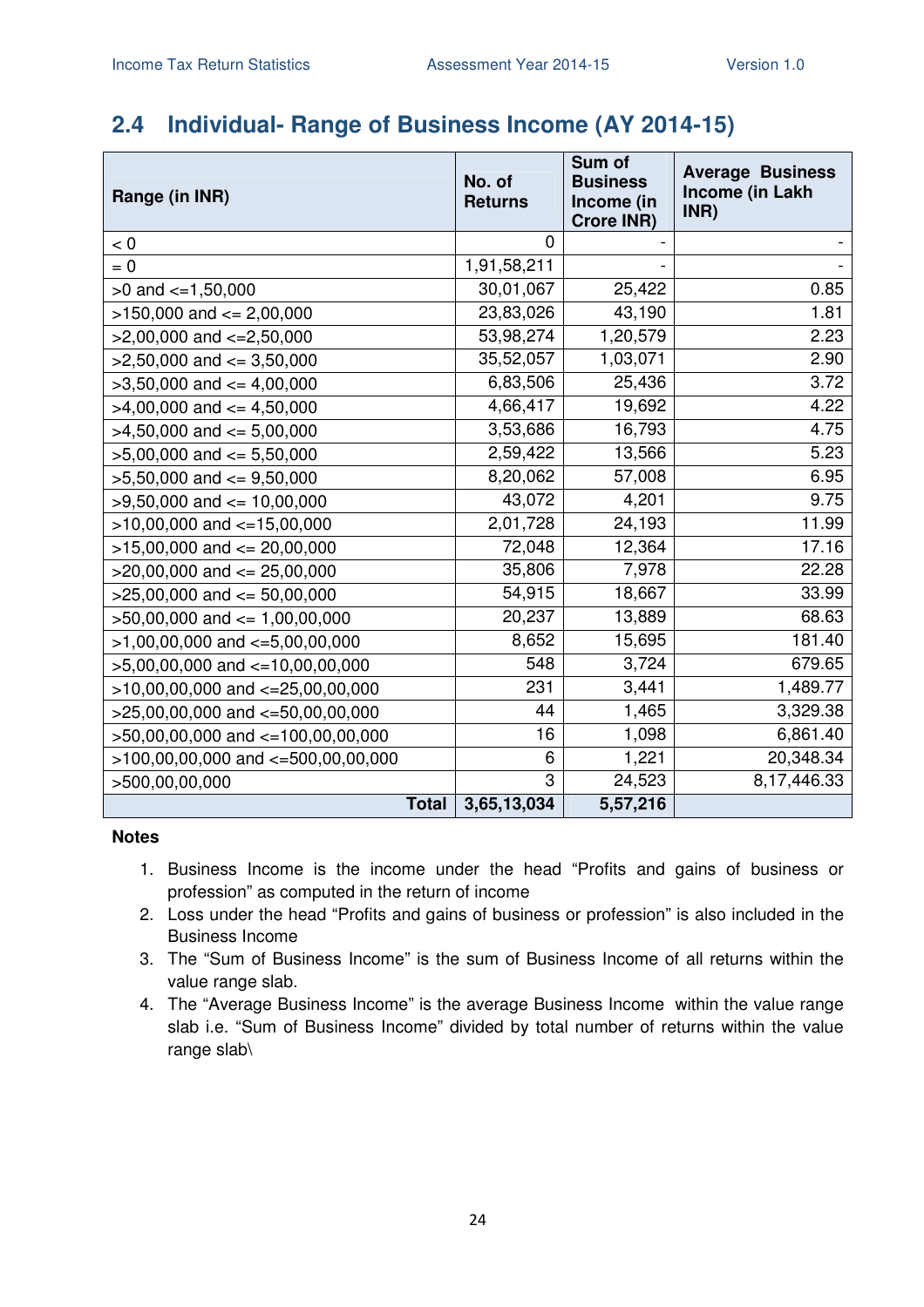## 2.4 Individual- Range of Business Income (AY 2014-15)

| Range (in INR) | No. of Returns | Sum of Business Income (in Crore INR) | Average Business Income (in Lakh INR) |
|---|---|---|---|
| < 0 | 0 | - | - |
| = 0 | 1,91,58,211 | - | - |
| >0 and <=1,50,000 | 30,01,067 | 25,422 | 0.85 |
| >150,000 and <= 2,00,000 | 23,83,026 | 43,190 | 1.81 |
| >2,00,000 and <=2,50,000 | 53,98,274 | 1,20,579 | 2.23 |
| >2,50,000 and <= 3,50,000 | 35,52,057 | 1,03,071 | 2.90 |
| >3,50,000 and <= 4,00,000 | 6,83,506 | 25,436 | 3.72 |
| >4,00,000 and <= 4,50,000 | 4,66,417 | 19,692 | 4.22 |
| >4,50,000 and <= 5,00,000 | 3,53,686 | 16,793 | 4.75 |
| >5,00,000 and <= 5,50,000 | 2,59,422 | 13,566 | 5.23 |
| >5,50,000 and <= 9,50,000 | 8,20,062 | 57,008 | 6.95 |
| >9,50,000 and <= 10,00,000 | 43,072 | 4,201 | 9.75 |
| >10,00,000 and <=15,00,000 | 2,01,728 | 24,193 | 11.99 |
| >15,00,000 and <= 20,00,000 | 72,048 | 12,364 | 17.16 |
| >20,00,000 and <= 25,00,000 | 35,806 | 7,978 | 22.28 |
| >25,00,000 and <= 50,00,000 | 54,915 | 18,667 | 33.99 |
| >50,00,000 and <= 1,00,00,000 | 20,237 | 13,889 | 68.63 |
| >1,00,00,000 and <=5,00,00,000 | 8,652 | 15,695 | 181.40 |
| >5,00,00,000 and <=10,00,00,000 | 548 | 3,724 | 679.65 |
| >10,00,00,000 and <=25,00,00,000 | 231 | 3,441 | 1,489.77 |
| >25,00,00,000 and <=50,00,00,000 | 44 | 1,465 | 3,329.38 |
| >50,00,00,000 and <=100,00,00,000 | 16 | 1,098 | 6,861.40 |
| >100,00,00,000 and <=500,00,00,000 | 6 | 1,221 | 20,348.34 |
| >500,00,00,000 | 3 | 24,523 | 8,17,446.33 |
| **Total** | **3,65,13,034** | **5,57,216** | |

**Notes**

1. Business Income is the income under the head "Profits and gains of business or profession" as computed in the return of income
2. Loss under the head "Profits and gains of business or profession" is also included in the Business Income
3. The "Sum of Business Income" is the sum of Business Income of all returns within the value range slab.
4. The "Average Business Income" is the average Business Income within the value range slab i.e. "Sum of Business Income" divided by total number of returns within the value range slab\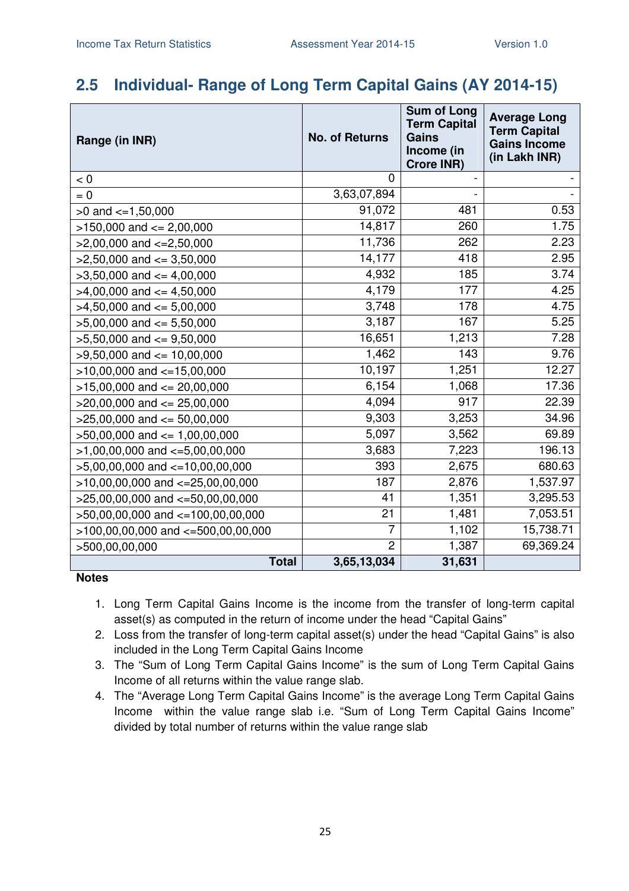## 2.5 Individual- Range of Long Term Capital Gains (AY 2014-15)

| Range (in INR) | No. of Returns | Sum of Long Term Capital Gains Income (in Crore INR) | Average Long Term Capital Gains Income (in Lakh INR) |
|---|---|---|---|
| < 0 | 0 | - | - |
| = 0 | 3,63,07,894 | - | - |
| >0 and <=1,50,000 | 91,072 | 481 | 0.53 |
| >150,000 and <= 2,00,000 | 14,817 | 260 | 1.75 |
| >2,00,000 and <=2,50,000 | 11,736 | 262 | 2.23 |
| >2,50,000 and <= 3,50,000 | 14,177 | 418 | 2.95 |
| >3,50,000 and <= 4,00,000 | 4,932 | 185 | 3.74 |
| >4,00,000 and <= 4,50,000 | 4,179 | 177 | 4.25 |
| >4,50,000 and <= 5,00,000 | 3,748 | 178 | 4.75 |
| >5,00,000 and <= 5,50,000 | 3,187 | 167 | 5.25 |
| >5,50,000 and <= 9,50,000 | 16,651 | 1,213 | 7.28 |
| >9,50,000 and <= 10,00,000 | 1,462 | 143 | 9.76 |
| >10,00,000 and <=15,00,000 | 10,197 | 1,251 | 12.27 |
| >15,00,000 and <= 20,00,000 | 6,154 | 1,068 | 17.36 |
| >20,00,000 and <= 25,00,000 | 4,094 | 917 | 22.39 |
| >25,00,000 and <= 50,00,000 | 9,303 | 3,253 | 34.96 |
| >50,00,000 and <= 1,00,00,000 | 5,097 | 3,562 | 69.89 |
| >1,00,00,000 and <=5,00,00,000 | 3,683 | 7,223 | 196.13 |
| >5,00,00,000 and <=10,00,00,000 | 393 | 2,675 | 680.63 |
| >10,00,00,000 and <=25,00,00,000 | 187 | 2,876 | 1,537.97 |
| >25,00,00,000 and <=50,00,00,000 | 41 | 1,351 | 3,295.53 |
| >50,00,00,000 and <=100,00,00,000 | 21 | 1,481 | 7,053.51 |
| >100,00,00,000 and <=500,00,00,000 | 7 | 1,102 | 15,738.71 |
| >500,00,00,000 | 2 | 1,387 | 69,369.24 |
| **Total** | **3,65,13,034** | **31,631** | |

**Notes**

1. Long Term Capital Gains Income is the income from the transfer of long-term capital asset(s) as computed in the return of income under the head "Capital Gains"
2. Loss from the transfer of long-term capital asset(s) under the head "Capital Gains" is also included in the Long Term Capital Gains Income
3. The "Sum of Long Term Capital Gains Income" is the sum of Long Term Capital Gains Income of all returns within the value range slab.
4. The "Average Long Term Capital Gains Income" is the average Long Term Capital Gains Income within the value range slab i.e. "Sum of Long Term Capital Gains Income" divided by total number of returns within the value range slab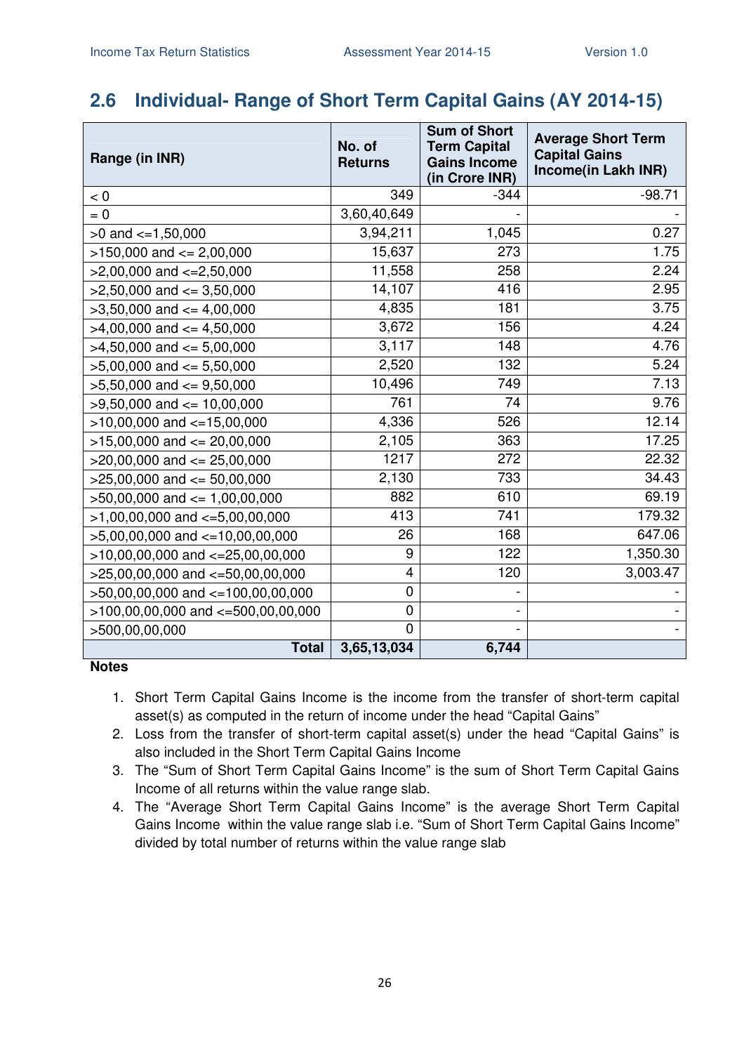## 2.6 Individual- Range of Short Term Capital Gains (AY 2014-15)

| Range (in INR) | No. of Returns | Sum of Short Term Capital Gains Income (in Crore INR) | Average Short Term Capital Gains Income(in Lakh INR) |
|---|---|---|---|
| < 0 | 349 | -344 | -98.71 |
| = 0 | 3,60,40,649 | - | - |
| >0 and <=1,50,000 | 3,94,211 | 1,045 | 0.27 |
| >150,000 and <= 2,00,000 | 15,637 | 273 | 1.75 |
| >2,00,000 and <=2,50,000 | 11,558 | 258 | 2.24 |
| >2,50,000 and <= 3,50,000 | 14,107 | 416 | 2.95 |
| >3,50,000 and <= 4,00,000 | 4,835 | 181 | 3.75 |
| >4,00,000 and <= 4,50,000 | 3,672 | 156 | 4.24 |
| >4,50,000 and <= 5,00,000 | 3,117 | 148 | 4.76 |
| >5,00,000 and <= 5,50,000 | 2,520 | 132 | 5.24 |
| >5,50,000 and <= 9,50,000 | 10,496 | 749 | 7.13 |
| >9,50,000 and <= 10,00,000 | 761 | 74 | 9.76 |
| >10,00,000 and <=15,00,000 | 4,336 | 526 | 12.14 |
| >15,00,000 and <= 20,00,000 | 2,105 | 363 | 17.25 |
| >20,00,000 and <= 25,00,000 | 1217 | 272 | 22.32 |
| >25,00,000 and <= 50,00,000 | 2,130 | 733 | 34.43 |
| >50,00,000 and <= 1,00,00,000 | 882 | 610 | 69.19 |
| >1,00,00,000 and <=5,00,00,000 | 413 | 741 | 179.32 |
| >5,00,00,000 and <=10,00,00,000 | 26 | 168 | 647.06 |
| >10,00,00,000 and <=25,00,00,000 | 9 | 122 | 1,350.30 |
| >25,00,00,000 and <=50,00,00,000 | 4 | 120 | 3,003.47 |
| >50,00,00,000 and <=100,00,00,000 | 0 | - | - |
| >100,00,00,000 and <=500,00,00,000 | 0 | - | - |
| >500,00,00,000 | 0 | - | - |
| **Total** | **3,65,13,034** | **6,744** | |

**Notes**

1. Short Term Capital Gains Income is the income from the transfer of short-term capital asset(s) as computed in the return of income under the head "Capital Gains"
2. Loss from the transfer of short-term capital asset(s) under the head "Capital Gains" is also included in the Short Term Capital Gains Income
3. The "Sum of Short Term Capital Gains Income" is the sum of Short Term Capital Gains Income of all returns within the value range slab.
4. The "Average Short Term Capital Gains Income" is the average Short Term Capital Gains Income within the value range slab i.e. "Sum of Short Term Capital Gains Income" divided by total number of returns within the value range slab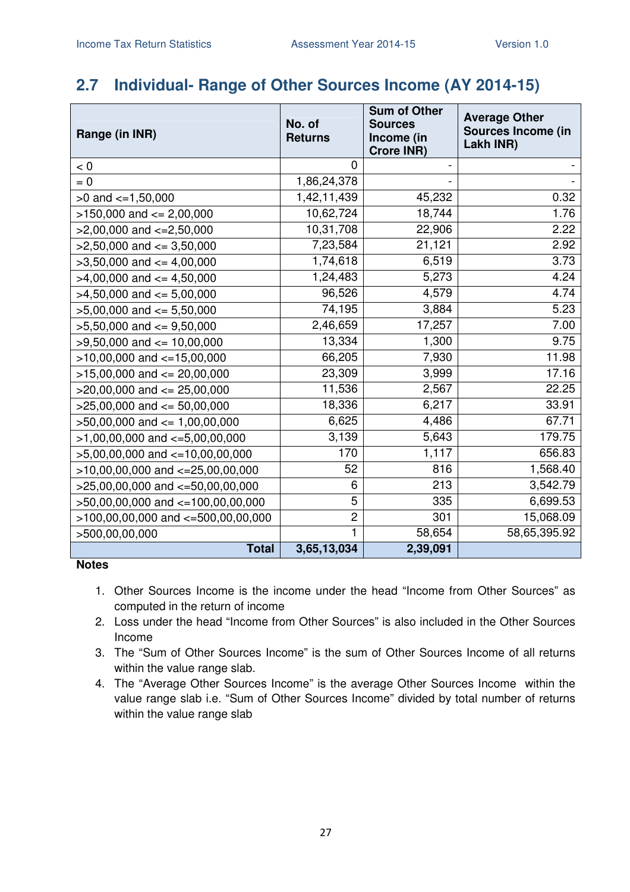## 2.7 Individual- Range of Other Sources Income (AY 2014-15)

| Range (in INR) | No. of Returns | Sum of Other Sources Income (in Crore INR) | Average Other Sources Income (in Lakh INR) |
|---|---|---|---|
| < 0 | 0 | - | - |
| = 0 | 1,86,24,378 | - | - |
| >0 and <=1,50,000 | 1,42,11,439 | 45,232 | 0.32 |
| >150,000 and <= 2,00,000 | 10,62,724 | 18,744 | 1.76 |
| >2,00,000 and <=2,50,000 | 10,31,708 | 22,906 | 2.22 |
| >2,50,000 and <= 3,50,000 | 7,23,584 | 21,121 | 2.92 |
| >3,50,000 and <= 4,00,000 | 1,74,618 | 6,519 | 3.73 |
| >4,00,000 and <= 4,50,000 | 1,24,483 | 5,273 | 4.24 |
| >4,50,000 and <= 5,00,000 | 96,526 | 4,579 | 4.74 |
| >5,00,000 and <= 5,50,000 | 74,195 | 3,884 | 5.23 |
| >5,50,000 and <= 9,50,000 | 2,46,659 | 17,257 | 7.00 |
| >9,50,000 and <= 10,00,000 | 13,334 | 1,300 | 9.75 |
| >10,00,000 and <=15,00,000 | 66,205 | 7,930 | 11.98 |
| >15,00,000 and <= 20,00,000 | 23,309 | 3,999 | 17.16 |
| >20,00,000 and <= 25,00,000 | 11,536 | 2,567 | 22.25 |
| >25,00,000 and <= 50,00,000 | 18,336 | 6,217 | 33.91 |
| >50,00,000 and <= 1,00,00,000 | 6,625 | 4,486 | 67.71 |
| >1,00,00,000 and <=5,00,00,000 | 3,139 | 5,643 | 179.75 |
| >5,00,00,000 and <=10,00,00,000 | 170 | 1,117 | 656.83 |
| >10,00,00,000 and <=25,00,00,000 | 52 | 816 | 1,568.40 |
| >25,00,00,000 and <=50,00,00,000 | 6 | 213 | 3,542.79 |
| >50,00,00,000 and <=100,00,00,000 | 5 | 335 | 6,699.53 |
| >100,00,00,000 and <=500,00,00,000 | 2 | 301 | 15,068.09 |
| >500,00,00,000 | 1 | 58,654 | 58,65,395.92 |
| **Total** | **3,65,13,034** | **2,39,091** | |

**Notes**

1. Other Sources Income is the income under the head "Income from Other Sources" as computed in the return of income
2. Loss under the head "Income from Other Sources" is also included in the Other Sources Income
3. The "Sum of Other Sources Income" is the sum of Other Sources Income of all returns within the value range slab.
4. The "Average Other Sources Income" is the average Other Sources Income within the value range slab i.e. "Sum of Other Sources Income" divided by total number of returns within the value range slab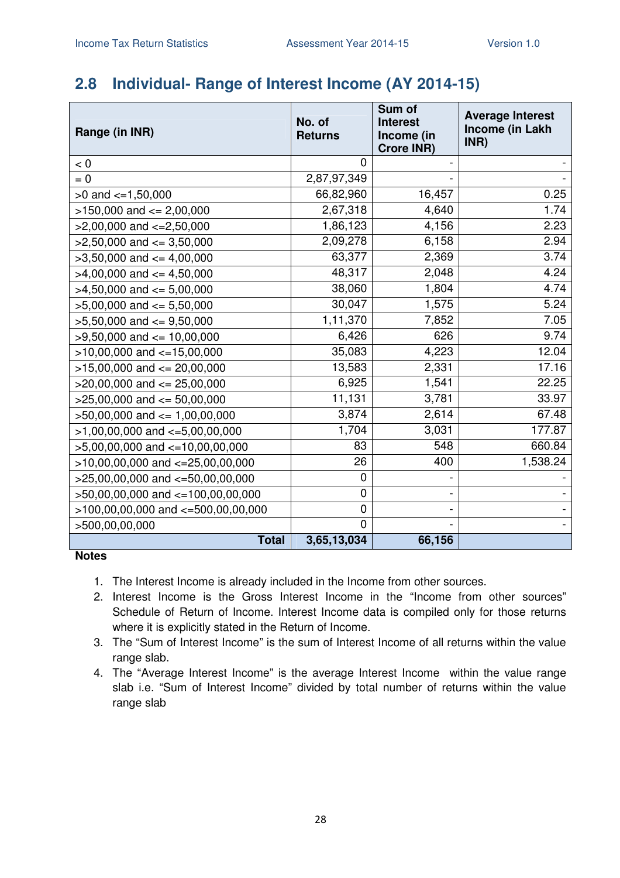## 2.8 Individual- Range of Interest Income (AY 2014-15)

| Range (in INR) | No. of Returns | Sum of Interest Income (in Crore INR) | Average Interest Income (in Lakh INR) |
|---|---|---|---|
| < 0 | 0 | - | - |
| = 0 | 2,87,97,349 | - | - |
| >0 and <=1,50,000 | 66,82,960 | 16,457 | 0.25 |
| >150,000 and <= 2,00,000 | 2,67,318 | 4,640 | 1.74 |
| >2,00,000 and <=2,50,000 | 1,86,123 | 4,156 | 2.23 |
| >2,50,000 and <= 3,50,000 | 2,09,278 | 6,158 | 2.94 |
| >3,50,000 and <= 4,00,000 | 63,377 | 2,369 | 3.74 |
| >4,00,000 and <= 4,50,000 | 48,317 | 2,048 | 4.24 |
| >4,50,000 and <= 5,00,000 | 38,060 | 1,804 | 4.74 |
| >5,00,000 and <= 5,50,000 | 30,047 | 1,575 | 5.24 |
| >5,50,000 and <= 9,50,000 | 1,11,370 | 7,852 | 7.05 |
| >9,50,000 and <= 10,00,000 | 6,426 | 626 | 9.74 |
| >10,00,000 and <=15,00,000 | 35,083 | 4,223 | 12.04 |
| >15,00,000 and <= 20,00,000 | 13,583 | 2,331 | 17.16 |
| >20,00,000 and <= 25,00,000 | 6,925 | 1,541 | 22.25 |
| >25,00,000 and <= 50,00,000 | 11,131 | 3,781 | 33.97 |
| >50,00,000 and <= 1,00,00,000 | 3,874 | 2,614 | 67.48 |
| >1,00,00,000 and <=5,00,00,000 | 1,704 | 3,031 | 177.87 |
| >5,00,00,000 and <=10,00,00,000 | 83 | 548 | 660.84 |
| >10,00,00,000 and <=25,00,00,000 | 26 | 400 | 1,538.24 |
| >25,00,00,000 and <=50,00,00,000 | 0 | - | - |
| >50,00,00,000 and <=100,00,00,000 | 0 | - | - |
| >100,00,00,000 and <=500,00,00,000 | 0 | - | - |
| >500,00,00,000 | 0 | - | - |
| **Total** | **3,65,13,034** | **66,156** | |

**Notes**

1. The Interest Income is already included in the Income from other sources.
2. Interest Income is the Gross Interest Income in the "Income from other sources" Schedule of Return of Income. Interest Income data is compiled only for those returns where it is explicitly stated in the Return of Income.
3. The "Sum of Interest Income" is the sum of Interest Income of all returns within the value range slab.
4. The "Average Interest Income" is the average Interest Income within the value range slab i.e. "Sum of Interest Income" divided by total number of returns within the value range slab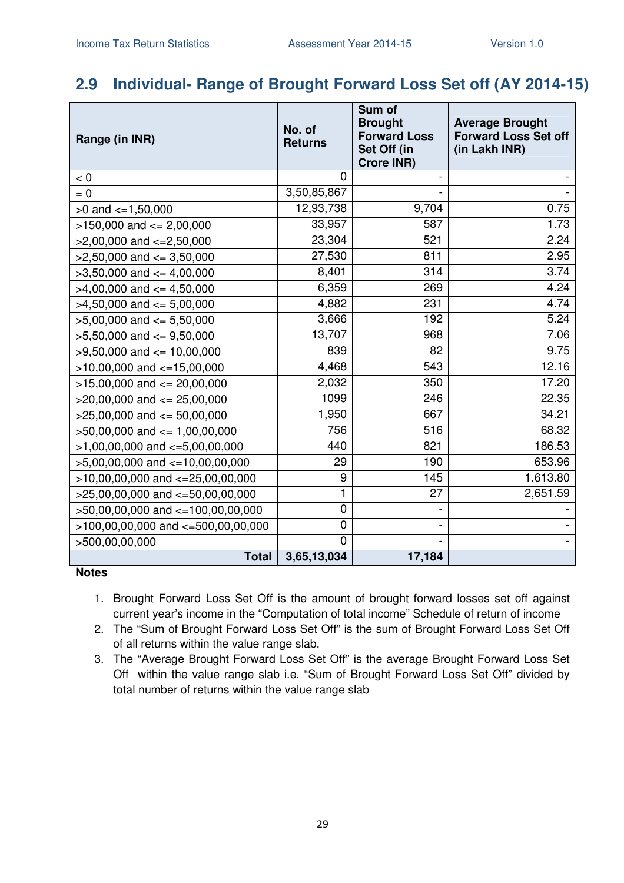## 2.9 Individual- Range of Brought Forward Loss Set off (AY 2014-15)

| Range (in INR) | No. of Returns | Sum of Brought Forward Loss Set Off (in Crore INR) | Average Brought Forward Loss Set off (in Lakh INR) |
|---|---|---|---|
| < 0 | 0 | - | - |
| = 0 | 3,50,85,867 | - | - |
| >0 and <=1,50,000 | 12,93,738 | 9,704 | 0.75 |
| >150,000 and <= 2,00,000 | 33,957 | 587 | 1.73 |
| >2,00,000 and <=2,50,000 | 23,304 | 521 | 2.24 |
| >2,50,000 and <= 3,50,000 | 27,530 | 811 | 2.95 |
| >3,50,000 and <= 4,00,000 | 8,401 | 314 | 3.74 |
| >4,00,000 and <= 4,50,000 | 6,359 | 269 | 4.24 |
| >4,50,000 and <= 5,00,000 | 4,882 | 231 | 4.74 |
| >5,00,000 and <= 5,50,000 | 3,666 | 192 | 5.24 |
| >5,50,000 and <= 9,50,000 | 13,707 | 968 | 7.06 |
| >9,50,000 and <= 10,00,000 | 839 | 82 | 9.75 |
| >10,00,000 and <=15,00,000 | 4,468 | 543 | 12.16 |
| >15,00,000 and <= 20,00,000 | 2,032 | 350 | 17.20 |
| >20,00,000 and <= 25,00,000 | 1099 | 246 | 22.35 |
| >25,00,000 and <= 50,00,000 | 1,950 | 667 | 34.21 |
| >50,00,000 and <= 1,00,00,000 | 756 | 516 | 68.32 |
| >1,00,00,000 and <=5,00,00,000 | 440 | 821 | 186.53 |
| >5,00,00,000 and <=10,00,00,000 | 29 | 190 | 653.96 |
| >10,00,00,000 and <=25,00,00,000 | 9 | 145 | 1,613.80 |
| >25,00,00,000 and <=50,00,00,000 | 1 | 27 | 2,651.59 |
| >50,00,00,000 and <=100,00,00,000 | 0 | - | - |
| >100,00,00,000 and <=500,00,00,000 | 0 | - | - |
| >500,00,00,000 | 0 | - | - |
| **Total** | **3,65,13,034** | **17,184** | |

**Notes**

1. Brought Forward Loss Set Off is the amount of brought forward losses set off against current year's income in the "Computation of total income" Schedule of return of income
2. The "Sum of Brought Forward Loss Set Off" is the sum of Brought Forward Loss Set Off of all returns within the value range slab.
3. The "Average Brought Forward Loss Set Off" is the average Brought Forward Loss Set Off within the value range slab i.e. "Sum of Brought Forward Loss Set Off" divided by total number of returns within the value range slab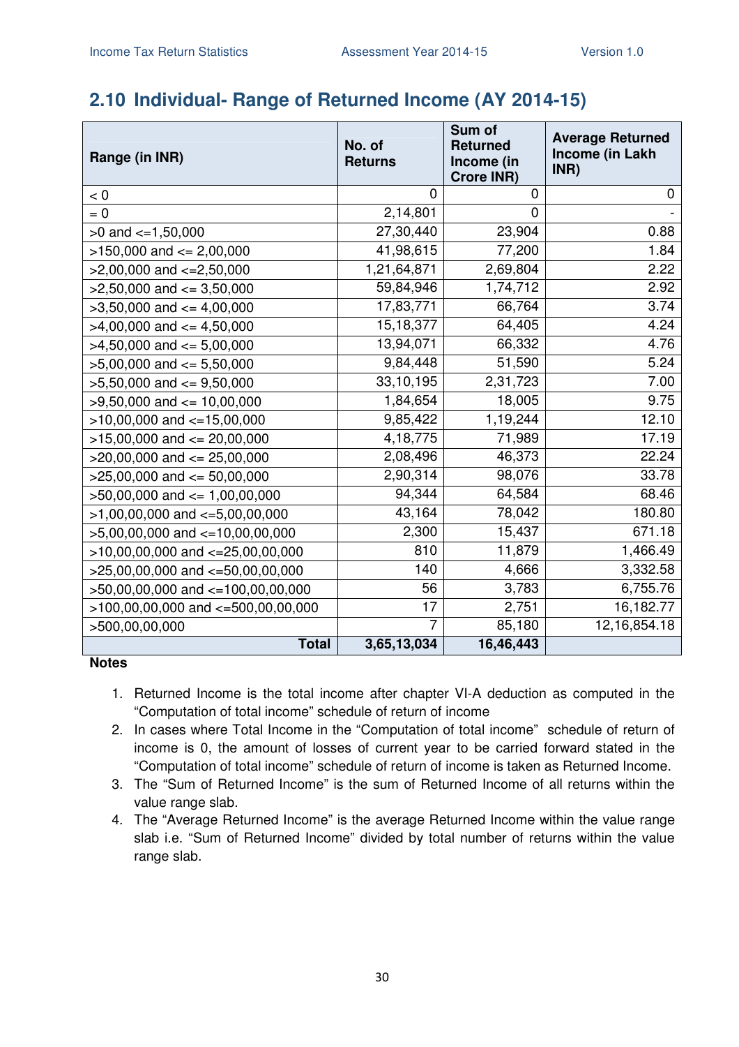## 2.10 Individual- Range of Returned Income (AY 2014-15)

| Range (in INR) | No. of Returns | Sum of Returned Income (in Crore INR) | Average Returned Income (in Lakh INR) |
|---|---|---|---|
| < 0 | 0 | 0 | 0 |
| = 0 | 2,14,801 | 0 | - |
| >0 and <=1,50,000 | 27,30,440 | 23,904 | 0.88 |
| >150,000 and <= 2,00,000 | 41,98,615 | 77,200 | 1.84 |
| >2,00,000 and <=2,50,000 | 1,21,64,871 | 2,69,804 | 2.22 |
| >2,50,000 and <= 3,50,000 | 59,84,946 | 1,74,712 | 2.92 |
| >3,50,000 and <= 4,00,000 | 17,83,771 | 66,764 | 3.74 |
| >4,00,000 and <= 4,50,000 | 15,18,377 | 64,405 | 4.24 |
| >4,50,000 and <= 5,00,000 | 13,94,071 | 66,332 | 4.76 |
| >5,00,000 and <= 5,50,000 | 9,84,448 | 51,590 | 5.24 |
| >5,50,000 and <= 9,50,000 | 33,10,195 | 2,31,723 | 7.00 |
| >9,50,000 and <= 10,00,000 | 1,84,654 | 18,005 | 9.75 |
| >10,00,000 and <=15,00,000 | 9,85,422 | 1,19,244 | 12.10 |
| >15,00,000 and <= 20,00,000 | 4,18,775 | 71,989 | 17.19 |
| >20,00,000 and <= 25,00,000 | 2,08,496 | 46,373 | 22.24 |
| >25,00,000 and <= 50,00,000 | 2,90,314 | 98,076 | 33.78 |
| >50,00,000 and <= 1,00,00,000 | 94,344 | 64,584 | 68.46 |
| >1,00,00,000 and <=5,00,00,000 | 43,164 | 78,042 | 180.80 |
| >5,00,00,000 and <=10,00,00,000 | 2,300 | 15,437 | 671.18 |
| >10,00,00,000 and <=25,00,00,000 | 810 | 11,879 | 1,466.49 |
| >25,00,00,000 and <=50,00,00,000 | 140 | 4,666 | 3,332.58 |
| >50,00,00,000 and <=100,00,00,000 | 56 | 3,783 | 6,755.76 |
| >100,00,00,000 and <=500,00,00,000 | 17 | 2,751 | 16,182.77 |
| >500,00,00,000 | 7 | 85,180 | 12,16,854.18 |
| **Total** | **3,65,13,034** | **16,46,443** | |

**Notes**

1. Returned Income is the total income after chapter VI-A deduction as computed in the "Computation of total income" schedule of return of income
2. In cases where Total Income in the "Computation of total income" schedule of return of income is 0, the amount of losses of current year to be carried forward stated in the "Computation of total income" schedule of return of income is taken as Returned Income.
3. The "Sum of Returned Income" is the sum of Returned Income of all returns within the value range slab.
4. The "Average Returned Income" is the average Returned Income within the value range slab i.e. "Sum of Returned Income" divided by total number of returns within the value range slab.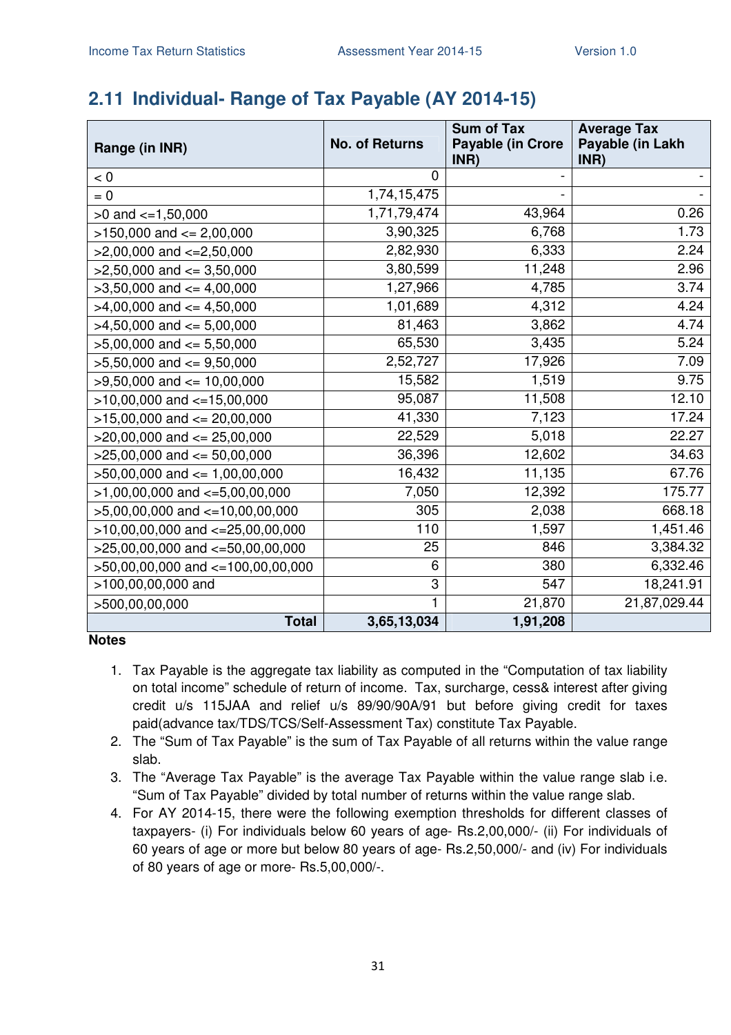## 2.11 Individual- Range of Tax Payable (AY 2014-15)

| Range (in INR) | No. of Returns | Sum of Tax Payable (in Crore INR) | Average Tax Payable (in Lakh INR) |
|---|---|---|---|
| < 0 | 0 | - | - |
| = 0 | 1,74,15,475 | - | - |
| >0 and <=1,50,000 | 1,71,79,474 | 43,964 | 0.26 |
| >150,000 and <= 2,00,000 | 3,90,325 | 6,768 | 1.73 |
| >2,00,000 and <=2,50,000 | 2,82,930 | 6,333 | 2.24 |
| >2,50,000 and <= 3,50,000 | 3,80,599 | 11,248 | 2.96 |
| >3,50,000 and <= 4,00,000 | 1,27,966 | 4,785 | 3.74 |
| >4,00,000 and <= 4,50,000 | 1,01,689 | 4,312 | 4.24 |
| >4,50,000 and <= 5,00,000 | 81,463 | 3,862 | 4.74 |
| >5,00,000 and <= 5,50,000 | 65,530 | 3,435 | 5.24 |
| >5,50,000 and <= 9,50,000 | 2,52,727 | 17,926 | 7.09 |
| >9,50,000 and <= 10,00,000 | 15,582 | 1,519 | 9.75 |
| >10,00,000 and <=15,00,000 | 95,087 | 11,508 | 12.10 |
| >15,00,000 and <= 20,00,000 | 41,330 | 7,123 | 17.24 |
| >20,00,000 and <= 25,00,000 | 22,529 | 5,018 | 22.27 |
| >25,00,000 and <= 50,00,000 | 36,396 | 12,602 | 34.63 |
| >50,00,000 and <= 1,00,00,000 | 16,432 | 11,135 | 67.76 |
| >1,00,00,000 and <=5,00,00,000 | 7,050 | 12,392 | 175.77 |
| >5,00,00,000 and <=10,00,00,000 | 305 | 2,038 | 668.18 |
| >10,00,00,000 and <=25,00,00,000 | 110 | 1,597 | 1,451.46 |
| >25,00,00,000 and <=50,00,00,000 | 25 | 846 | 3,384.32 |
| >50,00,00,000 and <=100,00,00,000 | 6 | 380 | 6,332.46 |
| >100,00,00,000 and | 3 | 547 | 18,241.91 |
| >500,00,00,000 | 1 | 21,870 | 21,87,029.44 |
| **Total** | **3,65,13,034** | **1,91,208** | |

**Notes**

1. Tax Payable is the aggregate tax liability as computed in the "Computation of tax liability on total income" schedule of return of income. Tax, surcharge, cess& interest after giving credit u/s 115JAA and relief u/s 89/90/90A/91 but before giving credit for taxes paid(advance tax/TDS/TCS/Self-Assessment Tax) constitute Tax Payable.
2. The "Sum of Tax Payable" is the sum of Tax Payable of all returns within the value range slab.
3. The "Average Tax Payable" is the average Tax Payable within the value range slab i.e. "Sum of Tax Payable" divided by total number of returns within the value range slab.
4. For AY 2014-15, there were the following exemption thresholds for different classes of taxpayers- (i) For individuals below 60 years of age- Rs.2,00,000/- (ii) For individuals of 60 years of age or more but below 80 years of age- Rs.2,50,000/- and (iv) For individuals of 80 years of age or more- Rs.5,00,000/-.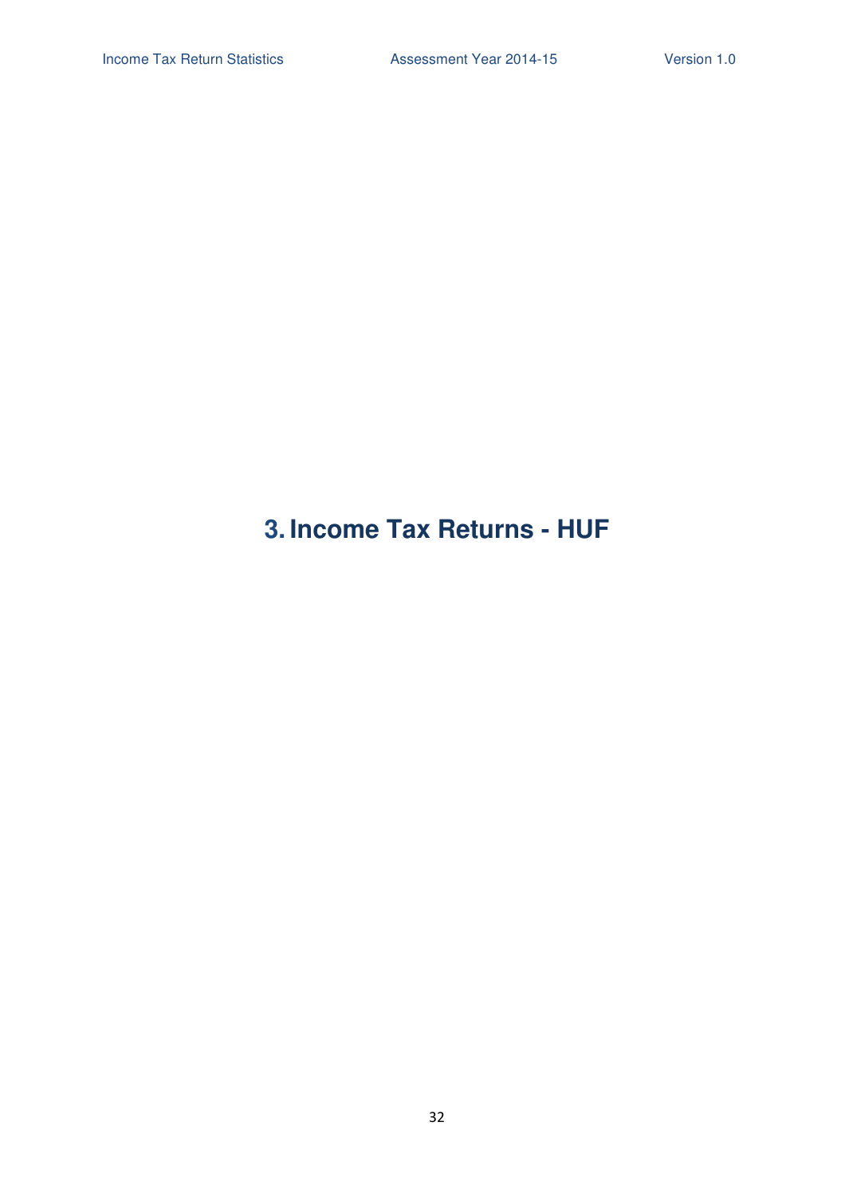# 3. Income Tax Returns - HUF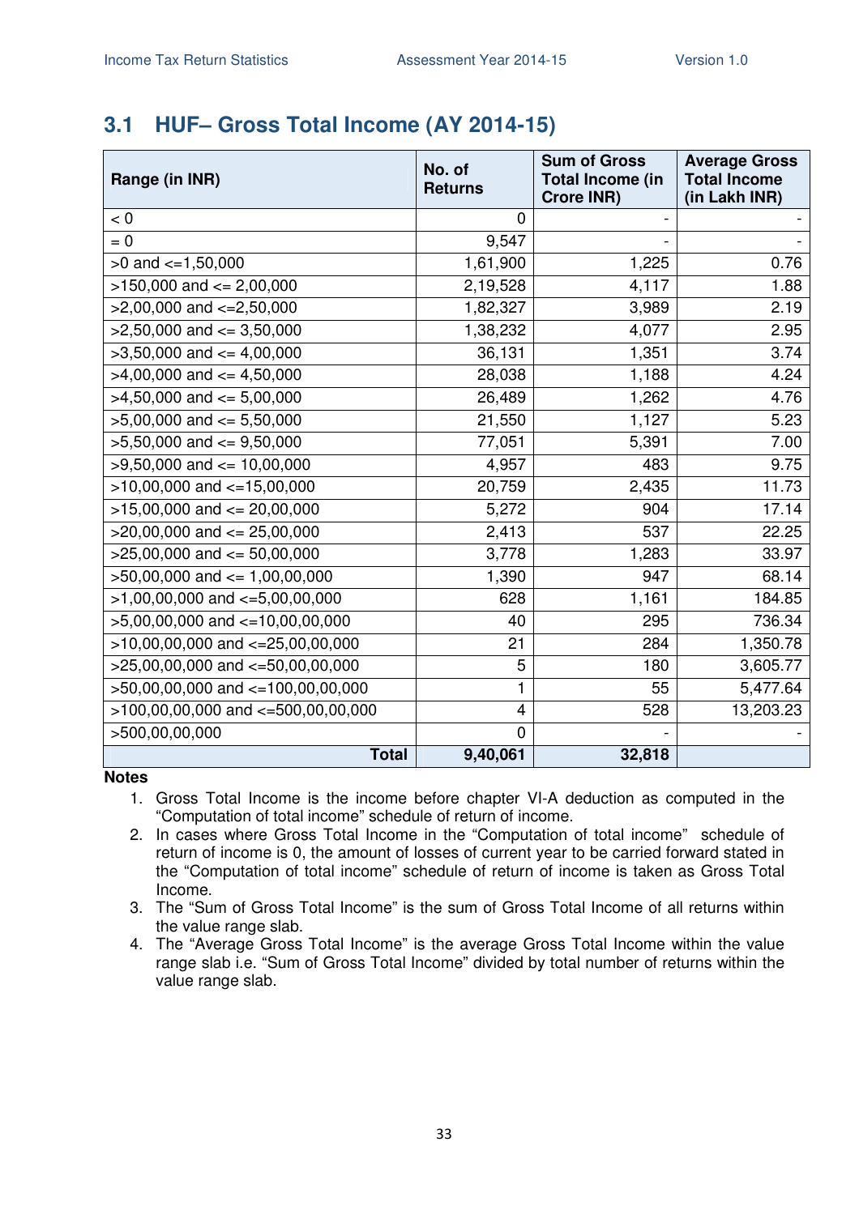## 3.1 HUF– Gross Total Income (AY 2014-15)

| Range (in INR) | No. of Returns | Sum of Gross Total Income (in Crore INR) | Average Gross Total Income (in Lakh INR) |
|---|---|---|---|
| < 0 | 0 | - | - |
| = 0 | 9,547 | - | - |
| >0 and <=1,50,000 | 1,61,900 | 1,225 | 0.76 |
| >150,000 and <= 2,00,000 | 2,19,528 | 4,117 | 1.88 |
| >2,00,000 and <=2,50,000 | 1,82,327 | 3,989 | 2.19 |
| >2,50,000 and <= 3,50,000 | 1,38,232 | 4,077 | 2.95 |
| >3,50,000 and <= 4,00,000 | 36,131 | 1,351 | 3.74 |
| >4,00,000 and <= 4,50,000 | 28,038 | 1,188 | 4.24 |
| >4,50,000 and <= 5,00,000 | 26,489 | 1,262 | 4.76 |
| >5,00,000 and <= 5,50,000 | 21,550 | 1,127 | 5.23 |
| >5,50,000 and <= 9,50,000 | 77,051 | 5,391 | 7.00 |
| >9,50,000 and <= 10,00,000 | 4,957 | 483 | 9.75 |
| >10,00,000 and <=15,00,000 | 20,759 | 2,435 | 11.73 |
| >15,00,000 and <= 20,00,000 | 5,272 | 904 | 17.14 |
| >20,00,000 and <= 25,00,000 | 2,413 | 537 | 22.25 |
| >25,00,000 and <= 50,00,000 | 3,778 | 1,283 | 33.97 |
| >50,00,000 and <= 1,00,00,000 | 1,390 | 947 | 68.14 |
| >1,00,00,000 and <=5,00,00,000 | 628 | 1,161 | 184.85 |
| >5,00,00,000 and <=10,00,00,000 | 40 | 295 | 736.34 |
| >10,00,00,000 and <=25,00,00,000 | 21 | 284 | 1,350.78 |
| >25,00,00,000 and <=50,00,00,000 | 5 | 180 | 3,605.77 |
| >50,00,00,000 and <=100,00,00,000 | 1 | 55 | 5,477.64 |
| >100,00,00,000 and <=500,00,00,000 | 4 | 528 | 13,203.23 |
| >500,00,00,000 | 0 | - | - |
| **Total** | **9,40,061** | **32,818** | |

**Notes**

1. Gross Total Income is the income before chapter VI-A deduction as computed in the "Computation of total income" schedule of return of income.
2. In cases where Gross Total Income in the "Computation of total income" schedule of return of income is 0, the amount of losses of current year to be carried forward stated in the "Computation of total income" schedule of return of income is taken as Gross Total Income.
3. The "Sum of Gross Total Income" is the sum of Gross Total Income of all returns within the value range slab.
4. The "Average Gross Total Income" is the average Gross Total Income within the value range slab i.e. "Sum of Gross Total Income" divided by total number of returns within the value range slab.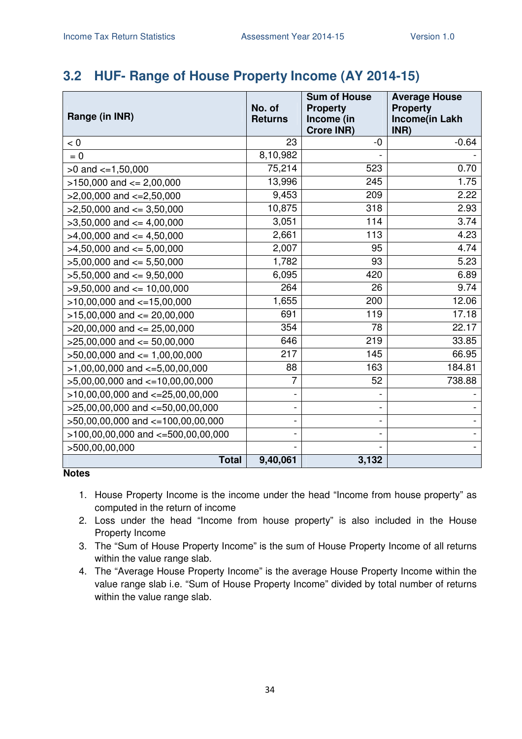## 3.2 HUF- Range of House Property Income (AY 2014-15)

| Range (in INR) | No. of Returns | Sum of House Property Income (in Crore INR) | Average House Property Income(in Lakh INR) |
|---|---|---|---|
| < 0 | 23 | -0 | -0.64 |
| = 0 | 8,10,982 | - | - |
| >0 and <=1,50,000 | 75,214 | 523 | 0.70 |
| >150,000 and <= 2,00,000 | 13,996 | 245 | 1.75 |
| >2,00,000 and <=2,50,000 | 9,453 | 209 | 2.22 |
| >2,50,000 and <= 3,50,000 | 10,875 | 318 | 2.93 |
| >3,50,000 and <= 4,00,000 | 3,051 | 114 | 3.74 |
| >4,00,000 and <= 4,50,000 | 2,661 | 113 | 4.23 |
| >4,50,000 and <= 5,00,000 | 2,007 | 95 | 4.74 |
| >5,00,000 and <= 5,50,000 | 1,782 | 93 | 5.23 |
| >5,50,000 and <= 9,50,000 | 6,095 | 420 | 6.89 |
| >9,50,000 and <= 10,00,000 | 264 | 26 | 9.74 |
| >10,00,000 and <=15,00,000 | 1,655 | 200 | 12.06 |
| >15,00,000 and <= 20,00,000 | 691 | 119 | 17.18 |
| >20,00,000 and <= 25,00,000 | 354 | 78 | 22.17 |
| >25,00,000 and <= 50,00,000 | 646 | 219 | 33.85 |
| >50,00,000 and <= 1,00,00,000 | 217 | 145 | 66.95 |
| >1,00,00,000 and <=5,00,00,000 | 88 | 163 | 184.81 |
| >5,00,00,000 and <=10,00,00,000 | 7 | 52 | 738.88 |
| >10,00,00,000 and <=25,00,00,000 | - | - | - |
| >25,00,00,000 and <=50,00,00,000 | - | - | - |
| >50,00,00,000 and <=100,00,00,000 | - | - | - |
| >100,00,00,000 and <=500,00,00,000 | - | - | - |
| >500,00,00,000 | - | - | - |
| **Total** | **9,40,061** | **3,132** | |

**Notes**

1. House Property Income is the income under the head "Income from house property" as computed in the return of income
2. Loss under the head "Income from house property" is also included in the House Property Income
3. The "Sum of House Property Income" is the sum of House Property Income of all returns within the value range slab.
4. The "Average House Property Income" is the average House Property Income within the value range slab i.e. "Sum of House Property Income" divided by total number of returns within the value range slab.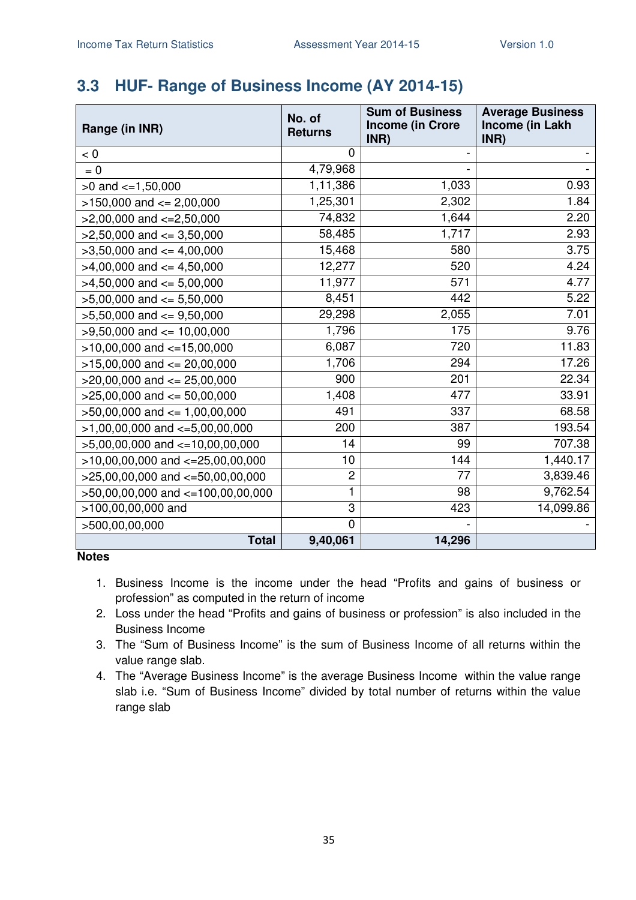## 3.3 HUF- Range of Business Income (AY 2014-15)

| Range (in INR) | No. of Returns | Sum of Business Income (in Crore INR) | Average Business Income (in Lakh INR) |
|---|---|---|---|
| < 0 | 0 | - | - |
| = 0 | 4,79,968 | - | - |
| >0 and <=1,50,000 | 1,11,386 | 1,033 | 0.93 |
| >150,000 and <= 2,00,000 | 1,25,301 | 2,302 | 1.84 |
| >2,00,000 and <=2,50,000 | 74,832 | 1,644 | 2.20 |
| >2,50,000 and <= 3,50,000 | 58,485 | 1,717 | 2.93 |
| >3,50,000 and <= 4,00,000 | 15,468 | 580 | 3.75 |
| >4,00,000 and <= 4,50,000 | 12,277 | 520 | 4.24 |
| >4,50,000 and <= 5,00,000 | 11,977 | 571 | 4.77 |
| >5,00,000 and <= 5,50,000 | 8,451 | 442 | 5.22 |
| >5,50,000 and <= 9,50,000 | 29,298 | 2,055 | 7.01 |
| >9,50,000 and <= 10,00,000 | 1,796 | 175 | 9.76 |
| >10,00,000 and <=15,00,000 | 6,087 | 720 | 11.83 |
| >15,00,000 and <= 20,00,000 | 1,706 | 294 | 17.26 |
| >20,00,000 and <= 25,00,000 | 900 | 201 | 22.34 |
| >25,00,000 and <= 50,00,000 | 1,408 | 477 | 33.91 |
| >50,00,000 and <= 1,00,00,000 | 491 | 337 | 68.58 |
| >1,00,00,000 and <=5,00,00,000 | 200 | 387 | 193.54 |
| >5,00,00,000 and <=10,00,00,000 | 14 | 99 | 707.38 |
| >10,00,00,000 and <=25,00,00,000 | 10 | 144 | 1,440.17 |
| >25,00,00,000 and <=50,00,00,000 | 2 | 77 | 3,839.46 |
| >50,00,00,000 and <=100,00,00,000 | 1 | 98 | 9,762.54 |
| >100,00,00,000 and | 3 | 423 | 14,099.86 |
| >500,00,00,000 | 0 | - | - |
| **Total** | **9,40,061** | **14,296** | |

**Notes**

1. Business Income is the income under the head "Profits and gains of business or profession" as computed in the return of income
2. Loss under the head "Profits and gains of business or profession" is also included in the Business Income
3. The "Sum of Business Income" is the sum of Business Income of all returns within the value range slab.
4. The "Average Business Income" is the average Business Income within the value range slab i.e. "Sum of Business Income" divided by total number of returns within the value range slab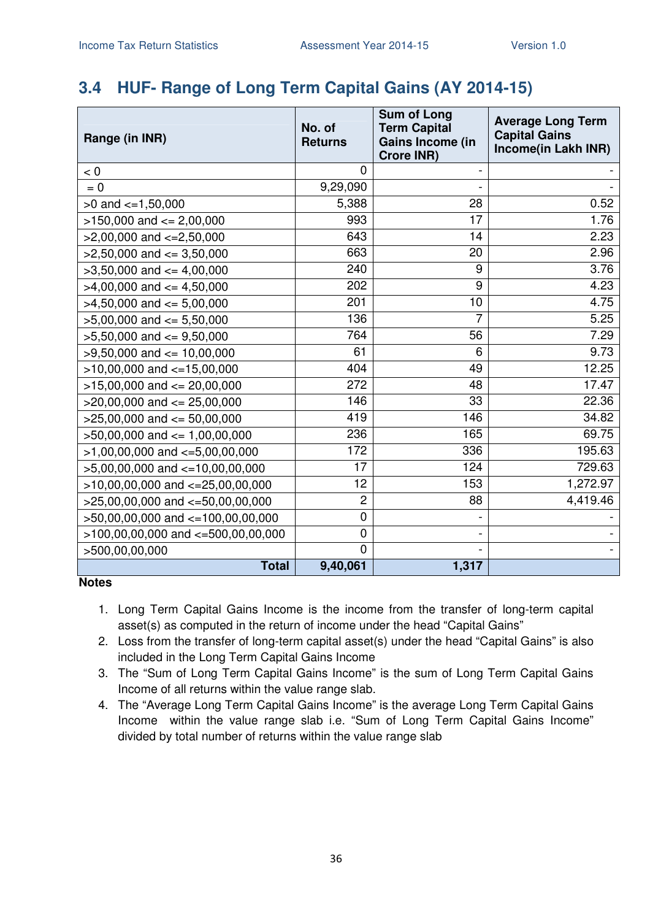## 3.4 HUF- Range of Long Term Capital Gains (AY 2014-15)

| Range (in INR) | No. of Returns | Sum of Long Term Capital Gains Income (in Crore INR) | Average Long Term Capital Gains Income(in Lakh INR) |
|---|---|---|---|
| < 0 | 0 | - | - |
| = 0 | 9,29,090 | - | - |
| >0 and <=1,50,000 | 5,388 | 28 | 0.52 |
| >150,000 and <= 2,00,000 | 993 | 17 | 1.76 |
| >2,00,000 and <=2,50,000 | 643 | 14 | 2.23 |
| >2,50,000 and <= 3,50,000 | 663 | 20 | 2.96 |
| >3,50,000 and <= 4,00,000 | 240 | 9 | 3.76 |
| >4,00,000 and <= 4,50,000 | 202 | 9 | 4.23 |
| >4,50,000 and <= 5,00,000 | 201 | 10 | 4.75 |
| >5,00,000 and <= 5,50,000 | 136 | 7 | 5.25 |
| >5,50,000 and <= 9,50,000 | 764 | 56 | 7.29 |
| >9,50,000 and <= 10,00,000 | 61 | 6 | 9.73 |
| >10,00,000 and <=15,00,000 | 404 | 49 | 12.25 |
| >15,00,000 and <= 20,00,000 | 272 | 48 | 17.47 |
| >20,00,000 and <= 25,00,000 | 146 | 33 | 22.36 |
| >25,00,000 and <= 50,00,000 | 419 | 146 | 34.82 |
| >50,00,000 and <= 1,00,00,000 | 236 | 165 | 69.75 |
| >1,00,00,000 and <=5,00,00,000 | 172 | 336 | 195.63 |
| >5,00,00,000 and <=10,00,00,000 | 17 | 124 | 729.63 |
| >10,00,00,000 and <=25,00,00,000 | 12 | 153 | 1,272.97 |
| >25,00,00,000 and <=50,00,00,000 | 2 | 88 | 4,419.46 |
| >50,00,00,000 and <=100,00,00,000 | 0 | - | - |
| >100,00,00,000 and <=500,00,00,000 | 0 | - | - |
| >500,00,00,000 | 0 | - | - |
| **Total** | **9,40,061** | **1,317** | |

**Notes**

1. Long Term Capital Gains Income is the income from the transfer of long-term capital asset(s) as computed in the return of income under the head "Capital Gains"
2. Loss from the transfer of long-term capital asset(s) under the head "Capital Gains" is also included in the Long Term Capital Gains Income
3. The "Sum of Long Term Capital Gains Income" is the sum of Long Term Capital Gains Income of all returns within the value range slab.
4. The "Average Long Term Capital Gains Income" is the average Long Term Capital Gains Income within the value range slab i.e. "Sum of Long Term Capital Gains Income" divided by total number of returns within the value range slab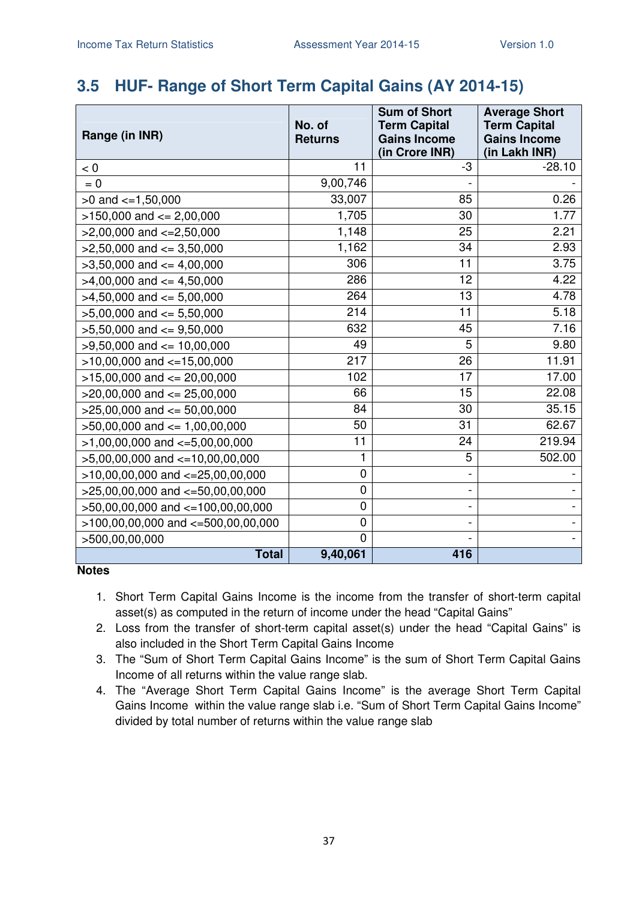## 3.5 HUF- Range of Short Term Capital Gains (AY 2014-15)

| Range (in INR) | No. of Returns | Sum of Short Term Capital Gains Income (in Crore INR) | Average Short Term Capital Gains Income (in Lakh INR) |
|---|---|---|---|
| < 0 | 11 | -3 | -28.10 |
| = 0 | 9,00,746 | - | - |
| >0 and <=1,50,000 | 33,007 | 85 | 0.26 |
| >150,000 and <= 2,00,000 | 1,705 | 30 | 1.77 |
| >2,00,000 and <=2,50,000 | 1,148 | 25 | 2.21 |
| >2,50,000 and <= 3,50,000 | 1,162 | 34 | 2.93 |
| >3,50,000 and <= 4,00,000 | 306 | 11 | 3.75 |
| >4,00,000 and <= 4,50,000 | 286 | 12 | 4.22 |
| >4,50,000 and <= 5,00,000 | 264 | 13 | 4.78 |
| >5,00,000 and <= 5,50,000 | 214 | 11 | 5.18 |
| >5,50,000 and <= 9,50,000 | 632 | 45 | 7.16 |
| >9,50,000 and <= 10,00,000 | 49 | 5 | 9.80 |
| >10,00,000 and <=15,00,000 | 217 | 26 | 11.91 |
| >15,00,000 and <= 20,00,000 | 102 | 17 | 17.00 |
| >20,00,000 and <= 25,00,000 | 66 | 15 | 22.08 |
| >25,00,000 and <= 50,00,000 | 84 | 30 | 35.15 |
| >50,00,000 and <= 1,00,00,000 | 50 | 31 | 62.67 |
| >1,00,00,000 and <=5,00,00,000 | 11 | 24 | 219.94 |
| >5,00,00,000 and <=10,00,00,000 | 1 | 5 | 502.00 |
| >10,00,00,000 and <=25,00,00,000 | 0 | - | - |
| >25,00,00,000 and <=50,00,00,000 | 0 | - | - |
| >50,00,00,000 and <=100,00,00,000 | 0 | - | - |
| >100,00,00,000 and <=500,00,00,000 | 0 | - | - |
| >500,00,00,000 | 0 | - | - |
| **Total** | **9,40,061** | **416** | |

**Notes**

1. Short Term Capital Gains Income is the income from the transfer of short-term capital asset(s) as computed in the return of income under the head "Capital Gains"
2. Loss from the transfer of short-term capital asset(s) under the head "Capital Gains" is also included in the Short Term Capital Gains Income
3. The "Sum of Short Term Capital Gains Income" is the sum of Short Term Capital Gains Income of all returns within the value range slab.
4. The "Average Short Term Capital Gains Income" is the average Short Term Capital Gains Income within the value range slab i.e. "Sum of Short Term Capital Gains Income" divided by total number of returns within the value range slab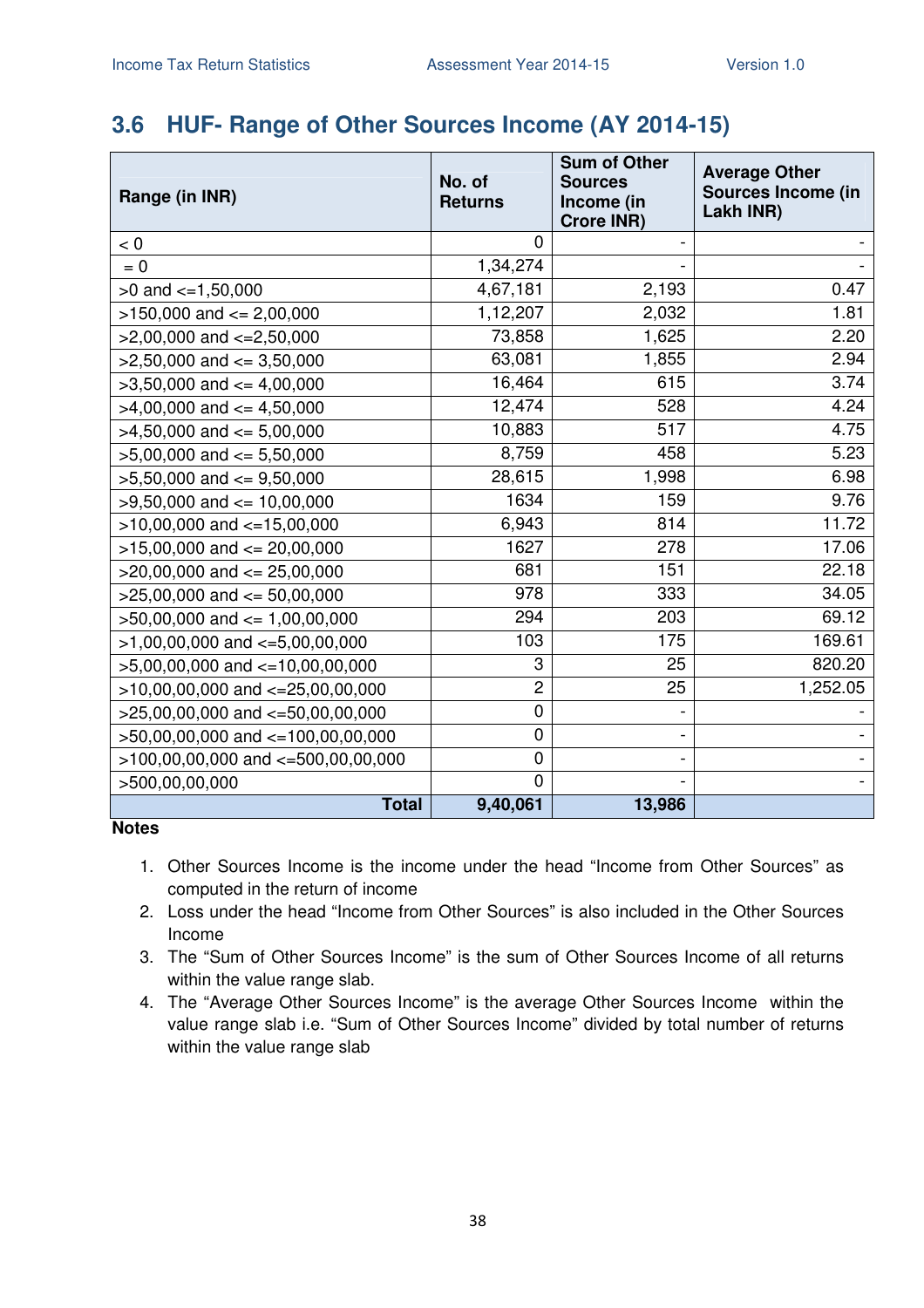## 3.6 HUF- Range of Other Sources Income (AY 2014-15)

| Range (in INR) | No. of Returns | Sum of Other Sources Income (in Crore INR) | Average Other Sources Income (in Lakh INR) |
|---|---|---|---|
| < 0 | 0 | - | - |
| = 0 | 1,34,274 | - | - |
| >0 and <=1,50,000 | 4,67,181 | 2,193 | 0.47 |
| >150,000 and <= 2,00,000 | 1,12,207 | 2,032 | 1.81 |
| >2,00,000 and <=2,50,000 | 73,858 | 1,625 | 2.20 |
| >2,50,000 and <= 3,50,000 | 63,081 | 1,855 | 2.94 |
| >3,50,000 and <= 4,00,000 | 16,464 | 615 | 3.74 |
| >4,00,000 and <= 4,50,000 | 12,474 | 528 | 4.24 |
| >4,50,000 and <= 5,00,000 | 10,883 | 517 | 4.75 |
| >5,00,000 and <= 5,50,000 | 8,759 | 458 | 5.23 |
| >5,50,000 and <= 9,50,000 | 28,615 | 1,998 | 6.98 |
| >9,50,000 and <= 10,00,000 | 1634 | 159 | 9.76 |
| >10,00,000 and <=15,00,000 | 6,943 | 814 | 11.72 |
| >15,00,000 and <= 20,00,000 | 1627 | 278 | 17.06 |
| >20,00,000 and <= 25,00,000 | 681 | 151 | 22.18 |
| >25,00,000 and <= 50,00,000 | 978 | 333 | 34.05 |
| >50,00,000 and <= 1,00,00,000 | 294 | 203 | 69.12 |
| >1,00,00,000 and <=5,00,00,000 | 103 | 175 | 169.61 |
| >5,00,00,000 and <=10,00,00,000 | 3 | 25 | 820.20 |
| >10,00,00,000 and <=25,00,00,000 | 2 | 25 | 1,252.05 |
| >25,00,00,000 and <=50,00,00,000 | 0 | - | - |
| >50,00,00,000 and <=100,00,00,000 | 0 | - | - |
| >100,00,00,000 and <=500,00,00,000 | 0 | - | - |
| >500,00,00,000 | 0 | - | - |
| **Total** | **9,40,061** | **13,986** | |

**Notes**

1. Other Sources Income is the income under the head "Income from Other Sources" as computed in the return of income
2. Loss under the head "Income from Other Sources" is also included in the Other Sources Income
3. The "Sum of Other Sources Income" is the sum of Other Sources Income of all returns within the value range slab.
4. The "Average Other Sources Income" is the average Other Sources Income within the value range slab i.e. "Sum of Other Sources Income" divided by total number of returns within the value range slab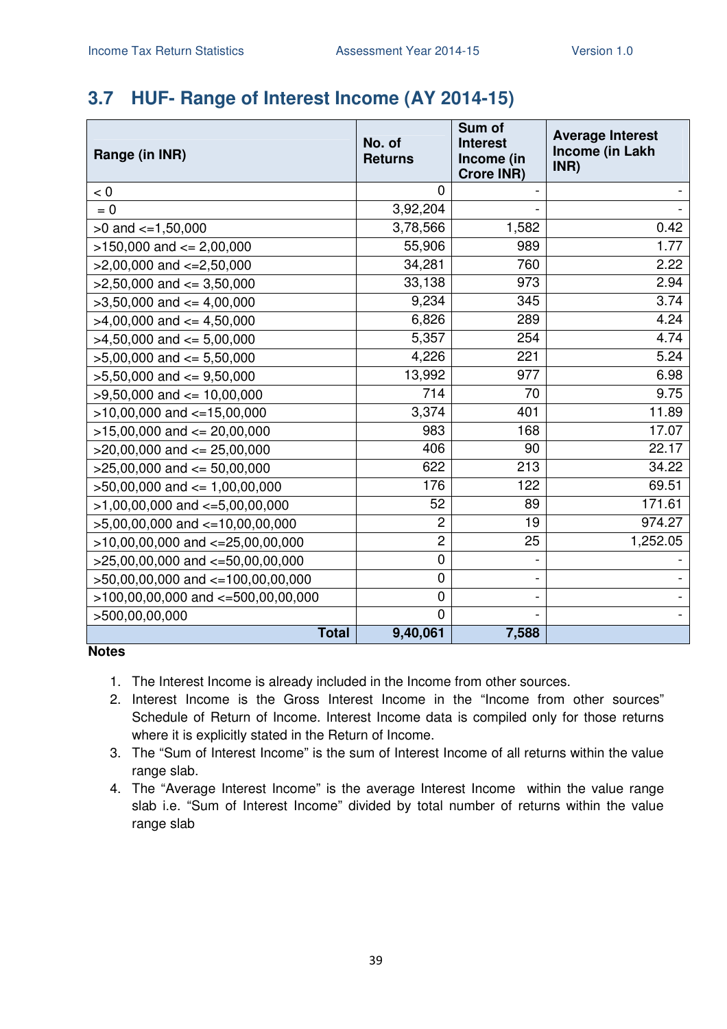## 3.7 HUF- Range of Interest Income (AY 2014-15)

| Range (in INR) | No. of Returns | Sum of Interest Income (in Crore INR) | Average Interest Income (in Lakh INR) |
|---|---|---|---|
| < 0 | 0 | - | - |
| = 0 | 3,92,204 | - | - |
| >0 and <=1,50,000 | 3,78,566 | 1,582 | 0.42 |
| >150,000 and <= 2,00,000 | 55,906 | 989 | 1.77 |
| >2,00,000 and <=2,50,000 | 34,281 | 760 | 2.22 |
| >2,50,000 and <= 3,50,000 | 33,138 | 973 | 2.94 |
| >3,50,000 and <= 4,00,000 | 9,234 | 345 | 3.74 |
| >4,00,000 and <= 4,50,000 | 6,826 | 289 | 4.24 |
| >4,50,000 and <= 5,00,000 | 5,357 | 254 | 4.74 |
| >5,00,000 and <= 5,50,000 | 4,226 | 221 | 5.24 |
| >5,50,000 and <= 9,50,000 | 13,992 | 977 | 6.98 |
| >9,50,000 and <= 10,00,000 | 714 | 70 | 9.75 |
| >10,00,000 and <=15,00,000 | 3,374 | 401 | 11.89 |
| >15,00,000 and <= 20,00,000 | 983 | 168 | 17.07 |
| >20,00,000 and <= 25,00,000 | 406 | 90 | 22.17 |
| >25,00,000 and <= 50,00,000 | 622 | 213 | 34.22 |
| >50,00,000 and <= 1,00,00,000 | 176 | 122 | 69.51 |
| >1,00,00,000 and <=5,00,00,000 | 52 | 89 | 171.61 |
| >5,00,00,000 and <=10,00,00,000 | 2 | 19 | 974.27 |
| >10,00,00,000 and <=25,00,00,000 | 2 | 25 | 1,252.05 |
| >25,00,00,000 and <=50,00,00,000 | 0 | - | - |
| >50,00,00,000 and <=100,00,00,000 | 0 | - | - |
| >100,00,00,000 and <=500,00,00,000 | 0 | - | - |
| >500,00,00,000 | 0 | - | - |
| **Total** | **9,40,061** | **7,588** | |

**Notes**

1. The Interest Income is already included in the Income from other sources.
2. Interest Income is the Gross Interest Income in the "Income from other sources" Schedule of Return of Income. Interest Income data is compiled only for those returns where it is explicitly stated in the Return of Income.
3. The "Sum of Interest Income" is the sum of Interest Income of all returns within the value range slab.
4. The "Average Interest Income" is the average Interest Income within the value range slab i.e. "Sum of Interest Income" divided by total number of returns within the value range slab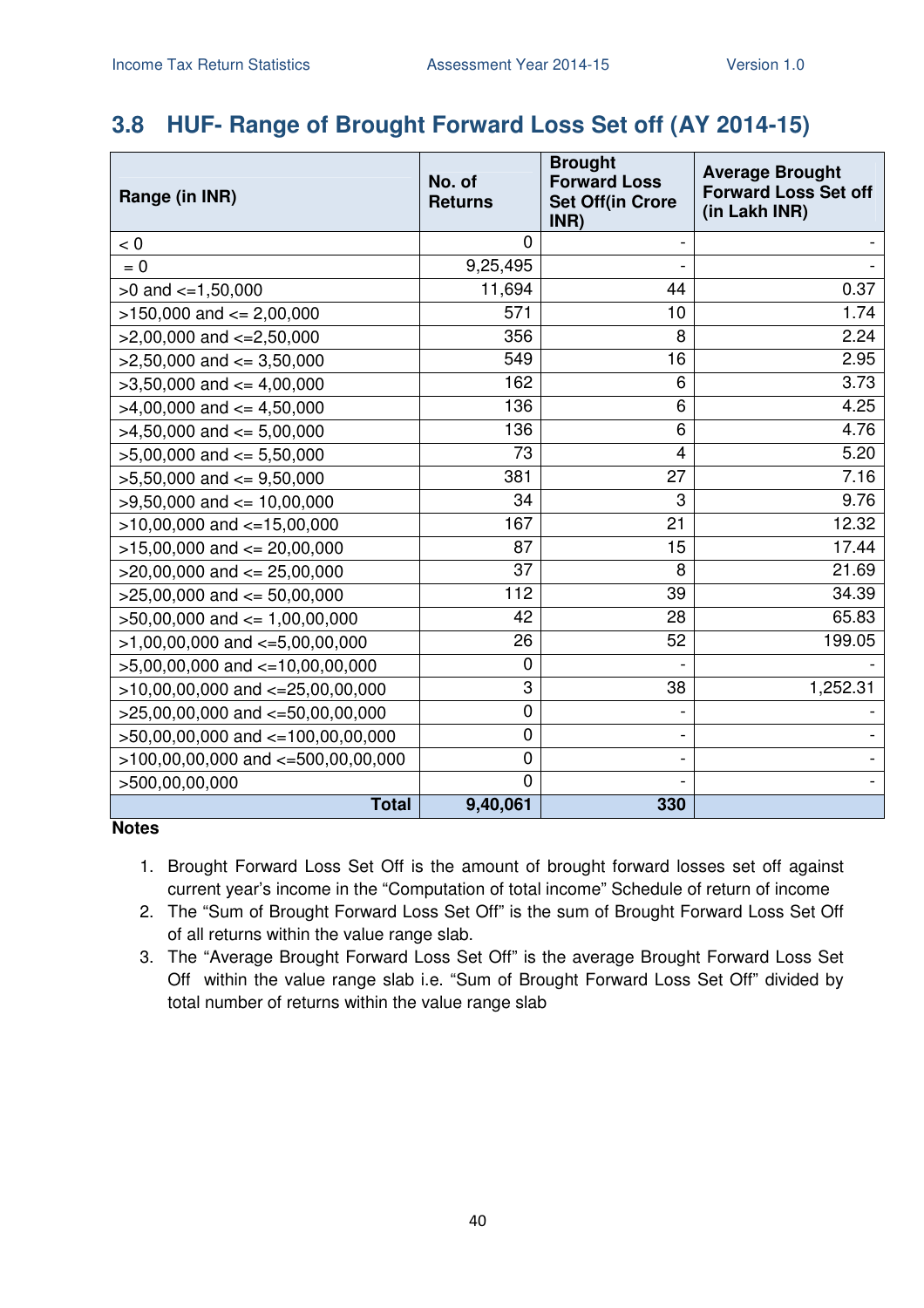## 3.8 HUF- Range of Brought Forward Loss Set off (AY 2014-15)

| Range (in INR) | No. of Returns | Brought Forward Loss Set Off(in Crore INR) | Average Brought Forward Loss Set off (in Lakh INR) |
|---|---|---|---|
| < 0 | 0 | - | - |
| = 0 | 9,25,495 | - | - |
| >0 and <=1,50,000 | 11,694 | 44 | 0.37 |
| >150,000 and <= 2,00,000 | 571 | 10 | 1.74 |
| >2,00,000 and <=2,50,000 | 356 | 8 | 2.24 |
| >2,50,000 and <= 3,50,000 | 549 | 16 | 2.95 |
| >3,50,000 and <= 4,00,000 | 162 | 6 | 3.73 |
| >4,00,000 and <= 4,50,000 | 136 | 6 | 4.25 |
| >4,50,000 and <= 5,00,000 | 136 | 6 | 4.76 |
| >5,00,000 and <= 5,50,000 | 73 | 4 | 5.20 |
| >5,50,000 and <= 9,50,000 | 381 | 27 | 7.16 |
| >9,50,000 and <= 10,00,000 | 34 | 3 | 9.76 |
| >10,00,000 and <=15,00,000 | 167 | 21 | 12.32 |
| >15,00,000 and <= 20,00,000 | 87 | 15 | 17.44 |
| >20,00,000 and <= 25,00,000 | 37 | 8 | 21.69 |
| >25,00,000 and <= 50,00,000 | 112 | 39 | 34.39 |
| >50,00,000 and <= 1,00,00,000 | 42 | 28 | 65.83 |
| >1,00,00,000 and <=5,00,00,000 | 26 | 52 | 199.05 |
| >5,00,00,000 and <=10,00,00,000 | 0 | - | - |
| >10,00,00,000 and <=25,00,00,000 | 3 | 38 | 1,252.31 |
| >25,00,00,000 and <=50,00,00,000 | 0 | - | - |
| >50,00,00,000 and <=100,00,00,000 | 0 | - | - |
| >100,00,00,000 and <=500,00,00,000 | 0 | - | - |
| >500,00,00,000 | 0 | - | - |
| **Total** | **9,40,061** | **330** | |

**Notes**

1. Brought Forward Loss Set Off is the amount of brought forward losses set off against current year's income in the "Computation of total income" Schedule of return of income
2. The "Sum of Brought Forward Loss Set Off" is the sum of Brought Forward Loss Set Off of all returns within the value range slab.
3. The "Average Brought Forward Loss Set Off" is the average Brought Forward Loss Set Off within the value range slab i.e. "Sum of Brought Forward Loss Set Off" divided by total number of returns within the value range slab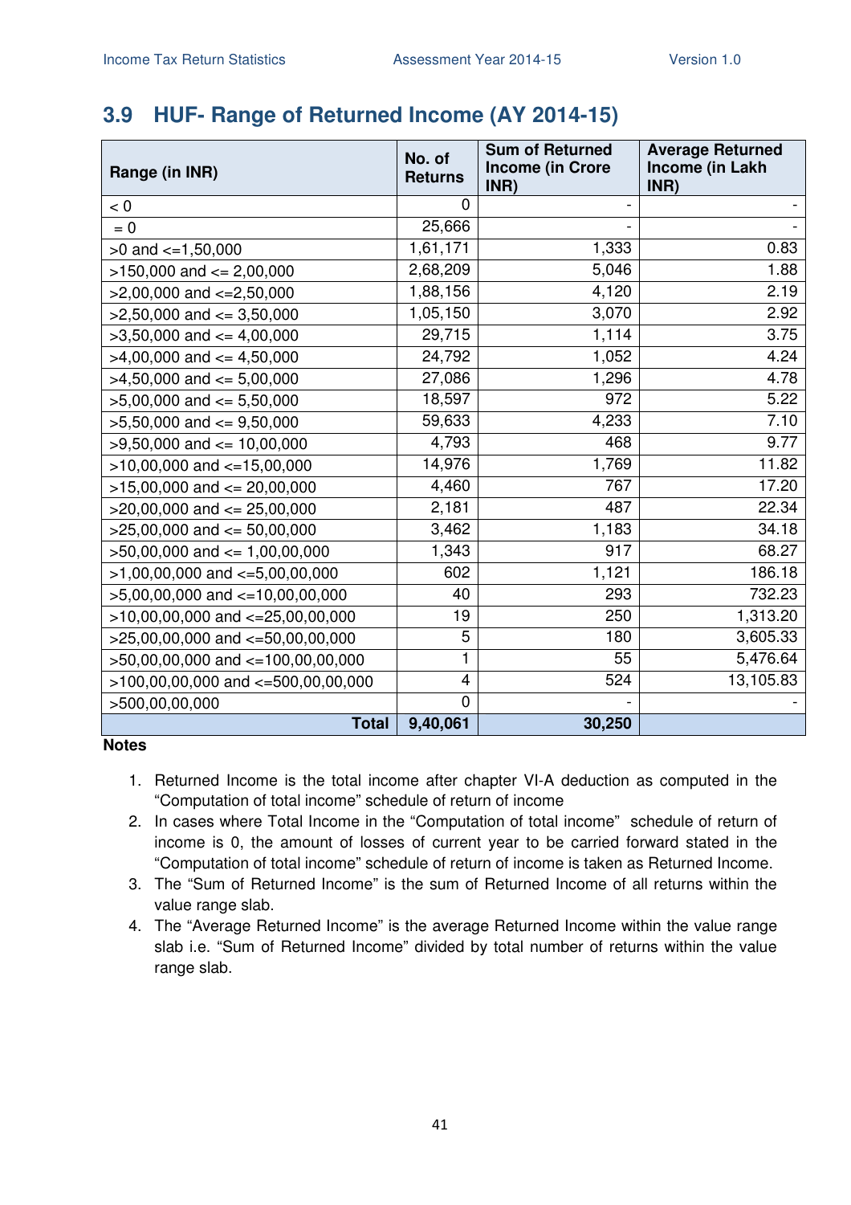## 3.9 HUF- Range of Returned Income (AY 2014-15)

| Range (in INR) | No. of Returns | Sum of Returned Income (in Crore INR) | Average Returned Income (in Lakh INR) |
|---|---|---|---|
| < 0 | 0 | - | - |
| = 0 | 25,666 | - | - |
| >0 and <=1,50,000 | 1,61,171 | 1,333 | 0.83 |
| >150,000 and <= 2,00,000 | 2,68,209 | 5,046 | 1.88 |
| >2,00,000 and <=2,50,000 | 1,88,156 | 4,120 | 2.19 |
| >2,50,000 and <= 3,50,000 | 1,05,150 | 3,070 | 2.92 |
| >3,50,000 and <= 4,00,000 | 29,715 | 1,114 | 3.75 |
| >4,00,000 and <= 4,50,000 | 24,792 | 1,052 | 4.24 |
| >4,50,000 and <= 5,00,000 | 27,086 | 1,296 | 4.78 |
| >5,00,000 and <= 5,50,000 | 18,597 | 972 | 5.22 |
| >5,50,000 and <= 9,50,000 | 59,633 | 4,233 | 7.10 |
| >9,50,000 and <= 10,00,000 | 4,793 | 468 | 9.77 |
| >10,00,000 and <=15,00,000 | 14,976 | 1,769 | 11.82 |
| >15,00,000 and <= 20,00,000 | 4,460 | 767 | 17.20 |
| >20,00,000 and <= 25,00,000 | 2,181 | 487 | 22.34 |
| >25,00,000 and <= 50,00,000 | 3,462 | 1,183 | 34.18 |
| >50,00,000 and <= 1,00,00,000 | 1,343 | 917 | 68.27 |
| >1,00,00,000 and <=5,00,00,000 | 602 | 1,121 | 186.18 |
| >5,00,00,000 and <=10,00,00,000 | 40 | 293 | 732.23 |
| >10,00,00,000 and <=25,00,00,000 | 19 | 250 | 1,313.20 |
| >25,00,00,000 and <=50,00,00,000 | 5 | 180 | 3,605.33 |
| >50,00,00,000 and <=100,00,00,000 | 1 | 55 | 5,476.64 |
| >100,00,00,000 and <=500,00,00,000 | 4 | 524 | 13,105.83 |
| >500,00,00,000 | 0 | - | - |
| **Total** | **9,40,061** | **30,250** | |

**Notes**

1. Returned Income is the total income after chapter VI-A deduction as computed in the "Computation of total income" schedule of return of income
2. In cases where Total Income in the "Computation of total income" schedule of return of income is 0, the amount of losses of current year to be carried forward stated in the "Computation of total income" schedule of return of income is taken as Returned Income.
3. The "Sum of Returned Income" is the sum of Returned Income of all returns within the value range slab.
4. The "Average Returned Income" is the average Returned Income within the value range slab i.e. "Sum of Returned Income" divided by total number of returns within the value range slab.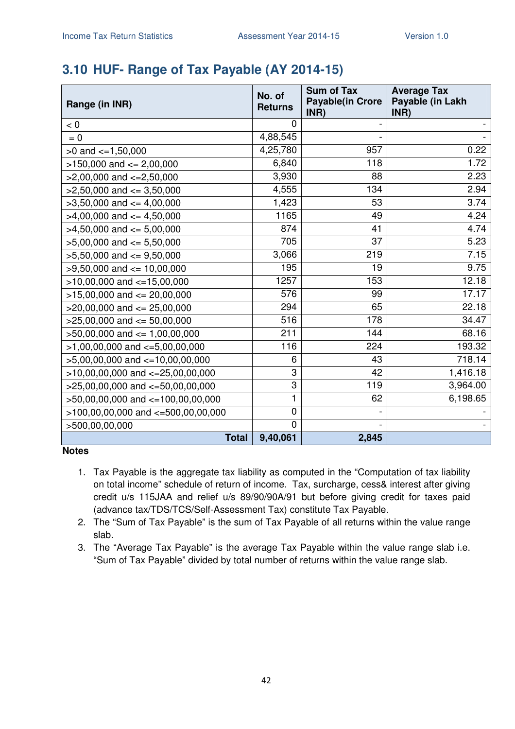## 3.10 HUF- Range of Tax Payable (AY 2014-15)

| Range (in INR) | No. of Returns | Sum of Tax Payable(in Crore INR) | Average Tax Payable (in Lakh INR) |
|---|---|---|---|
| < 0 | 0 | - | - |
| = 0 | 4,88,545 | - | - |
| >0 and <=1,50,000 | 4,25,780 | 957 | 0.22 |
| >150,000 and <= 2,00,000 | 6,840 | 118 | 1.72 |
| >2,00,000 and <=2,50,000 | 3,930 | 88 | 2.23 |
| >2,50,000 and <= 3,50,000 | 4,555 | 134 | 2.94 |
| >3,50,000 and <= 4,00,000 | 1,423 | 53 | 3.74 |
| >4,00,000 and <= 4,50,000 | 1165 | 49 | 4.24 |
| >4,50,000 and <= 5,00,000 | 874 | 41 | 4.74 |
| >5,00,000 and <= 5,50,000 | 705 | 37 | 5.23 |
| >5,50,000 and <= 9,50,000 | 3,066 | 219 | 7.15 |
| >9,50,000 and <= 10,00,000 | 195 | 19 | 9.75 |
| >10,00,000 and <=15,00,000 | 1257 | 153 | 12.18 |
| >15,00,000 and <= 20,00,000 | 576 | 99 | 17.17 |
| >20,00,000 and <= 25,00,000 | 294 | 65 | 22.18 |
| >25,00,000 and <= 50,00,000 | 516 | 178 | 34.47 |
| >50,00,000 and <= 1,00,00,000 | 211 | 144 | 68.16 |
| >1,00,00,000 and <=5,00,00,000 | 116 | 224 | 193.32 |
| >5,00,00,000 and <=10,00,00,000 | 6 | 43 | 718.14 |
| >10,00,00,000 and <=25,00,00,000 | 3 | 42 | 1,416.18 |
| >25,00,00,000 and <=50,00,00,000 | 3 | 119 | 3,964.00 |
| >50,00,00,000 and <=100,00,00,000 | 1 | 62 | 6,198.65 |
| >100,00,00,000 and <=500,00,00,000 | 0 | - | - |
| >500,00,00,000 | 0 | - | - |
| **Total** | **9,40,061** | **2,845** | |

**Notes**

1. Tax Payable is the aggregate tax liability as computed in the "Computation of tax liability on total income" schedule of return of income. Tax, surcharge, cess& interest after giving credit u/s 115JAA and relief u/s 89/90/90A/91 but before giving credit for taxes paid (advance tax/TDS/TCS/Self-Assessment Tax) constitute Tax Payable.
2. The "Sum of Tax Payable" is the sum of Tax Payable of all returns within the value range slab.
3. The "Average Tax Payable" is the average Tax Payable within the value range slab i.e. "Sum of Tax Payable" divided by total number of returns within the value range slab.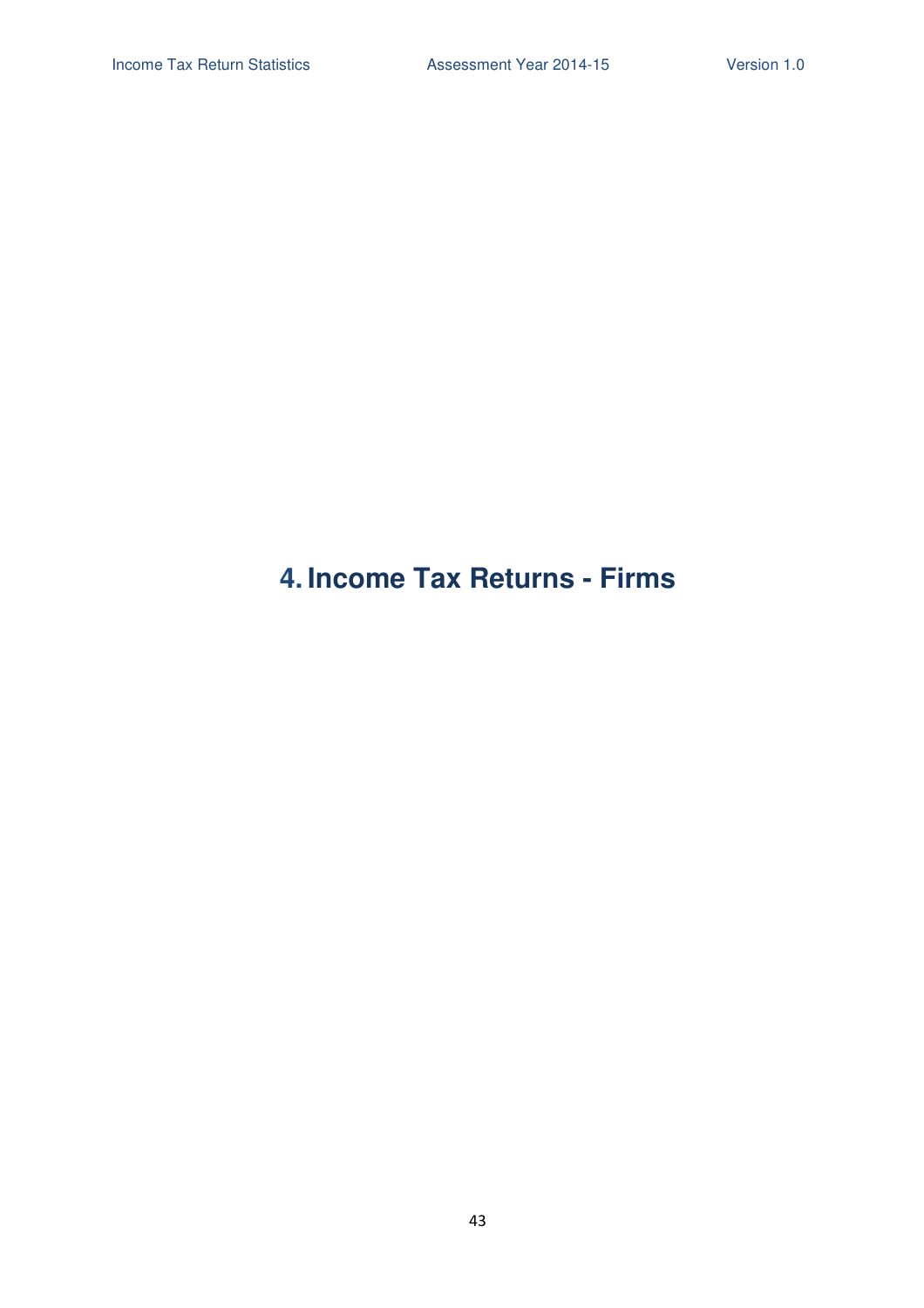# 4. Income Tax Returns - Firms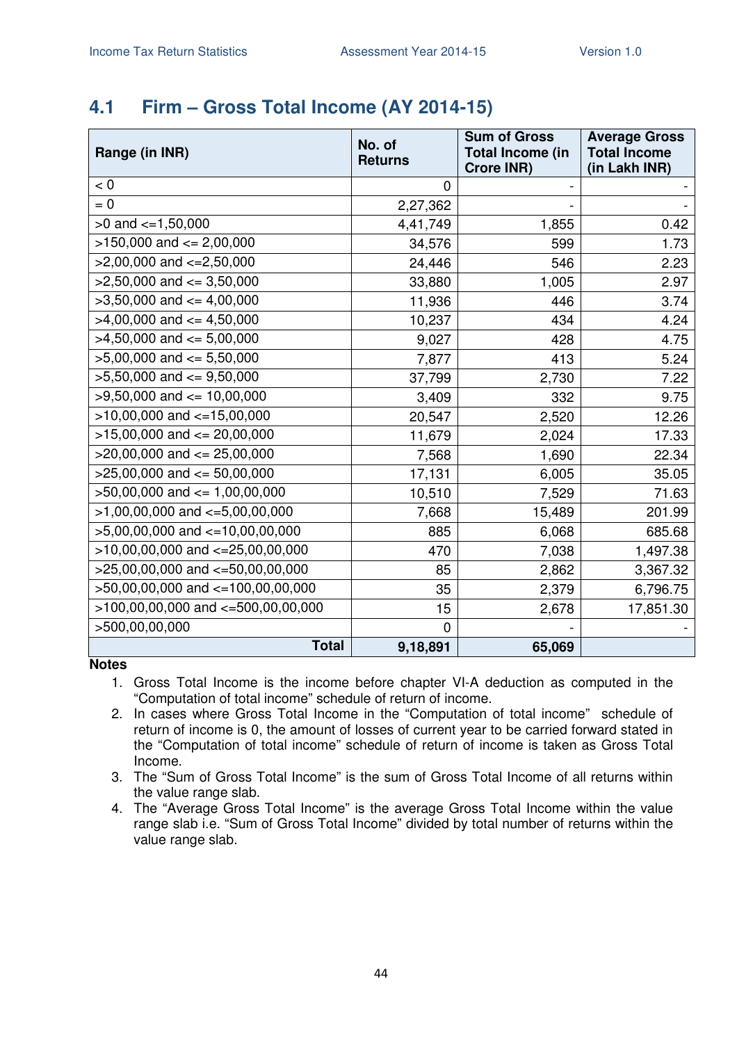## 4.1 Firm – Gross Total Income (AY 2014-15)

| Range (in INR) | No. of Returns | Sum of Gross Total Income (in Crore INR) | Average Gross Total Income (in Lakh INR) |
|---|---|---|---|
| < 0 | 0 | - | - |
| = 0 | 2,27,362 | - | - |
| >0 and <=1,50,000 | 4,41,749 | 1,855 | 0.42 |
| >150,000 and <= 2,00,000 | 34,576 | 599 | 1.73 |
| >2,00,000 and <=2,50,000 | 24,446 | 546 | 2.23 |
| >2,50,000 and <= 3,50,000 | 33,880 | 1,005 | 2.97 |
| >3,50,000 and <= 4,00,000 | 11,936 | 446 | 3.74 |
| >4,00,000 and <= 4,50,000 | 10,237 | 434 | 4.24 |
| >4,50,000 and <= 5,00,000 | 9,027 | 428 | 4.75 |
| >5,00,000 and <= 5,50,000 | 7,877 | 413 | 5.24 |
| >5,50,000 and <= 9,50,000 | 37,799 | 2,730 | 7.22 |
| >9,50,000 and <= 10,00,000 | 3,409 | 332 | 9.75 |
| >10,00,000 and <=15,00,000 | 20,547 | 2,520 | 12.26 |
| >15,00,000 and <= 20,00,000 | 11,679 | 2,024 | 17.33 |
| >20,00,000 and <= 25,00,000 | 7,568 | 1,690 | 22.34 |
| >25,00,000 and <= 50,00,000 | 17,131 | 6,005 | 35.05 |
| >50,00,000 and <= 1,00,00,000 | 10,510 | 7,529 | 71.63 |
| >1,00,00,000 and <=5,00,00,000 | 7,668 | 15,489 | 201.99 |
| >5,00,00,000 and <=10,00,00,000 | 885 | 6,068 | 685.68 |
| >10,00,00,000 and <=25,00,00,000 | 470 | 7,038 | 1,497.38 |
| >25,00,00,000 and <=50,00,00,000 | 85 | 2,862 | 3,367.32 |
| >50,00,00,000 and <=100,00,00,000 | 35 | 2,379 | 6,796.75 |
| >100,00,00,000 and <=500,00,00,000 | 15 | 2,678 | 17,851.30 |
| >500,00,00,000 | 0 | - | - |
| **Total** | **9,18,891** | **65,069** | |

**Notes**

1. Gross Total Income is the income before chapter VI-A deduction as computed in the "Computation of total income" schedule of return of income.
2. In cases where Gross Total Income in the "Computation of total income" schedule of return of income is 0, the amount of losses of current year to be carried forward stated in the "Computation of total income" schedule of return of income is taken as Gross Total Income.
3. The "Sum of Gross Total Income" is the sum of Gross Total Income of all returns within the value range slab.
4. The "Average Gross Total Income" is the average Gross Total Income within the value range slab i.e. "Sum of Gross Total Income" divided by total number of returns within the value range slab.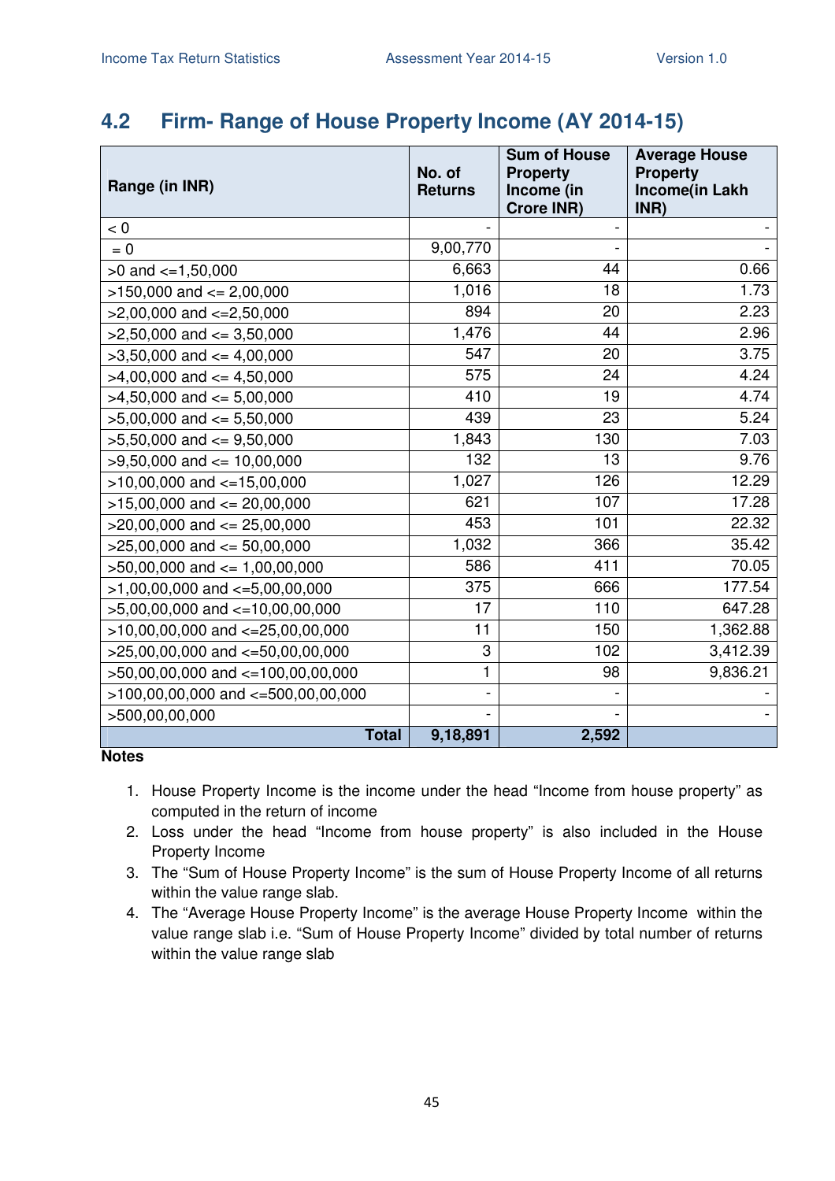## 4.2 Firm- Range of House Property Income (AY 2014-15)

| Range (in INR) | No. of Returns | Sum of House Property Income (in Crore INR) | Average House Property Income(in Lakh INR) |
|---|---|---|---|
| < 0 | - | - | - |
| = 0 | 9,00,770 | - | - |
| >0 and <=1,50,000 | 6,663 | 44 | 0.66 |
| >150,000 and <= 2,00,000 | 1,016 | 18 | 1.73 |
| >2,00,000 and <=2,50,000 | 894 | 20 | 2.23 |
| >2,50,000 and <= 3,50,000 | 1,476 | 44 | 2.96 |
| >3,50,000 and <= 4,00,000 | 547 | 20 | 3.75 |
| >4,00,000 and <= 4,50,000 | 575 | 24 | 4.24 |
| >4,50,000 and <= 5,00,000 | 410 | 19 | 4.74 |
| >5,00,000 and <= 5,50,000 | 439 | 23 | 5.24 |
| >5,50,000 and <= 9,50,000 | 1,843 | 130 | 7.03 |
| >9,50,000 and <= 10,00,000 | 132 | 13 | 9.76 |
| >10,00,000 and <=15,00,000 | 1,027 | 126 | 12.29 |
| >15,00,000 and <= 20,00,000 | 621 | 107 | 17.28 |
| >20,00,000 and <= 25,00,000 | 453 | 101 | 22.32 |
| >25,00,000 and <= 50,00,000 | 1,032 | 366 | 35.42 |
| >50,00,000 and <= 1,00,00,000 | 586 | 411 | 70.05 |
| >1,00,00,000 and <=5,00,00,000 | 375 | 666 | 177.54 |
| >5,00,00,000 and <=10,00,00,000 | 17 | 110 | 647.28 |
| >10,00,00,000 and <=25,00,00,000 | 11 | 150 | 1,362.88 |
| >25,00,00,000 and <=50,00,00,000 | 3 | 102 | 3,412.39 |
| >50,00,00,000 and <=100,00,00,000 | 1 | 98 | 9,836.21 |
| >100,00,00,000 and <=500,00,00,000 | - | - | - |
| >500,00,00,000 | - | - | - |
| **Total** | **9,18,891** | **2,592** | |

**Notes**

1. House Property Income is the income under the head "Income from house property" as computed in the return of income
2. Loss under the head "Income from house property" is also included in the House Property Income
3. The "Sum of House Property Income" is the sum of House Property Income of all returns within the value range slab.
4. The "Average House Property Income" is the average House Property Income within the value range slab i.e. "Sum of House Property Income" divided by total number of returns within the value range slab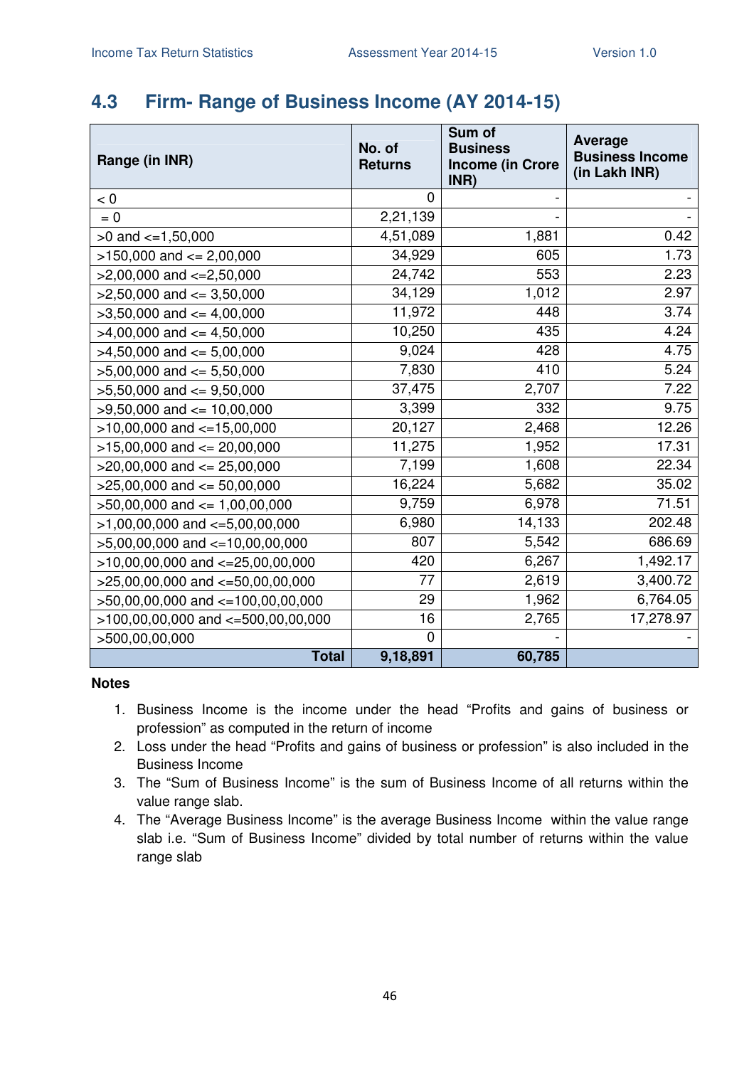## 4.3 Firm- Range of Business Income (AY 2014-15)

| Range (in INR) | No. of Returns | Sum of Business Income (in Crore INR) | Average Business Income (in Lakh INR) |
|---|---|---|---|
| < 0 | 0 | - | - |
| = 0 | 2,21,139 | - | - |
| >0 and <=1,50,000 | 4,51,089 | 1,881 | 0.42 |
| >150,000 and <= 2,00,000 | 34,929 | 605 | 1.73 |
| >2,00,000 and <=2,50,000 | 24,742 | 553 | 2.23 |
| >2,50,000 and <= 3,50,000 | 34,129 | 1,012 | 2.97 |
| >3,50,000 and <= 4,00,000 | 11,972 | 448 | 3.74 |
| >4,00,000 and <= 4,50,000 | 10,250 | 435 | 4.24 |
| >4,50,000 and <= 5,00,000 | 9,024 | 428 | 4.75 |
| >5,00,000 and <= 5,50,000 | 7,830 | 410 | 5.24 |
| >5,50,000 and <= 9,50,000 | 37,475 | 2,707 | 7.22 |
| >9,50,000 and <= 10,00,000 | 3,399 | 332 | 9.75 |
| >10,00,000 and <=15,00,000 | 20,127 | 2,468 | 12.26 |
| >15,00,000 and <= 20,00,000 | 11,275 | 1,952 | 17.31 |
| >20,00,000 and <= 25,00,000 | 7,199 | 1,608 | 22.34 |
| >25,00,000 and <= 50,00,000 | 16,224 | 5,682 | 35.02 |
| >50,00,000 and <= 1,00,00,000 | 9,759 | 6,978 | 71.51 |
| >1,00,00,000 and <=5,00,00,000 | 6,980 | 14,133 | 202.48 |
| >5,00,00,000 and <=10,00,00,000 | 807 | 5,542 | 686.69 |
| >10,00,00,000 and <=25,00,00,000 | 420 | 6,267 | 1,492.17 |
| >25,00,00,000 and <=50,00,00,000 | 77 | 2,619 | 3,400.72 |
| >50,00,00,000 and <=100,00,00,000 | 29 | 1,962 | 6,764.05 |
| >100,00,00,000 and <=500,00,00,000 | 16 | 2,765 | 17,278.97 |
| >500,00,00,000 | 0 | - | - |
| **Total** | **9,18,891** | **60,785** | |

**Notes**

1. Business Income is the income under the head "Profits and gains of business or profession" as computed in the return of income
2. Loss under the head "Profits and gains of business or profession" is also included in the Business Income
3. The "Sum of Business Income" is the sum of Business Income of all returns within the value range slab.
4. The "Average Business Income" is the average Business Income within the value range slab i.e. "Sum of Business Income" divided by total number of returns within the value range slab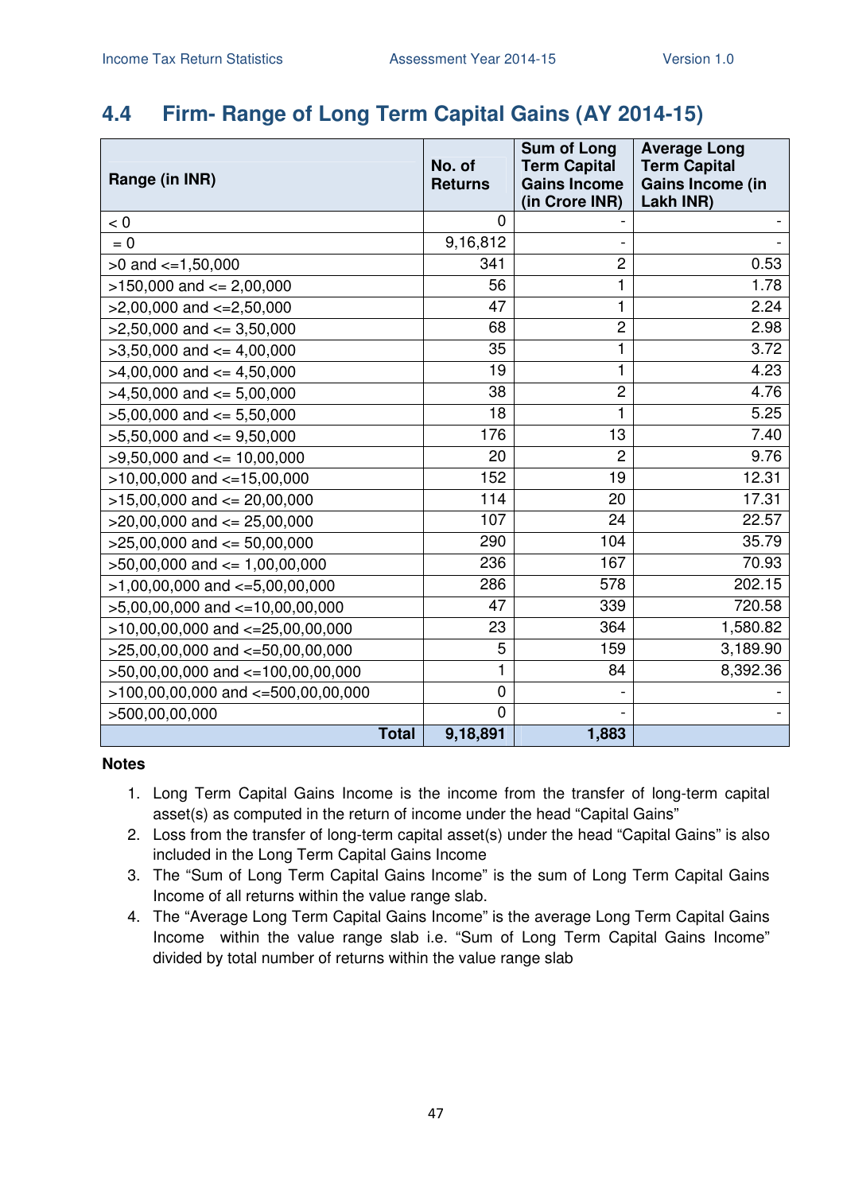## 4.4 Firm- Range of Long Term Capital Gains (AY 2014-15)

| Range (in INR) | No. of Returns | Sum of Long Term Capital Gains Income (in Crore INR) | Average Long Term Capital Gains Income (in Lakh INR) |
|---|---|---|---|
| < 0 | 0 | - | - |
| = 0 | 9,16,812 | - | - |
| >0 and <=1,50,000 | 341 | 2 | 0.53 |
| >150,000 and <= 2,00,000 | 56 | 1 | 1.78 |
| >2,00,000 and <=2,50,000 | 47 | 1 | 2.24 |
| >2,50,000 and <= 3,50,000 | 68 | 2 | 2.98 |
| >3,50,000 and <= 4,00,000 | 35 | 1 | 3.72 |
| >4,00,000 and <= 4,50,000 | 19 | 1 | 4.23 |
| >4,50,000 and <= 5,00,000 | 38 | 2 | 4.76 |
| >5,00,000 and <= 5,50,000 | 18 | 1 | 5.25 |
| >5,50,000 and <= 9,50,000 | 176 | 13 | 7.40 |
| >9,50,000 and <= 10,00,000 | 20 | 2 | 9.76 |
| >10,00,000 and <=15,00,000 | 152 | 19 | 12.31 |
| >15,00,000 and <= 20,00,000 | 114 | 20 | 17.31 |
| >20,00,000 and <= 25,00,000 | 107 | 24 | 22.57 |
| >25,00,000 and <= 50,00,000 | 290 | 104 | 35.79 |
| >50,00,000 and <= 1,00,00,000 | 236 | 167 | 70.93 |
| >1,00,00,000 and <=5,00,00,000 | 286 | 578 | 202.15 |
| >5,00,00,000 and <=10,00,00,000 | 47 | 339 | 720.58 |
| >10,00,00,000 and <=25,00,00,000 | 23 | 364 | 1,580.82 |
| >25,00,00,000 and <=50,00,00,000 | 5 | 159 | 3,189.90 |
| >50,00,00,000 and <=100,00,00,000 | 1 | 84 | 8,392.36 |
| >100,00,00,000 and <=500,00,00,000 | 0 | - | - |
| >500,00,00,000 | 0 | - | - |
| **Total** | **9,18,891** | **1,883** | |

**Notes**

1. Long Term Capital Gains Income is the income from the transfer of long-term capital asset(s) as computed in the return of income under the head "Capital Gains"
2. Loss from the transfer of long-term capital asset(s) under the head "Capital Gains" is also included in the Long Term Capital Gains Income
3. The "Sum of Long Term Capital Gains Income" is the sum of Long Term Capital Gains Income of all returns within the value range slab.
4. The "Average Long Term Capital Gains Income" is the average Long Term Capital Gains Income within the value range slab i.e. "Sum of Long Term Capital Gains Income" divided by total number of returns within the value range slab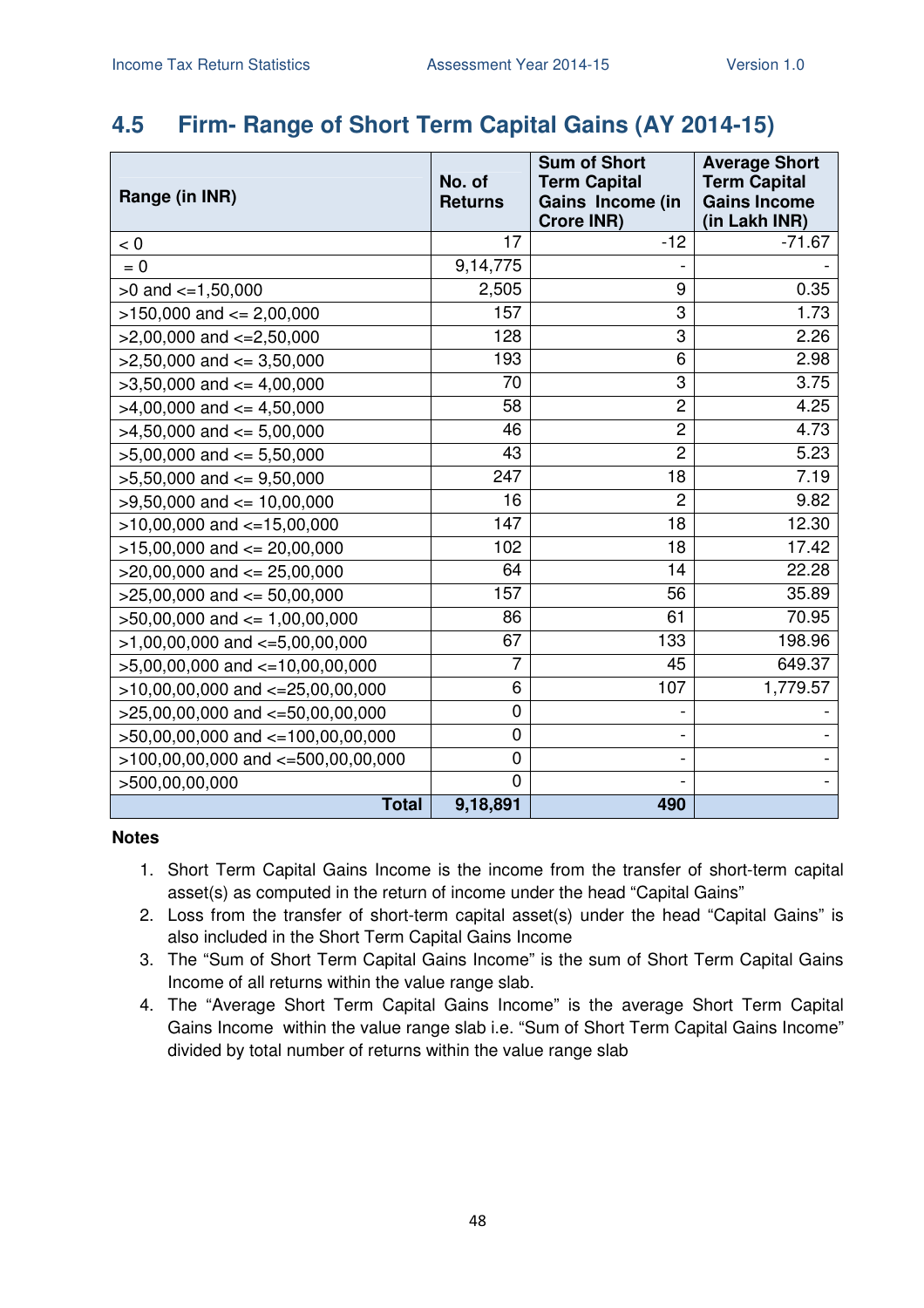## 4.5 Firm- Range of Short Term Capital Gains (AY 2014-15)

| Range (in INR) | No. of Returns | Sum of Short Term Capital Gains Income (in Crore INR) | Average Short Term Capital Gains Income (in Lakh INR) |
|---|---|---|---|
| < 0 | 17 | -12 | -71.67 |
| = 0 | 9,14,775 | - | - |
| >0 and <=1,50,000 | 2,505 | 9 | 0.35 |
| >150,000 and <= 2,00,000 | 157 | 3 | 1.73 |
| >2,00,000 and <=2,50,000 | 128 | 3 | 2.26 |
| >2,50,000 and <= 3,50,000 | 193 | 6 | 2.98 |
| >3,50,000 and <= 4,00,000 | 70 | 3 | 3.75 |
| >4,00,000 and <= 4,50,000 | 58 | 2 | 4.25 |
| >4,50,000 and <= 5,00,000 | 46 | 2 | 4.73 |
| >5,00,000 and <= 5,50,000 | 43 | 2 | 5.23 |
| >5,50,000 and <= 9,50,000 | 247 | 18 | 7.19 |
| >9,50,000 and <= 10,00,000 | 16 | 2 | 9.82 |
| >10,00,000 and <=15,00,000 | 147 | 18 | 12.30 |
| >15,00,000 and <= 20,00,000 | 102 | 18 | 17.42 |
| >20,00,000 and <= 25,00,000 | 64 | 14 | 22.28 |
| >25,00,000 and <= 50,00,000 | 157 | 56 | 35.89 |
| >50,00,000 and <= 1,00,00,000 | 86 | 61 | 70.95 |
| >1,00,00,000 and <=5,00,00,000 | 67 | 133 | 198.96 |
| >5,00,00,000 and <=10,00,00,000 | 7 | 45 | 649.37 |
| >10,00,00,000 and <=25,00,00,000 | 6 | 107 | 1,779.57 |
| >25,00,00,000 and <=50,00,00,000 | 0 | - | - |
| >50,00,00,000 and <=100,00,00,000 | 0 | - | - |
| >100,00,00,000 and <=500,00,00,000 | 0 | - | - |
| >500,00,00,000 | 0 | - | - |
| **Total** | **9,18,891** | **490** | |

**Notes**

1. Short Term Capital Gains Income is the income from the transfer of short-term capital asset(s) as computed in the return of income under the head "Capital Gains"
2. Loss from the transfer of short-term capital asset(s) under the head "Capital Gains" is also included in the Short Term Capital Gains Income
3. The "Sum of Short Term Capital Gains Income" is the sum of Short Term Capital Gains Income of all returns within the value range slab.
4. The "Average Short Term Capital Gains Income" is the average Short Term Capital Gains Income within the value range slab i.e. "Sum of Short Term Capital Gains Income" divided by total number of returns within the value range slab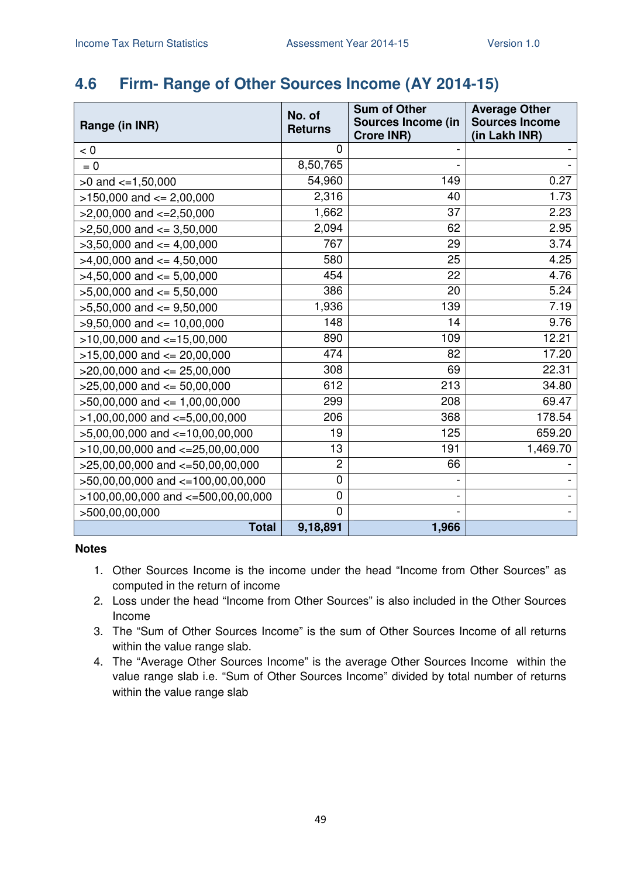## 4.6 Firm- Range of Other Sources Income (AY 2014-15)

| Range (in INR) | No. of Returns | Sum of Other Sources Income (in Crore INR) | Average Other Sources Income (in Lakh INR) |
|---|---|---|---|
| < 0 | 0 | - | - |
| = 0 | 8,50,765 | - | - |
| >0 and <=1,50,000 | 54,960 | 149 | 0.27 |
| >150,000 and <= 2,00,000 | 2,316 | 40 | 1.73 |
| >2,00,000 and <=2,50,000 | 1,662 | 37 | 2.23 |
| >2,50,000 and <= 3,50,000 | 2,094 | 62 | 2.95 |
| >3,50,000 and <= 4,00,000 | 767 | 29 | 3.74 |
| >4,00,000 and <= 4,50,000 | 580 | 25 | 4.25 |
| >4,50,000 and <= 5,00,000 | 454 | 22 | 4.76 |
| >5,00,000 and <= 5,50,000 | 386 | 20 | 5.24 |
| >5,50,000 and <= 9,50,000 | 1,936 | 139 | 7.19 |
| >9,50,000 and <= 10,00,000 | 148 | 14 | 9.76 |
| >10,00,000 and <=15,00,000 | 890 | 109 | 12.21 |
| >15,00,000 and <= 20,00,000 | 474 | 82 | 17.20 |
| >20,00,000 and <= 25,00,000 | 308 | 69 | 22.31 |
| >25,00,000 and <= 50,00,000 | 612 | 213 | 34.80 |
| >50,00,000 and <= 1,00,00,000 | 299 | 208 | 69.47 |
| >1,00,00,000 and <=5,00,00,000 | 206 | 368 | 178.54 |
| >5,00,00,000 and <=10,00,00,000 | 19 | 125 | 659.20 |
| >10,00,00,000 and <=25,00,00,000 | 13 | 191 | 1,469.70 |
| >25,00,00,000 and <=50,00,00,000 | 2 | 66 | - |
| >50,00,00,000 and <=100,00,00,000 | 0 | - | - |
| >100,00,00,000 and <=500,00,00,000 | 0 | - | - |
| >500,00,00,000 | 0 | - | - |
| **Total** | **9,18,891** | **1,966** | |

**Notes**

1. Other Sources Income is the income under the head "Income from Other Sources" as computed in the return of income
2. Loss under the head "Income from Other Sources" is also included in the Other Sources Income
3. The "Sum of Other Sources Income" is the sum of Other Sources Income of all returns within the value range slab.
4. The "Average Other Sources Income" is the average Other Sources Income within the value range slab i.e. "Sum of Other Sources Income" divided by total number of returns within the value range slab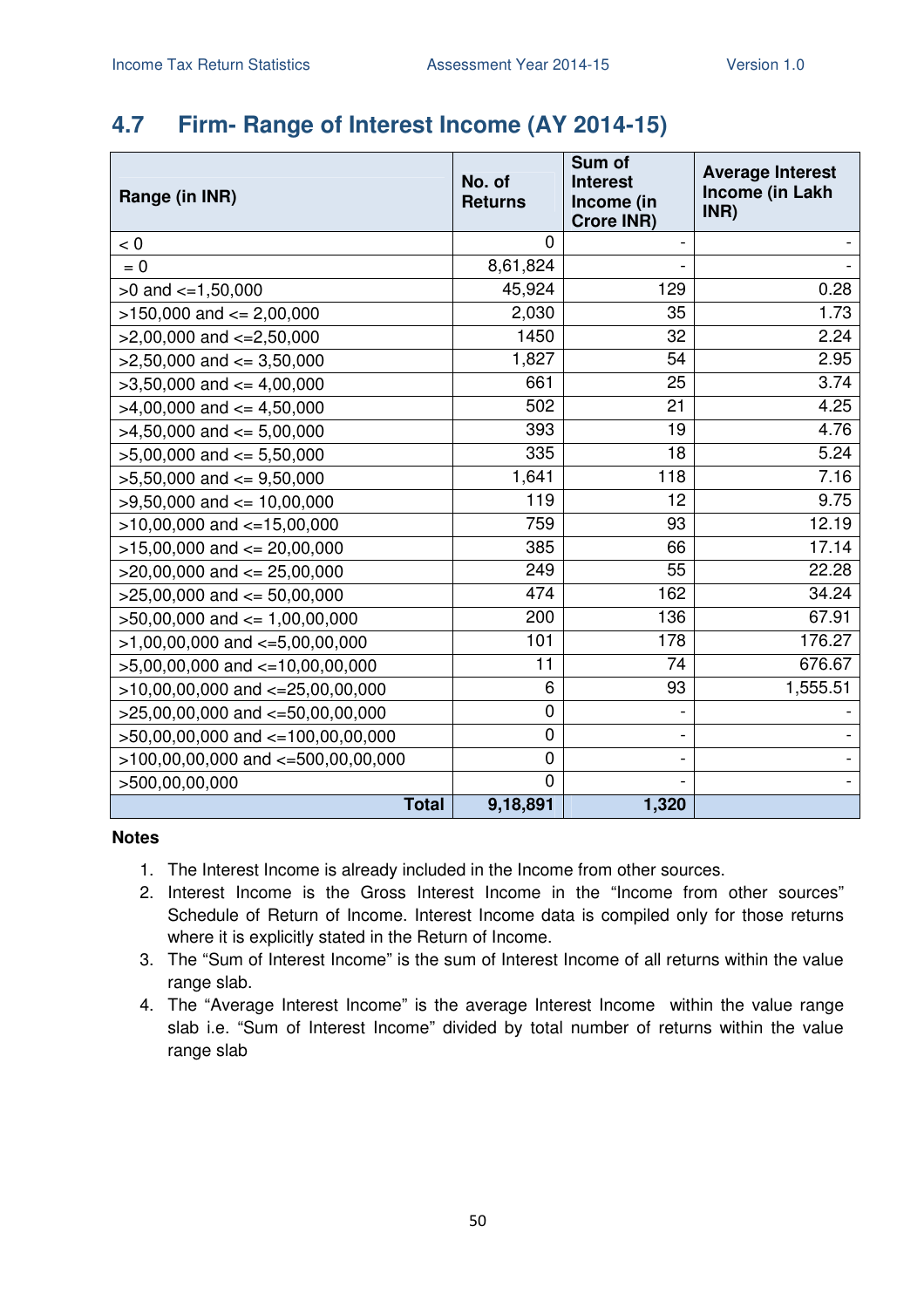## 4.7 Firm- Range of Interest Income (AY 2014-15)

| Range (in INR) | No. of Returns | Sum of Interest Income (in Crore INR) | Average Interest Income (in Lakh INR) |
|---|---|---|---|
| < 0 | 0 | - | - |
| = 0 | 8,61,824 | - | - |
| >0 and <=1,50,000 | 45,924 | 129 | 0.28 |
| >150,000 and <= 2,00,000 | 2,030 | 35 | 1.73 |
| >2,00,000 and <=2,50,000 | 1450 | 32 | 2.24 |
| >2,50,000 and <= 3,50,000 | 1,827 | 54 | 2.95 |
| >3,50,000 and <= 4,00,000 | 661 | 25 | 3.74 |
| >4,00,000 and <= 4,50,000 | 502 | 21 | 4.25 |
| >4,50,000 and <= 5,00,000 | 393 | 19 | 4.76 |
| >5,00,000 and <= 5,50,000 | 335 | 18 | 5.24 |
| >5,50,000 and <= 9,50,000 | 1,641 | 118 | 7.16 |
| >9,50,000 and <= 10,00,000 | 119 | 12 | 9.75 |
| >10,00,000 and <=15,00,000 | 759 | 93 | 12.19 |
| >15,00,000 and <= 20,00,000 | 385 | 66 | 17.14 |
| >20,00,000 and <= 25,00,000 | 249 | 55 | 22.28 |
| >25,00,000 and <= 50,00,000 | 474 | 162 | 34.24 |
| >50,00,000 and <= 1,00,00,000 | 200 | 136 | 67.91 |
| >1,00,00,000 and <=5,00,00,000 | 101 | 178 | 176.27 |
| >5,00,00,000 and <=10,00,00,000 | 11 | 74 | 676.67 |
| >10,00,00,000 and <=25,00,00,000 | 6 | 93 | 1,555.51 |
| >25,00,00,000 and <=50,00,00,000 | 0 | - | - |
| >50,00,00,000 and <=100,00,00,000 | 0 | - | - |
| >100,00,00,000 and <=500,00,00,000 | 0 | - | - |
| >500,00,00,000 | 0 | - | - |
| **Total** | **9,18,891** | **1,320** | |

**Notes**

1. The Interest Income is already included in the Income from other sources.
2. Interest Income is the Gross Interest Income in the "Income from other sources" Schedule of Return of Income. Interest Income data is compiled only for those returns where it is explicitly stated in the Return of Income.
3. The "Sum of Interest Income" is the sum of Interest Income of all returns within the value range slab.
4. The "Average Interest Income" is the average Interest Income within the value range slab i.e. "Sum of Interest Income" divided by total number of returns within the value range slab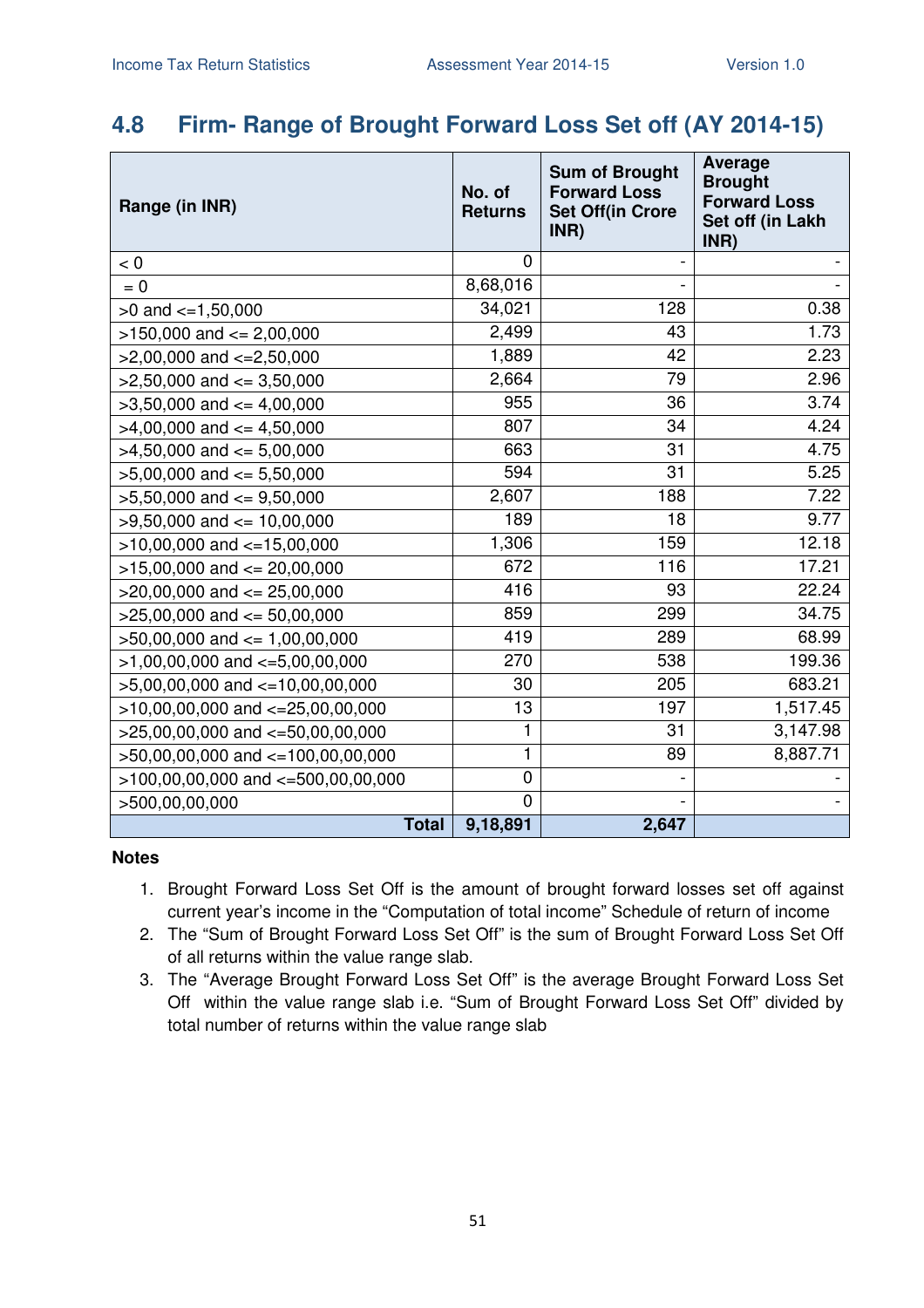## 4.8 Firm- Range of Brought Forward Loss Set off (AY 2014-15)

| Range (in INR) | No. of Returns | Sum of Brought Forward Loss Set Off(in Crore INR) | Average Brought Forward Loss Set off (in Lakh INR) |
|---|---|---|---|
| < 0 | 0 | - | - |
| = 0 | 8,68,016 | - | - |
| >0 and <=1,50,000 | 34,021 | 128 | 0.38 |
| >150,000 and <= 2,00,000 | 2,499 | 43 | 1.73 |
| >2,00,000 and <=2,50,000 | 1,889 | 42 | 2.23 |
| >2,50,000 and <= 3,50,000 | 2,664 | 79 | 2.96 |
| >3,50,000 and <= 4,00,000 | 955 | 36 | 3.74 |
| >4,00,000 and <= 4,50,000 | 807 | 34 | 4.24 |
| >4,50,000 and <= 5,00,000 | 663 | 31 | 4.75 |
| >5,00,000 and <= 5,50,000 | 594 | 31 | 5.25 |
| >5,50,000 and <= 9,50,000 | 2,607 | 188 | 7.22 |
| >9,50,000 and <= 10,00,000 | 189 | 18 | 9.77 |
| >10,00,000 and <=15,00,000 | 1,306 | 159 | 12.18 |
| >15,00,000 and <= 20,00,000 | 672 | 116 | 17.21 |
| >20,00,000 and <= 25,00,000 | 416 | 93 | 22.24 |
| >25,00,000 and <= 50,00,000 | 859 | 299 | 34.75 |
| >50,00,000 and <= 1,00,00,000 | 419 | 289 | 68.99 |
| >1,00,00,000 and <=5,00,00,000 | 270 | 538 | 199.36 |
| >5,00,00,000 and <=10,00,00,000 | 30 | 205 | 683.21 |
| >10,00,00,000 and <=25,00,00,000 | 13 | 197 | 1,517.45 |
| >25,00,00,000 and <=50,00,00,000 | 1 | 31 | 3,147.98 |
| >50,00,00,000 and <=100,00,00,000 | 1 | 89 | 8,887.71 |
| >100,00,00,000 and <=500,00,00,000 | 0 | - | - |
| >500,00,00,000 | 0 | - | - |
| **Total** | **9,18,891** | **2,647** | |

**Notes**

1. Brought Forward Loss Set Off is the amount of brought forward losses set off against current year's income in the "Computation of total income" Schedule of return of income
2. The "Sum of Brought Forward Loss Set Off" is the sum of Brought Forward Loss Set Off of all returns within the value range slab.
3. The "Average Brought Forward Loss Set Off" is the average Brought Forward Loss Set Off within the value range slab i.e. "Sum of Brought Forward Loss Set Off" divided by total number of returns within the value range slab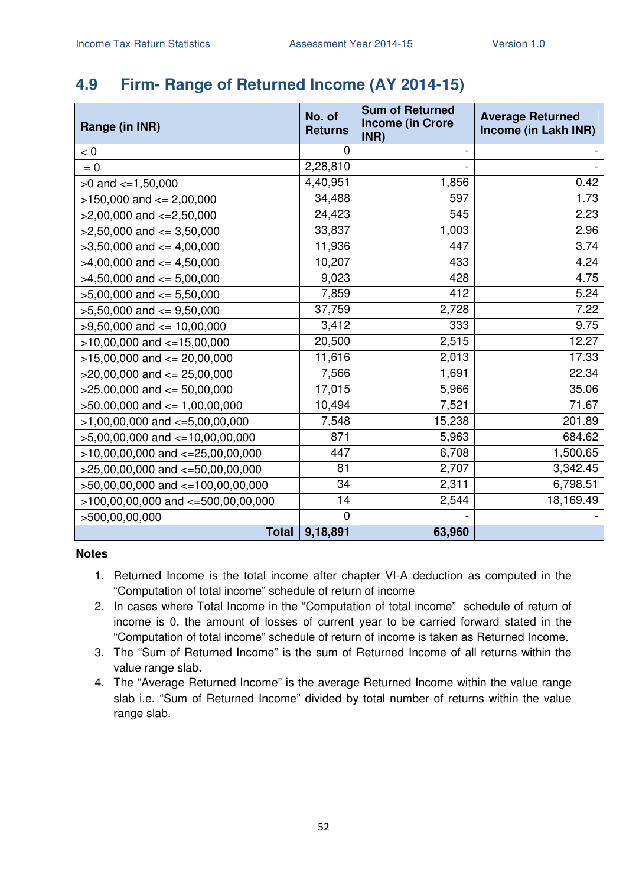## 4.9 Firm- Range of Returned Income (AY 2014-15)

| Range (in INR) | No. of Returns | Sum of Returned Income (in Crore INR) | Average Returned Income (in Lakh INR) |
|---|---|---|---|
| < 0 | 0 | - | - |
| = 0 | 2,28,810 | - | - |
| >0 and <=1,50,000 | 4,40,951 | 1,856 | 0.42 |
| >150,000 and <= 2,00,000 | 34,488 | 597 | 1.73 |
| >2,00,000 and <=2,50,000 | 24,423 | 545 | 2.23 |
| >2,50,000 and <= 3,50,000 | 33,837 | 1,003 | 2.96 |
| >3,50,000 and <= 4,00,000 | 11,936 | 447 | 3.74 |
| >4,00,000 and <= 4,50,000 | 10,207 | 433 | 4.24 |
| >4,50,000 and <= 5,00,000 | 9,023 | 428 | 4.75 |
| >5,00,000 and <= 5,50,000 | 7,859 | 412 | 5.24 |
| >5,50,000 and <= 9,50,000 | 37,759 | 2,728 | 7.22 |
| >9,50,000 and <= 10,00,000 | 3,412 | 333 | 9.75 |
| >10,00,000 and <=15,00,000 | 20,500 | 2,515 | 12.27 |
| >15,00,000 and <= 20,00,000 | 11,616 | 2,013 | 17.33 |
| >20,00,000 and <= 25,00,000 | 7,566 | 1,691 | 22.34 |
| >25,00,000 and <= 50,00,000 | 17,015 | 5,966 | 35.06 |
| >50,00,000 and <= 1,00,00,000 | 10,494 | 7,521 | 71.67 |
| >1,00,00,000 and <=5,00,00,000 | 7,548 | 15,238 | 201.89 |
| >5,00,00,000 and <=10,00,00,000 | 871 | 5,963 | 684.62 |
| >10,00,00,000 and <=25,00,00,000 | 447 | 6,708 | 1,500.65 |
| >25,00,00,000 and <=50,00,00,000 | 81 | 2,707 | 3,342.45 |
| >50,00,00,000 and <=100,00,00,000 | 34 | 2,311 | 6,798.51 |
| >100,00,00,000 and <=500,00,00,000 | 14 | 2,544 | 18,169.49 |
| >500,00,00,000 | 0 | - | - |
| **Total** | **9,18,891** | **63,960** | |

**Notes**

1. Returned Income is the total income after chapter VI-A deduction as computed in the "Computation of total income" schedule of return of income
2. In cases where Total Income in the "Computation of total income" schedule of return of income is 0, the amount of losses of current year to be carried forward stated in the "Computation of total income" schedule of return of income is taken as Returned Income.
3. The "Sum of Returned Income" is the sum of Returned Income of all returns within the value range slab.
4. The "Average Returned Income" is the average Returned Income within the value range slab i.e. "Sum of Returned Income" divided by total number of returns within the value range slab.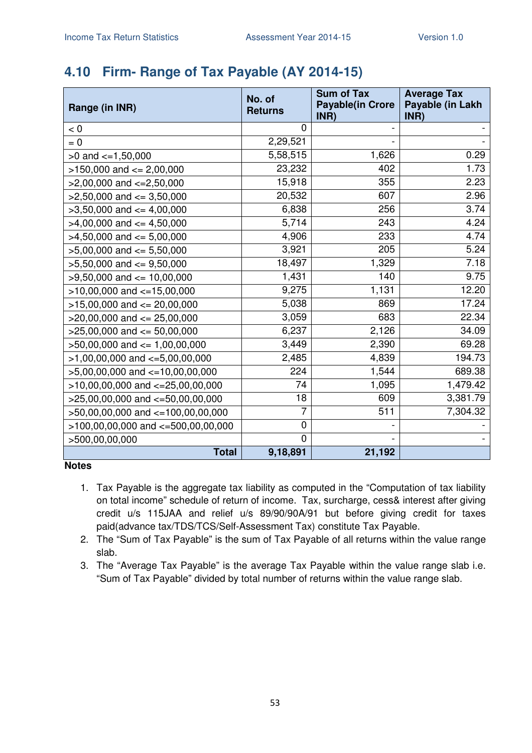## 4.10 Firm- Range of Tax Payable (AY 2014-15)

| Range (in INR) | No. of Returns | Sum of Tax Payable(in Crore INR) | Average Tax Payable (in Lakh INR) |
|---|---|---|---|
| < 0 | 0 | - | - |
| = 0 | 2,29,521 | - | - |
| >0 and <=1,50,000 | 5,58,515 | 1,626 | 0.29 |
| >150,000 and <= 2,00,000 | 23,232 | 402 | 1.73 |
| >2,00,000 and <=2,50,000 | 15,918 | 355 | 2.23 |
| >2,50,000 and <= 3,50,000 | 20,532 | 607 | 2.96 |
| >3,50,000 and <= 4,00,000 | 6,838 | 256 | 3.74 |
| >4,00,000 and <= 4,50,000 | 5,714 | 243 | 4.24 |
| >4,50,000 and <= 5,00,000 | 4,906 | 233 | 4.74 |
| >5,00,000 and <= 5,50,000 | 3,921 | 205 | 5.24 |
| >5,50,000 and <= 9,50,000 | 18,497 | 1,329 | 7.18 |
| >9,50,000 and <= 10,00,000 | 1,431 | 140 | 9.75 |
| >10,00,000 and <=15,00,000 | 9,275 | 1,131 | 12.20 |
| >15,00,000 and <= 20,00,000 | 5,038 | 869 | 17.24 |
| >20,00,000 and <= 25,00,000 | 3,059 | 683 | 22.34 |
| >25,00,000 and <= 50,00,000 | 6,237 | 2,126 | 34.09 |
| >50,00,000 and <= 1,00,00,000 | 3,449 | 2,390 | 69.28 |
| >1,00,00,000 and <=5,00,00,000 | 2,485 | 4,839 | 194.73 |
| >5,00,00,000 and <=10,00,00,000 | 224 | 1,544 | 689.38 |
| >10,00,00,000 and <=25,00,00,000 | 74 | 1,095 | 1,479.42 |
| >25,00,00,000 and <=50,00,00,000 | 18 | 609 | 3,381.79 |
| >50,00,00,000 and <=100,00,00,000 | 7 | 511 | 7,304.32 |
| >100,00,00,000 and <=500,00,00,000 | 0 | - | - |
| >500,00,00,000 | 0 | - | - |
| **Total** | **9,18,891** | **21,192** | |

**Notes**

1. Tax Payable is the aggregate tax liability as computed in the "Computation of tax liability on total income" schedule of return of income. Tax, surcharge, cess& interest after giving credit u/s 115JAA and relief u/s 89/90/90A/91 but before giving credit for taxes paid(advance tax/TDS/TCS/Self-Assessment Tax) constitute Tax Payable.
2. The "Sum of Tax Payable" is the sum of Tax Payable of all returns within the value range slab.
3. The "Average Tax Payable" is the average Tax Payable within the value range slab i.e. "Sum of Tax Payable" divided by total number of returns within the value range slab.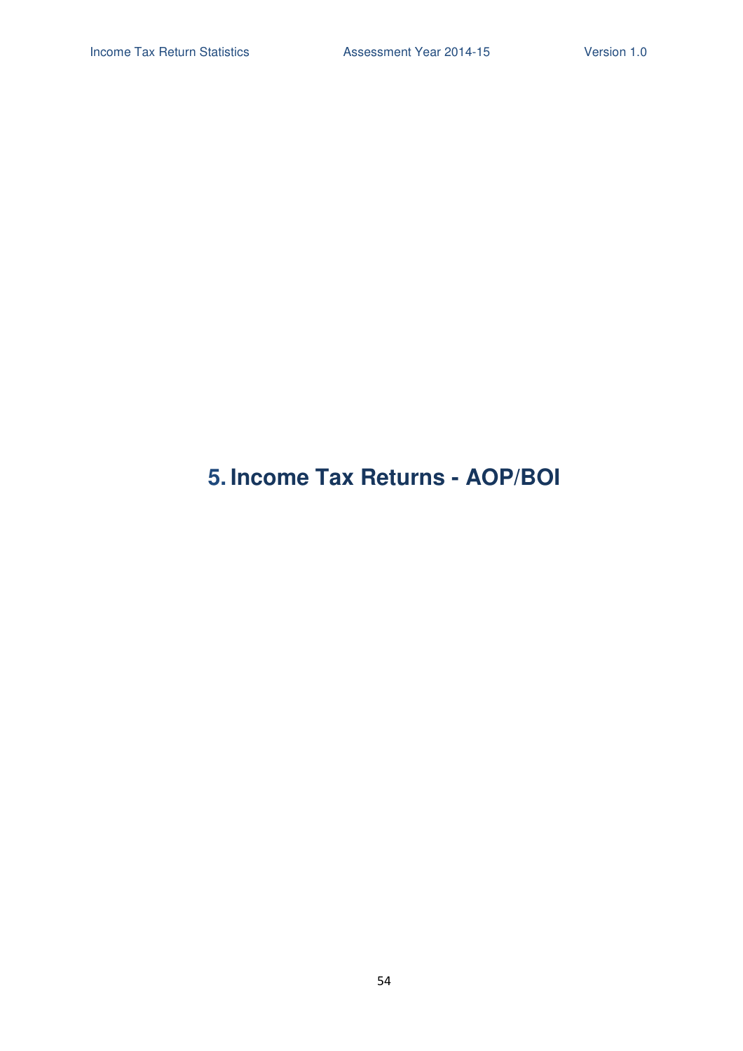# 5. Income Tax Returns - AOP/BOI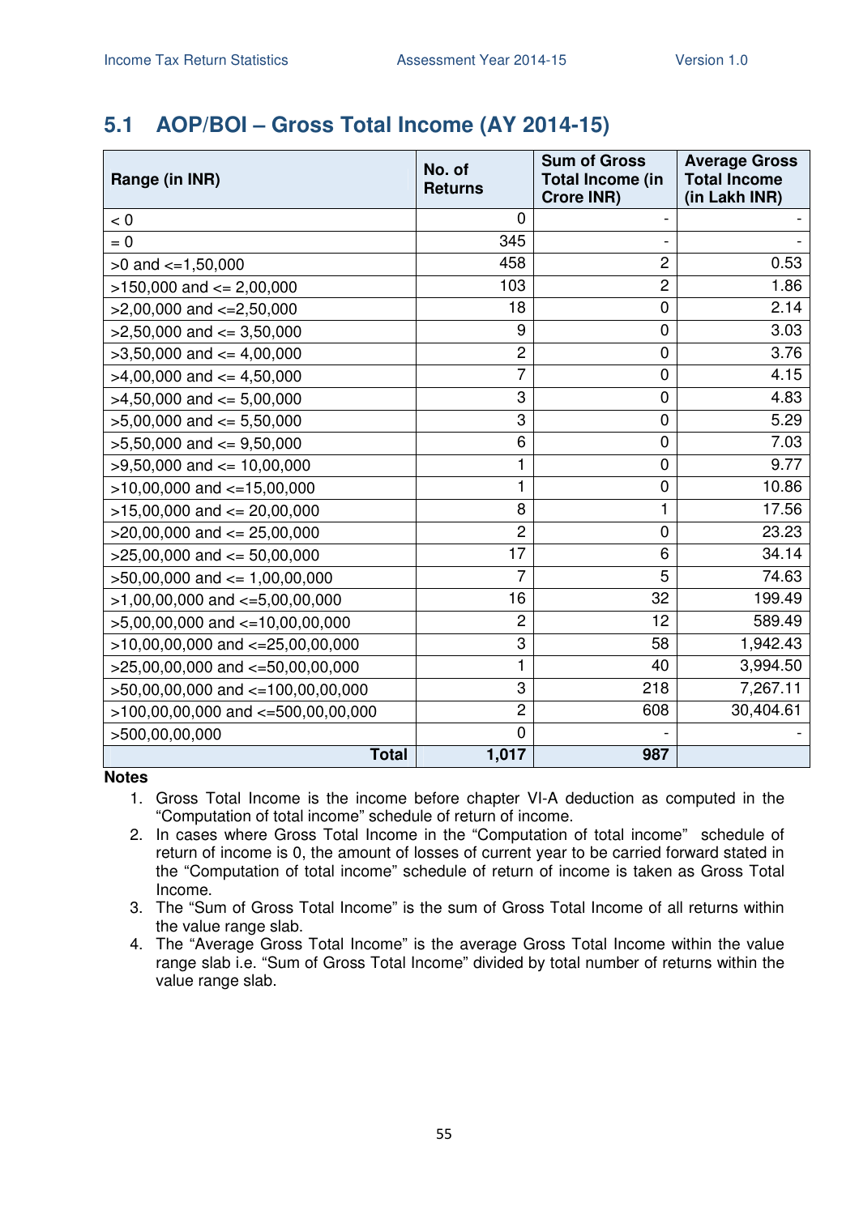## 5.1 AOP/BOI – Gross Total Income (AY 2014-15)

| Range (in INR) | No. of Returns | Sum of Gross Total Income (in Crore INR) | Average Gross Total Income (in Lakh INR) |
|---|---|---|---|
| < 0 | 0 | - | - |
| = 0 | 345 | - | - |
| >0 and <=1,50,000 | 458 | 2 | 0.53 |
| >150,000 and <= 2,00,000 | 103 | 2 | 1.86 |
| >2,00,000 and <=2,50,000 | 18 | 0 | 2.14 |
| >2,50,000 and <= 3,50,000 | 9 | 0 | 3.03 |
| >3,50,000 and <= 4,00,000 | 2 | 0 | 3.76 |
| >4,00,000 and <= 4,50,000 | 7 | 0 | 4.15 |
| >4,50,000 and <= 5,00,000 | 3 | 0 | 4.83 |
| >5,00,000 and <= 5,50,000 | 3 | 0 | 5.29 |
| >5,50,000 and <= 9,50,000 | 6 | 0 | 7.03 |
| >9,50,000 and <= 10,00,000 | 1 | 0 | 9.77 |
| >10,00,000 and <=15,00,000 | 1 | 0 | 10.86 |
| >15,00,000 and <= 20,00,000 | 8 | 1 | 17.56 |
| >20,00,000 and <= 25,00,000 | 2 | 0 | 23.23 |
| >25,00,000 and <= 50,00,000 | 17 | 6 | 34.14 |
| >50,00,000 and <= 1,00,00,000 | 7 | 5 | 74.63 |
| >1,00,00,000 and <=5,00,00,000 | 16 | 32 | 199.49 |
| >5,00,00,000 and <=10,00,00,000 | 2 | 12 | 589.49 |
| >10,00,00,000 and <=25,00,00,000 | 3 | 58 | 1,942.43 |
| >25,00,00,000 and <=50,00,00,000 | 1 | 40 | 3,994.50 |
| >50,00,00,000 and <=100,00,00,000 | 3 | 218 | 7,267.11 |
| >100,00,00,000 and <=500,00,00,000 | 2 | 608 | 30,404.61 |
| >500,00,00,000 | 0 | - | - |
| **Total** | **1,017** | **987** | |

**Notes**

1. Gross Total Income is the income before chapter VI-A deduction as computed in the "Computation of total income" schedule of return of income.
2. In cases where Gross Total Income in the "Computation of total income" schedule of return of income is 0, the amount of losses of current year to be carried forward stated in the "Computation of total income" schedule of return of income is taken as Gross Total Income.
3. The "Sum of Gross Total Income" is the sum of Gross Total Income of all returns within the value range slab.
4. The "Average Gross Total Income" is the average Gross Total Income within the value range slab i.e. "Sum of Gross Total Income" divided by total number of returns within the value range slab.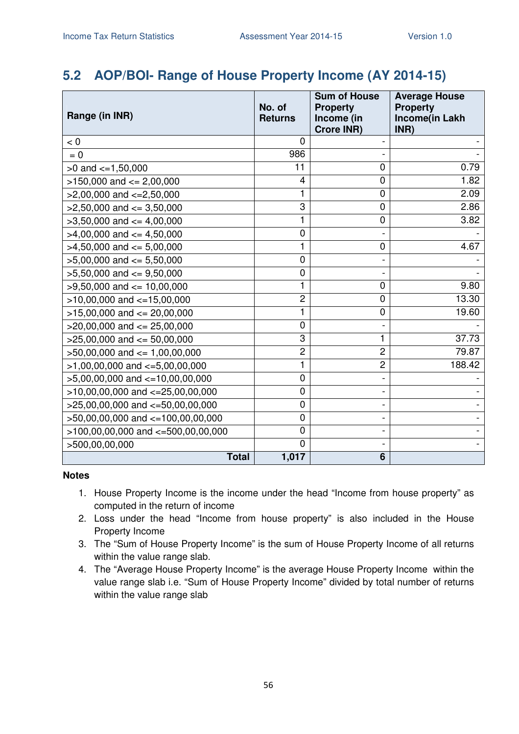## 5.2 AOP/BOI- Range of House Property Income (AY 2014-15)

| Range (in INR) | No. of Returns | Sum of House Property Income (in Crore INR) | Average House Property Income(in Lakh INR) |
|---|---|---|---|
| < 0 | 0 | - | - |
| = 0 | 986 | - | - |
| >0 and <=1,50,000 | 11 | 0 | 0.79 |
| >150,000 and <= 2,00,000 | 4 | 0 | 1.82 |
| >2,00,000 and <=2,50,000 | 1 | 0 | 2.09 |
| >2,50,000 and <= 3,50,000 | 3 | 0 | 2.86 |
| >3,50,000 and <= 4,00,000 | 1 | 0 | 3.82 |
| >4,00,000 and <= 4,50,000 | 0 | - | - |
| >4,50,000 and <= 5,00,000 | 1 | 0 | 4.67 |
| >5,00,000 and <= 5,50,000 | 0 | - | - |
| >5,50,000 and <= 9,50,000 | 0 | - | - |
| >9,50,000 and <= 10,00,000 | 1 | 0 | 9.80 |
| >10,00,000 and <=15,00,000 | 2 | 0 | 13.30 |
| >15,00,000 and <= 20,00,000 | 1 | 0 | 19.60 |
| >20,00,000 and <= 25,00,000 | 0 | - | - |
| >25,00,000 and <= 50,00,000 | 3 | 1 | 37.73 |
| >50,00,000 and <= 1,00,00,000 | 2 | 2 | 79.87 |
| >1,00,00,000 and <=5,00,00,000 | 1 | 2 | 188.42 |
| >5,00,00,000 and <=10,00,00,000 | 0 | - | - |
| >10,00,00,000 and <=25,00,00,000 | 0 | - | - |
| >25,00,00,000 and <=50,00,00,000 | 0 | - | - |
| >50,00,00,000 and <=100,00,00,000 | 0 | - | - |
| >100,00,00,000 and <=500,00,00,000 | 0 | - | - |
| >500,00,00,000 | 0 | - | - |
| **Total** | **1,017** | **6** | |

**Notes**

1. House Property Income is the income under the head "Income from house property" as computed in the return of income
2. Loss under the head "Income from house property" is also included in the House Property Income
3. The "Sum of House Property Income" is the sum of House Property Income of all returns within the value range slab.
4. The "Average House Property Income" is the average House Property Income within the value range slab i.e. "Sum of House Property Income" divided by total number of returns within the value range slab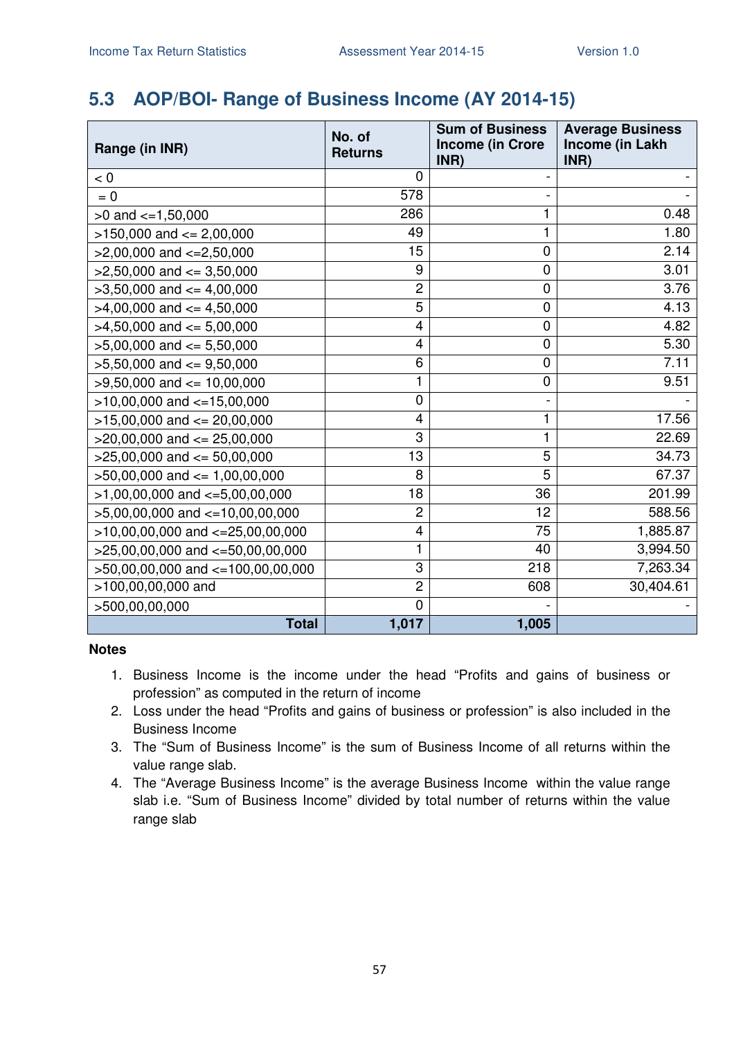## 5.3 AOP/BOI- Range of Business Income (AY 2014-15)

| Range (in INR) | No. of Returns | Sum of Business Income (in Crore INR) | Average Business Income (in Lakh INR) |
|---|---|---|---|
| < 0 | 0 | - | - |
| = 0 | 578 | - | - |
| >0 and <=1,50,000 | 286 | 1 | 0.48 |
| >150,000 and <= 2,00,000 | 49 | 1 | 1.80 |
| >2,00,000 and <=2,50,000 | 15 | 0 | 2.14 |
| >2,50,000 and <= 3,50,000 | 9 | 0 | 3.01 |
| >3,50,000 and <= 4,00,000 | 2 | 0 | 3.76 |
| >4,00,000 and <= 4,50,000 | 5 | 0 | 4.13 |
| >4,50,000 and <= 5,00,000 | 4 | 0 | 4.82 |
| >5,00,000 and <= 5,50,000 | 4 | 0 | 5.30 |
| >5,50,000 and <= 9,50,000 | 6 | 0 | 7.11 |
| >9,50,000 and <= 10,00,000 | 1 | 0 | 9.51 |
| >10,00,000 and <=15,00,000 | 0 | - | - |
| >15,00,000 and <= 20,00,000 | 4 | 1 | 17.56 |
| >20,00,000 and <= 25,00,000 | 3 | 1 | 22.69 |
| >25,00,000 and <= 50,00,000 | 13 | 5 | 34.73 |
| >50,00,000 and <= 1,00,00,000 | 8 | 5 | 67.37 |
| >1,00,00,000 and <=5,00,00,000 | 18 | 36 | 201.99 |
| >5,00,00,000 and <=10,00,00,000 | 2 | 12 | 588.56 |
| >10,00,00,000 and <=25,00,00,000 | 4 | 75 | 1,885.87 |
| >25,00,00,000 and <=50,00,00,000 | 1 | 40 | 3,994.50 |
| >50,00,00,000 and <=100,00,00,000 | 3 | 218 | 7,263.34 |
| >100,00,00,000 and | 2 | 608 | 30,404.61 |
| >500,00,00,000 | 0 | - | - |
| **Total** | **1,017** | **1,005** | |

**Notes**

1. Business Income is the income under the head "Profits and gains of business or profession" as computed in the return of income
2. Loss under the head "Profits and gains of business or profession" is also included in the Business Income
3. The "Sum of Business Income" is the sum of Business Income of all returns within the value range slab.
4. The "Average Business Income" is the average Business Income within the value range slab i.e. "Sum of Business Income" divided by total number of returns within the value range slab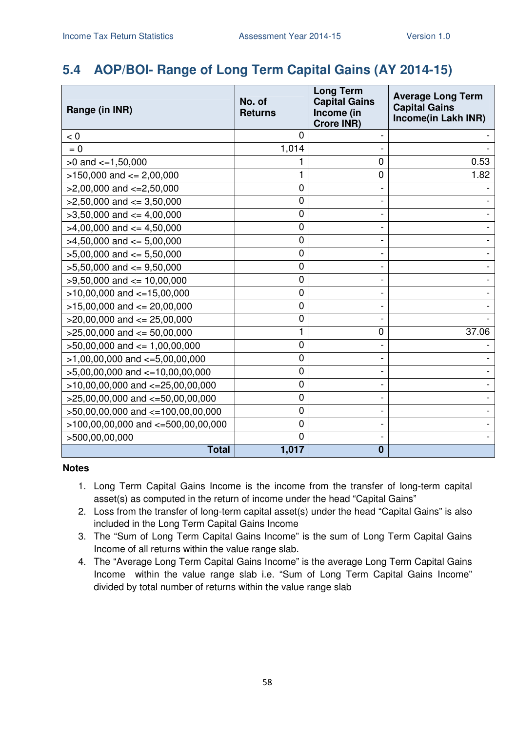## 5.4 AOP/BOI- Range of Long Term Capital Gains (AY 2014-15)

| Range (in INR) | No. of Returns | Long Term Capital Gains Income (in Crore INR) | Average Long Term Capital Gains Income(in Lakh INR) |
|---|---|---|---|
| < 0 | 0 | - | - |
| = 0 | 1,014 | - | - |
| >0 and <=1,50,000 | 1 | 0 | 0.53 |
| >150,000 and <= 2,00,000 | 1 | 0 | 1.82 |
| >2,00,000 and <=2,50,000 | 0 | - | - |
| >2,50,000 and <= 3,50,000 | 0 | - | - |
| >3,50,000 and <= 4,00,000 | 0 | - | - |
| >4,00,000 and <= 4,50,000 | 0 | - | - |
| >4,50,000 and <= 5,00,000 | 0 | - | - |
| >5,00,000 and <= 5,50,000 | 0 | - | - |
| >5,50,000 and <= 9,50,000 | 0 | - | - |
| >9,50,000 and <= 10,00,000 | 0 | - | - |
| >10,00,000 and <=15,00,000 | 0 | - | - |
| >15,00,000 and <= 20,00,000 | 0 | - | - |
| >20,00,000 and <= 25,00,000 | 0 | - | - |
| >25,00,000 and <= 50,00,000 | 1 | 0 | 37.06 |
| >50,00,000 and <= 1,00,00,000 | 0 | - | - |
| >1,00,00,000 and <=5,00,00,000 | 0 | - | - |
| >5,00,00,000 and <=10,00,00,000 | 0 | - | - |
| >10,00,00,000 and <=25,00,00,000 | 0 | - | - |
| >25,00,00,000 and <=50,00,00,000 | 0 | - | - |
| >50,00,00,000 and <=100,00,00,000 | 0 | - | - |
| >100,00,00,000 and <=500,00,00,000 | 0 | - | - |
| >500,00,00,000 | 0 | - | - |
| **Total** | **1,017** | **0** | |

**Notes**

1. Long Term Capital Gains Income is the income from the transfer of long-term capital asset(s) as computed in the return of income under the head "Capital Gains"
2. Loss from the transfer of long-term capital asset(s) under the head "Capital Gains" is also included in the Long Term Capital Gains Income
3. The "Sum of Long Term Capital Gains Income" is the sum of Long Term Capital Gains Income of all returns within the value range slab.
4. The "Average Long Term Capital Gains Income" is the average Long Term Capital Gains Income within the value range slab i.e. "Sum of Long Term Capital Gains Income" divided by total number of returns within the value range slab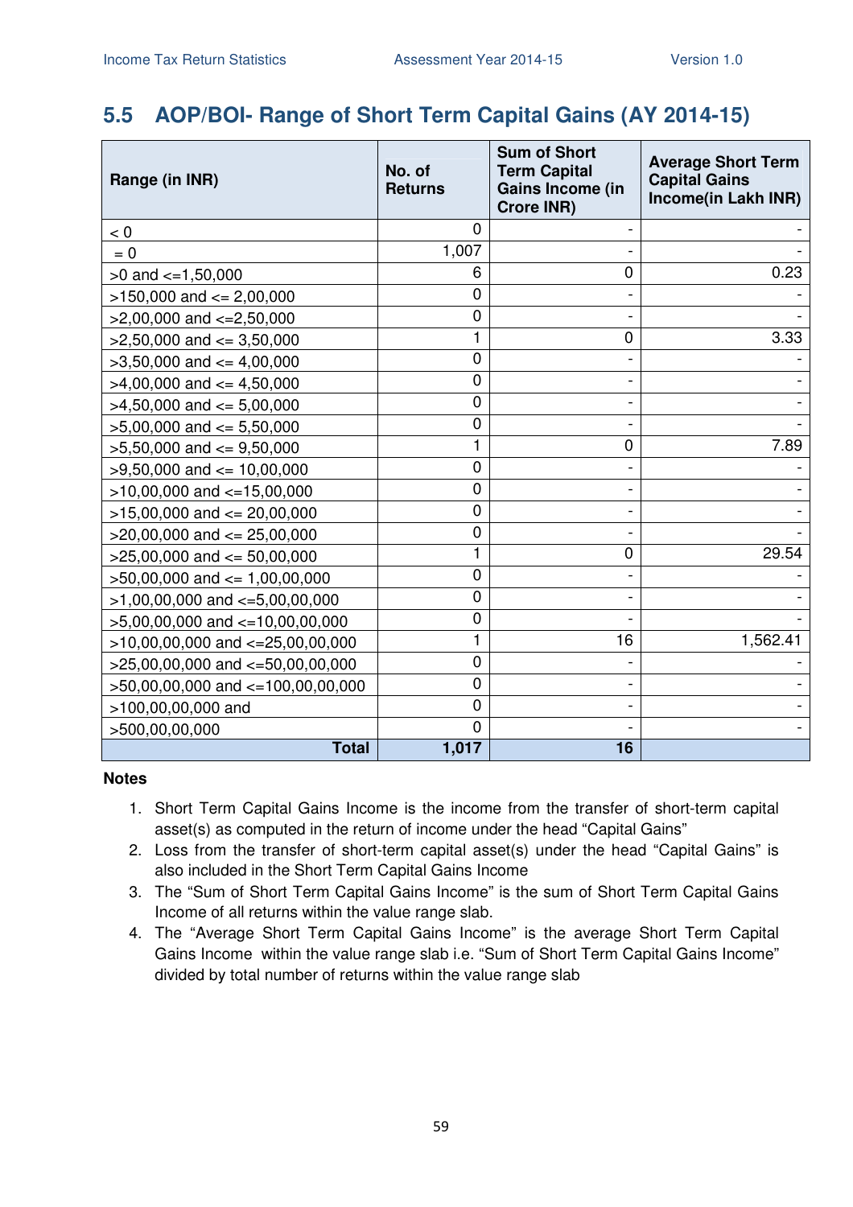## 5.5 AOP/BOI- Range of Short Term Capital Gains (AY 2014-15)

| Range (in INR) | No. of Returns | Sum of Short Term Capital Gains Income (in Crore INR) | Average Short Term Capital Gains Income(in Lakh INR) |
|---|---|---|---|
| < 0 | 0 | - | - |
| = 0 | 1,007 | - | - |
| >0 and <=1,50,000 | 6 | 0 | 0.23 |
| >150,000 and <= 2,00,000 | 0 | - | - |
| >2,00,000 and <=2,50,000 | 0 | - | - |
| >2,50,000 and <= 3,50,000 | 1 | 0 | 3.33 |
| >3,50,000 and <= 4,00,000 | 0 | - | - |
| >4,00,000 and <= 4,50,000 | 0 | - | - |
| >4,50,000 and <= 5,00,000 | 0 | - | - |
| >5,00,000 and <= 5,50,000 | 0 | - | - |
| >5,50,000 and <= 9,50,000 | 1 | 0 | 7.89 |
| >9,50,000 and <= 10,00,000 | 0 | - | - |
| >10,00,000 and <=15,00,000 | 0 | - | - |
| >15,00,000 and <= 20,00,000 | 0 | - | - |
| >20,00,000 and <= 25,00,000 | 0 | - | - |
| >25,00,000 and <= 50,00,000 | 1 | 0 | 29.54 |
| >50,00,000 and <= 1,00,00,000 | 0 | - | - |
| >1,00,00,000 and <=5,00,00,000 | 0 | - | - |
| >5,00,00,000 and <=10,00,00,000 | 0 | - | - |
| >10,00,00,000 and <=25,00,00,000 | 1 | 16 | 1,562.41 |
| >25,00,00,000 and <=50,00,00,000 | 0 | - | - |
| >50,00,00,000 and <=100,00,00,000 | 0 | - | - |
| >100,00,00,000 and | 0 | - | - |
| >500,00,00,000 | 0 | - | - |
| **Total** | **1,017** | **16** | |

**Notes**

1. Short Term Capital Gains Income is the income from the transfer of short-term capital asset(s) as computed in the return of income under the head "Capital Gains"
2. Loss from the transfer of short-term capital asset(s) under the head "Capital Gains" is also included in the Short Term Capital Gains Income
3. The "Sum of Short Term Capital Gains Income" is the sum of Short Term Capital Gains Income of all returns within the value range slab.
4. The "Average Short Term Capital Gains Income" is the average Short Term Capital Gains Income within the value range slab i.e. "Sum of Short Term Capital Gains Income" divided by total number of returns within the value range slab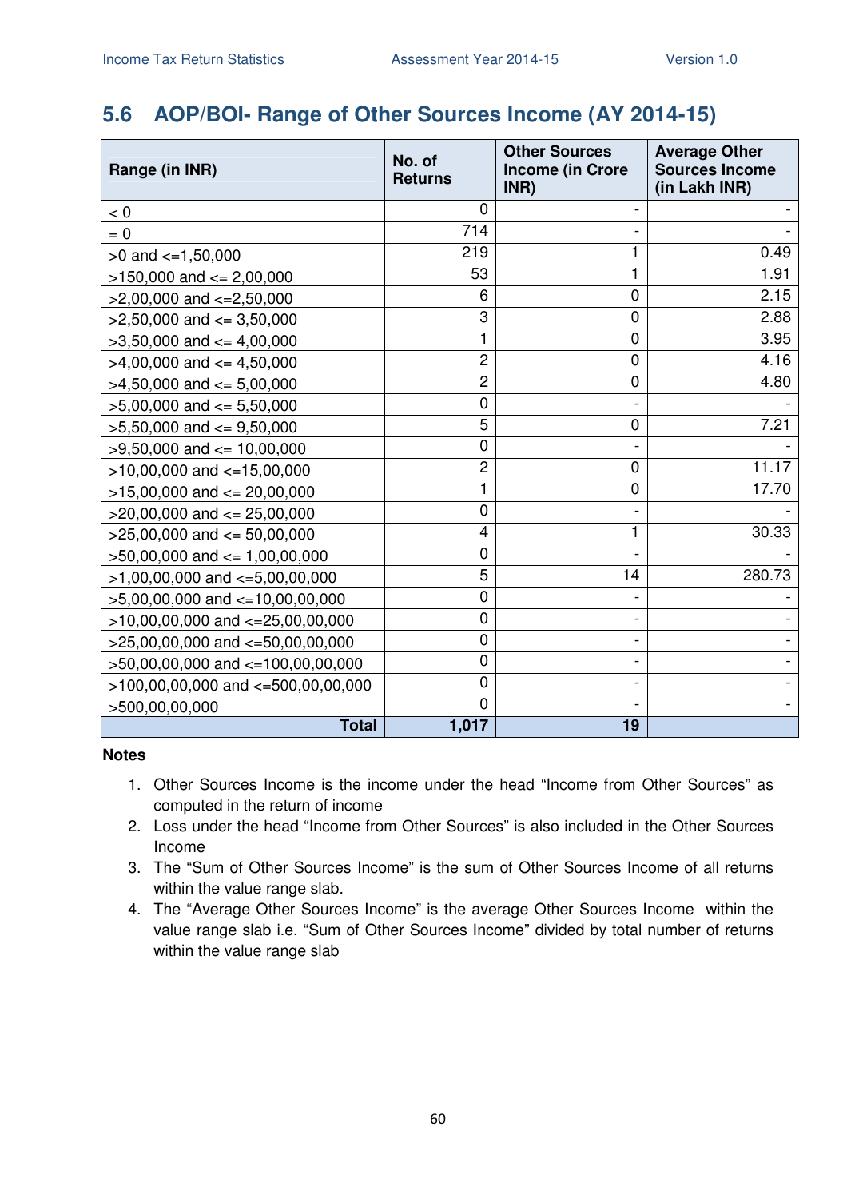## 5.6 AOP/BOI- Range of Other Sources Income (AY 2014-15)

| Range (in INR) | No. of Returns | Other Sources Income (in Crore INR) | Average Other Sources Income (in Lakh INR) |
|---|---|---|---|
| < 0 | 0 | - | - |
| = 0 | 714 | - | - |
| >0 and <=1,50,000 | 219 | 1 | 0.49 |
| >150,000 and <= 2,00,000 | 53 | 1 | 1.91 |
| >2,00,000 and <=2,50,000 | 6 | 0 | 2.15 |
| >2,50,000 and <= 3,50,000 | 3 | 0 | 2.88 |
| >3,50,000 and <= 4,00,000 | 1 | 0 | 3.95 |
| >4,00,000 and <= 4,50,000 | 2 | 0 | 4.16 |
| >4,50,000 and <= 5,00,000 | 2 | 0 | 4.80 |
| >5,00,000 and <= 5,50,000 | 0 | - | - |
| >5,50,000 and <= 9,50,000 | 5 | 0 | 7.21 |
| >9,50,000 and <= 10,00,000 | 0 | - | - |
| >10,00,000 and <=15,00,000 | 2 | 0 | 11.17 |
| >15,00,000 and <= 20,00,000 | 1 | 0 | 17.70 |
| >20,00,000 and <= 25,00,000 | 0 | - | - |
| >25,00,000 and <= 50,00,000 | 4 | 1 | 30.33 |
| >50,00,000 and <= 1,00,00,000 | 0 | - | - |
| >1,00,00,000 and <=5,00,00,000 | 5 | 14 | 280.73 |
| >5,00,00,000 and <=10,00,00,000 | 0 | - | - |
| >10,00,00,000 and <=25,00,00,000 | 0 | - | - |
| >25,00,00,000 and <=50,00,00,000 | 0 | - | - |
| >50,00,00,000 and <=100,00,00,000 | 0 | - | - |
| >100,00,00,000 and <=500,00,00,000 | 0 | - | - |
| >500,00,00,000 | 0 | - | - |
| **Total** | **1,017** | **19** | |

**Notes**

1. Other Sources Income is the income under the head "Income from Other Sources" as computed in the return of income
2. Loss under the head "Income from Other Sources" is also included in the Other Sources Income
3. The "Sum of Other Sources Income" is the sum of Other Sources Income of all returns within the value range slab.
4. The "Average Other Sources Income" is the average Other Sources Income within the value range slab i.e. "Sum of Other Sources Income" divided by total number of returns within the value range slab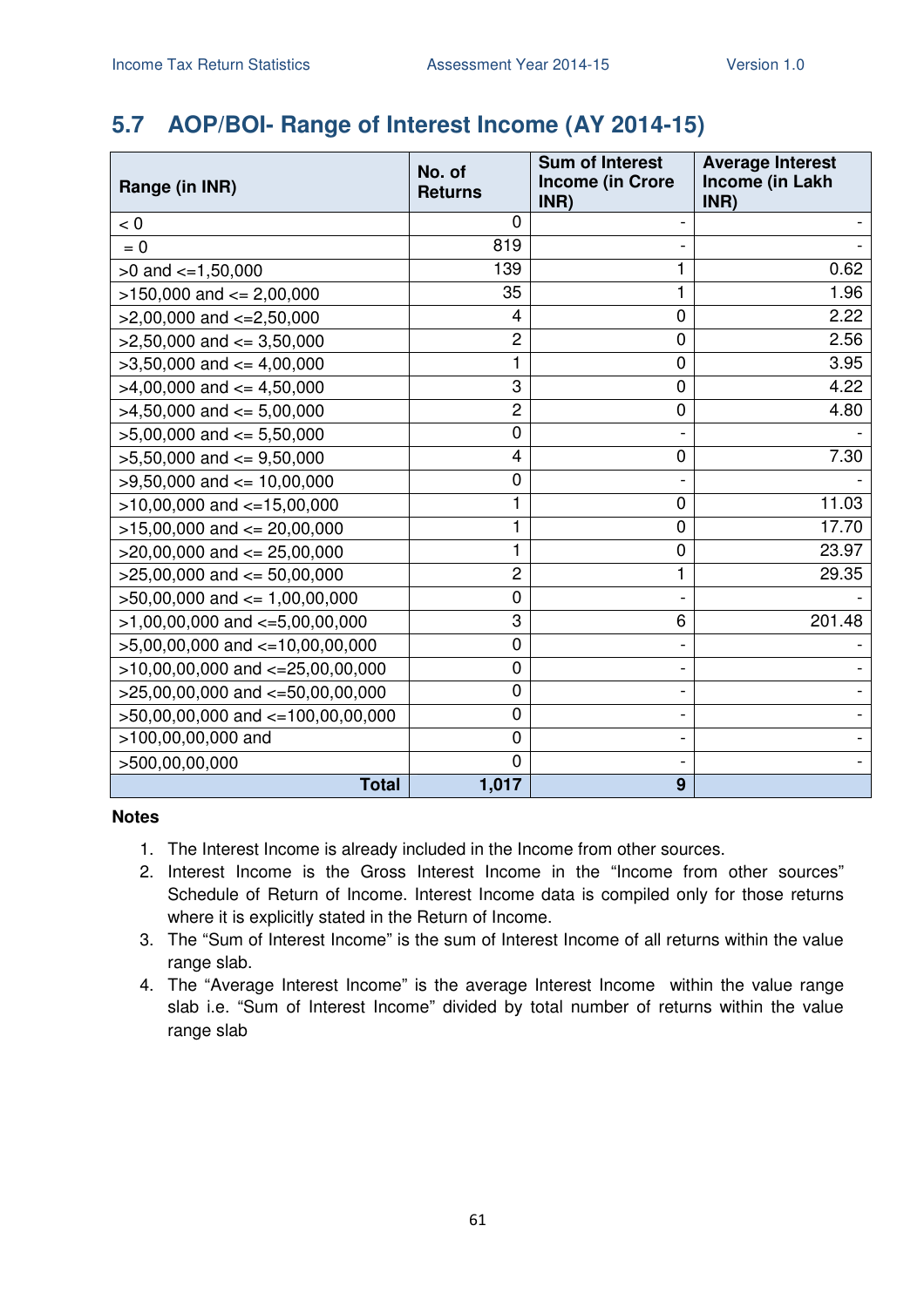## 5.7 AOP/BOI- Range of Interest Income (AY 2014-15)

| Range (in INR) | No. of Returns | Sum of Interest Income (in Crore INR) | Average Interest Income (in Lakh INR) |
|---|---|---|---|
| < 0 | 0 | - | - |
| = 0 | 819 | - | - |
| >0 and <=1,50,000 | 139 | 1 | 0.62 |
| >150,000 and <= 2,00,000 | 35 | 1 | 1.96 |
| >2,00,000 and <=2,50,000 | 4 | 0 | 2.22 |
| >2,50,000 and <= 3,50,000 | 2 | 0 | 2.56 |
| >3,50,000 and <= 4,00,000 | 1 | 0 | 3.95 |
| >4,00,000 and <= 4,50,000 | 3 | 0 | 4.22 |
| >4,50,000 and <= 5,00,000 | 2 | 0 | 4.80 |
| >5,00,000 and <= 5,50,000 | 0 | - | - |
| >5,50,000 and <= 9,50,000 | 4 | 0 | 7.30 |
| >9,50,000 and <= 10,00,000 | 0 | - | - |
| >10,00,000 and <=15,00,000 | 1 | 0 | 11.03 |
| >15,00,000 and <= 20,00,000 | 1 | 0 | 17.70 |
| >20,00,000 and <= 25,00,000 | 1 | 0 | 23.97 |
| >25,00,000 and <= 50,00,000 | 2 | 1 | 29.35 |
| >50,00,000 and <= 1,00,00,000 | 0 | - | - |
| >1,00,00,000 and <=5,00,00,000 | 3 | 6 | 201.48 |
| >5,00,00,000 and <=10,00,00,000 | 0 | - | - |
| >10,00,00,000 and <=25,00,00,000 | 0 | - | - |
| >25,00,00,000 and <=50,00,00,000 | 0 | - | - |
| >50,00,00,000 and <=100,00,00,000 | 0 | - | - |
| >100,00,00,000 and | 0 | - | - |
| >500,00,00,000 | 0 | - | - |
| **Total** | **1,017** | **9** | |

**Notes**

1. The Interest Income is already included in the Income from other sources.
2. Interest Income is the Gross Interest Income in the "Income from other sources" Schedule of Return of Income. Interest Income data is compiled only for those returns where it is explicitly stated in the Return of Income.
3. The "Sum of Interest Income" is the sum of Interest Income of all returns within the value range slab.
4. The "Average Interest Income" is the average Interest Income within the value range slab i.e. "Sum of Interest Income" divided by total number of returns within the value range slab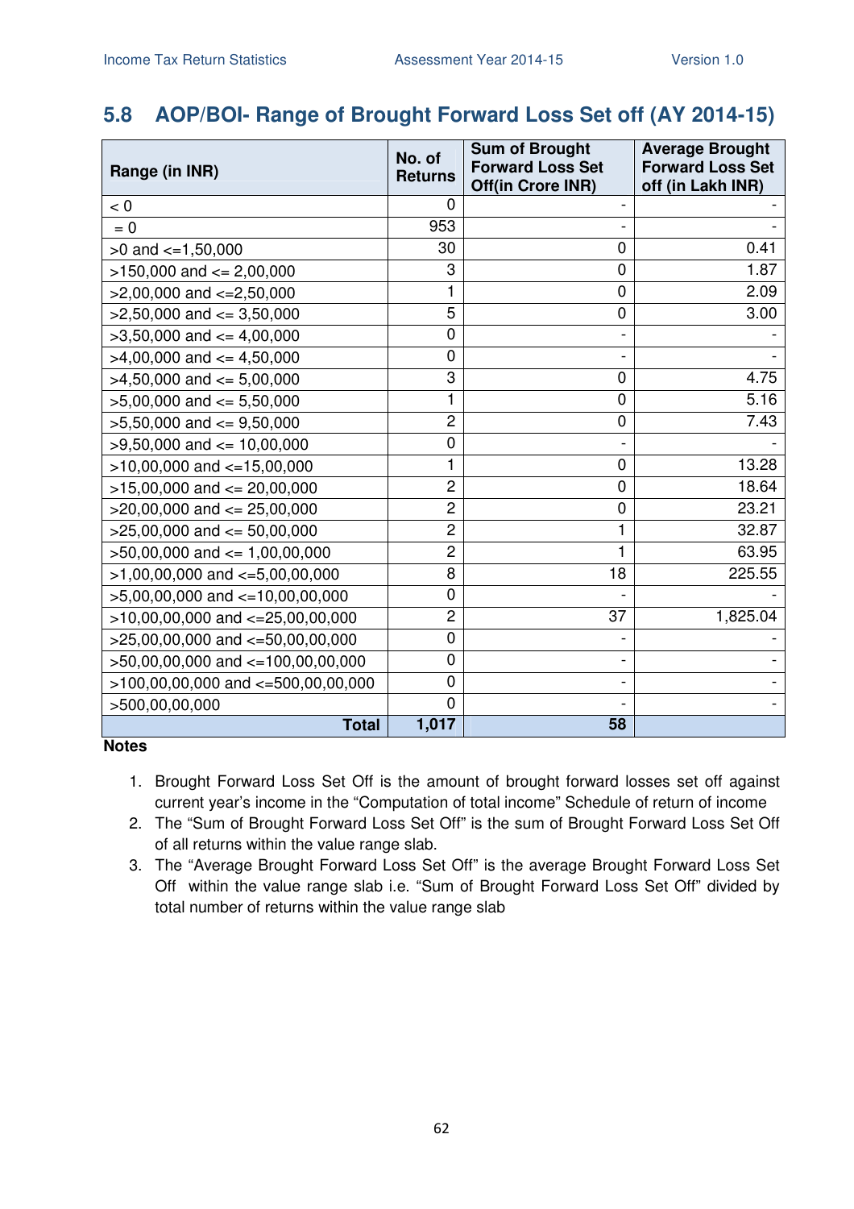## 5.8 AOP/BOI- Range of Brought Forward Loss Set off (AY 2014-15)

| Range (in INR) | No. of Returns | Sum of Brought Forward Loss Set Off(in Crore INR) | Average Brought Forward Loss Set off (in Lakh INR) |
|---|---|---|---|
| < 0 | 0 | - | - |
| = 0 | 953 | - | - |
| >0 and <=1,50,000 | 30 | 0 | 0.41 |
| >150,000 and <= 2,00,000 | 3 | 0 | 1.87 |
| >2,00,000 and <=2,50,000 | 1 | 0 | 2.09 |
| >2,50,000 and <= 3,50,000 | 5 | 0 | 3.00 |
| >3,50,000 and <= 4,00,000 | 0 | - | - |
| >4,00,000 and <= 4,50,000 | 0 | - | - |
| >4,50,000 and <= 5,00,000 | 3 | 0 | 4.75 |
| >5,00,000 and <= 5,50,000 | 1 | 0 | 5.16 |
| >5,50,000 and <= 9,50,000 | 2 | 0 | 7.43 |
| >9,50,000 and <= 10,00,000 | 0 | - | - |
| >10,00,000 and <=15,00,000 | 1 | 0 | 13.28 |
| >15,00,000 and <= 20,00,000 | 2 | 0 | 18.64 |
| >20,00,000 and <= 25,00,000 | 2 | 0 | 23.21 |
| >25,00,000 and <= 50,00,000 | 2 | 1 | 32.87 |
| >50,00,000 and <= 1,00,00,000 | 2 | 1 | 63.95 |
| >1,00,00,000 and <=5,00,00,000 | 8 | 18 | 225.55 |
| >5,00,00,000 and <=10,00,00,000 | 0 | - | - |
| >10,00,00,000 and <=25,00,00,000 | 2 | 37 | 1,825.04 |
| >25,00,00,000 and <=50,00,00,000 | 0 | - | - |
| >50,00,00,000 and <=100,00,00,000 | 0 | - | - |
| >100,00,00,000 and <=500,00,00,000 | 0 | - | - |
| >500,00,00,000 | 0 | - | - |
| **Total** | **1,017** | **58** | |

**Notes**

1. Brought Forward Loss Set Off is the amount of brought forward losses set off against current year's income in the "Computation of total income" Schedule of return of income
2. The "Sum of Brought Forward Loss Set Off" is the sum of Brought Forward Loss Set Off of all returns within the value range slab.
3. The "Average Brought Forward Loss Set Off" is the average Brought Forward Loss Set Off within the value range slab i.e. "Sum of Brought Forward Loss Set Off" divided by total number of returns within the value range slab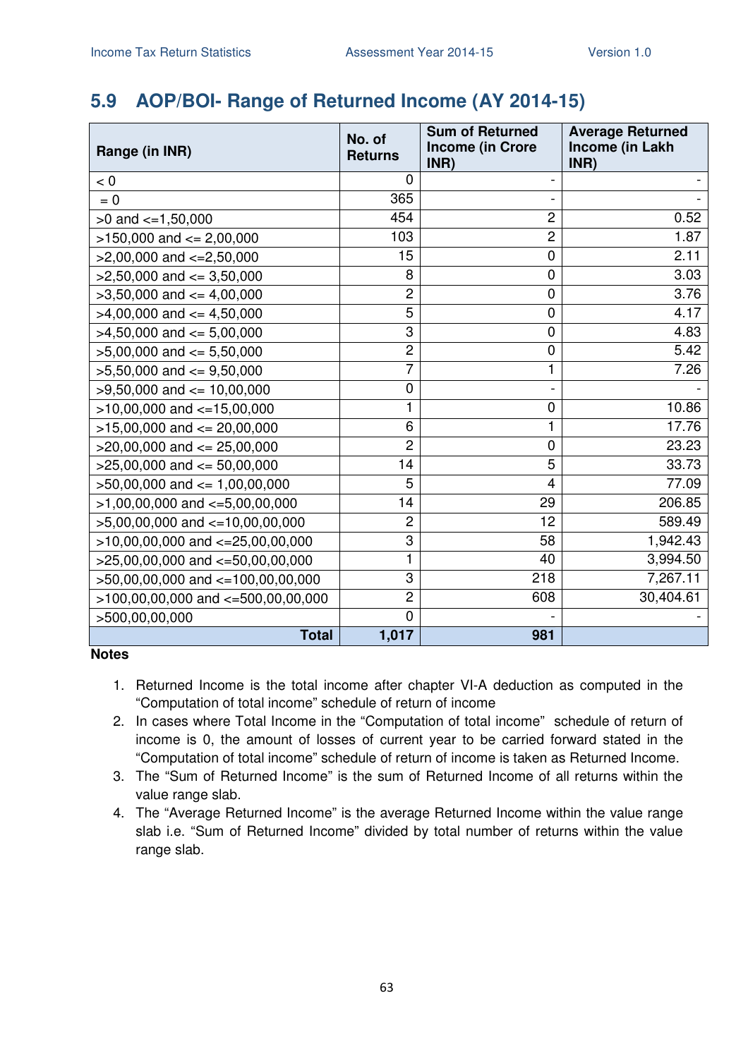## 5.9 AOP/BOI- Range of Returned Income (AY 2014-15)

| Range (in INR) | No. of Returns | Sum of Returned Income (in Crore INR) | Average Returned Income (in Lakh INR) |
|---|---|---|---|
| < 0 | 0 | - | - |
| = 0 | 365 | - | - |
| >0 and <=1,50,000 | 454 | 2 | 0.52 |
| >150,000 and <= 2,00,000 | 103 | 2 | 1.87 |
| >2,00,000 and <=2,50,000 | 15 | 0 | 2.11 |
| >2,50,000 and <= 3,50,000 | 8 | 0 | 3.03 |
| >3,50,000 and <= 4,00,000 | 2 | 0 | 3.76 |
| >4,00,000 and <= 4,50,000 | 5 | 0 | 4.17 |
| >4,50,000 and <= 5,00,000 | 3 | 0 | 4.83 |
| >5,00,000 and <= 5,50,000 | 2 | 0 | 5.42 |
| >5,50,000 and <= 9,50,000 | 7 | 1 | 7.26 |
| >9,50,000 and <= 10,00,000 | 0 | - | - |
| >10,00,000 and <=15,00,000 | 1 | 0 | 10.86 |
| >15,00,000 and <= 20,00,000 | 6 | 1 | 17.76 |
| >20,00,000 and <= 25,00,000 | 2 | 0 | 23.23 |
| >25,00,000 and <= 50,00,000 | 14 | 5 | 33.73 |
| >50,00,000 and <= 1,00,00,000 | 5 | 4 | 77.09 |
| >1,00,00,000 and <=5,00,00,000 | 14 | 29 | 206.85 |
| >5,00,00,000 and <=10,00,00,000 | 2 | 12 | 589.49 |
| >10,00,00,000 and <=25,00,00,000 | 3 | 58 | 1,942.43 |
| >25,00,00,000 and <=50,00,00,000 | 1 | 40 | 3,994.50 |
| >50,00,00,000 and <=100,00,00,000 | 3 | 218 | 7,267.11 |
| >100,00,00,000 and <=500,00,00,000 | 2 | 608 | 30,404.61 |
| >500,00,00,000 | 0 | - | - |
| **Total** | **1,017** | **981** | |

**Notes**

1. Returned Income is the total income after chapter VI-A deduction as computed in the "Computation of total income" schedule of return of income
2. In cases where Total Income in the "Computation of total income" schedule of return of income is 0, the amount of losses of current year to be carried forward stated in the "Computation of total income" schedule of return of income is taken as Returned Income.
3. The "Sum of Returned Income" is the sum of Returned Income of all returns within the value range slab.
4. The "Average Returned Income" is the average Returned Income within the value range slab i.e. "Sum of Returned Income" divided by total number of returns within the value range slab.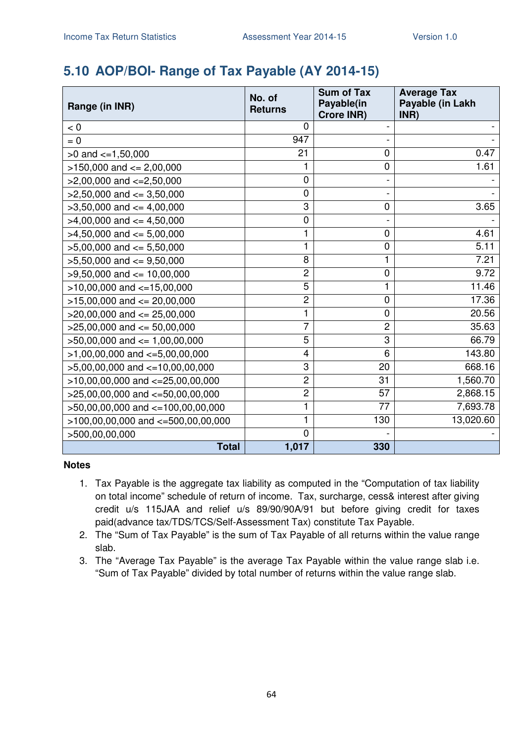## 5.10 AOP/BOI- Range of Tax Payable (AY 2014-15)

| Range (in INR) | No. of Returns | Sum of Tax Payable(in Crore INR) | Average Tax Payable (in Lakh INR) |
|---|---|---|---|
| < 0 | 0 | - | - |
| = 0 | 947 | - | - |
| >0 and <=1,50,000 | 21 | 0 | 0.47 |
| >150,000 and <= 2,00,000 | 1 | 0 | 1.61 |
| >2,00,000 and <=2,50,000 | 0 | - | - |
| >2,50,000 and <= 3,50,000 | 0 | - | - |
| >3,50,000 and <= 4,00,000 | 3 | 0 | 3.65 |
| >4,00,000 and <= 4,50,000 | 0 | - | - |
| >4,50,000 and <= 5,00,000 | 1 | 0 | 4.61 |
| >5,00,000 and <= 5,50,000 | 1 | 0 | 5.11 |
| >5,50,000 and <= 9,50,000 | 8 | 1 | 7.21 |
| >9,50,000 and <= 10,00,000 | 2 | 0 | 9.72 |
| >10,00,000 and <=15,00,000 | 5 | 1 | 11.46 |
| >15,00,000 and <= 20,00,000 | 2 | 0 | 17.36 |
| >20,00,000 and <= 25,00,000 | 1 | 0 | 20.56 |
| >25,00,000 and <= 50,00,000 | 7 | 2 | 35.63 |
| >50,00,000 and <= 1,00,00,000 | 5 | 3 | 66.79 |
| >1,00,00,000 and <=5,00,00,000 | 4 | 6 | 143.80 |
| >5,00,00,000 and <=10,00,00,000 | 3 | 20 | 668.16 |
| >10,00,00,000 and <=25,00,00,000 | 2 | 31 | 1,560.70 |
| >25,00,00,000 and <=50,00,00,000 | 2 | 57 | 2,868.15 |
| >50,00,00,000 and <=100,00,00,000 | 1 | 77 | 7,693.78 |
| >100,00,00,000 and <=500,00,00,000 | 1 | 130 | 13,020.60 |
| >500,00,00,000 | 0 | - | - |
| **Total** | **1,017** | **330** | |

**Notes**

1. Tax Payable is the aggregate tax liability as computed in the "Computation of tax liability on total income" schedule of return of income. Tax, surcharge, cess& interest after giving credit u/s 115JAA and relief u/s 89/90/90A/91 but before giving credit for taxes paid(advance tax/TDS/TCS/Self-Assessment Tax) constitute Tax Payable.
2. The "Sum of Tax Payable" is the sum of Tax Payable of all returns within the value range slab.
3. The "Average Tax Payable" is the average Tax Payable within the value range slab i.e. "Sum of Tax Payable" divided by total number of returns within the value range slab.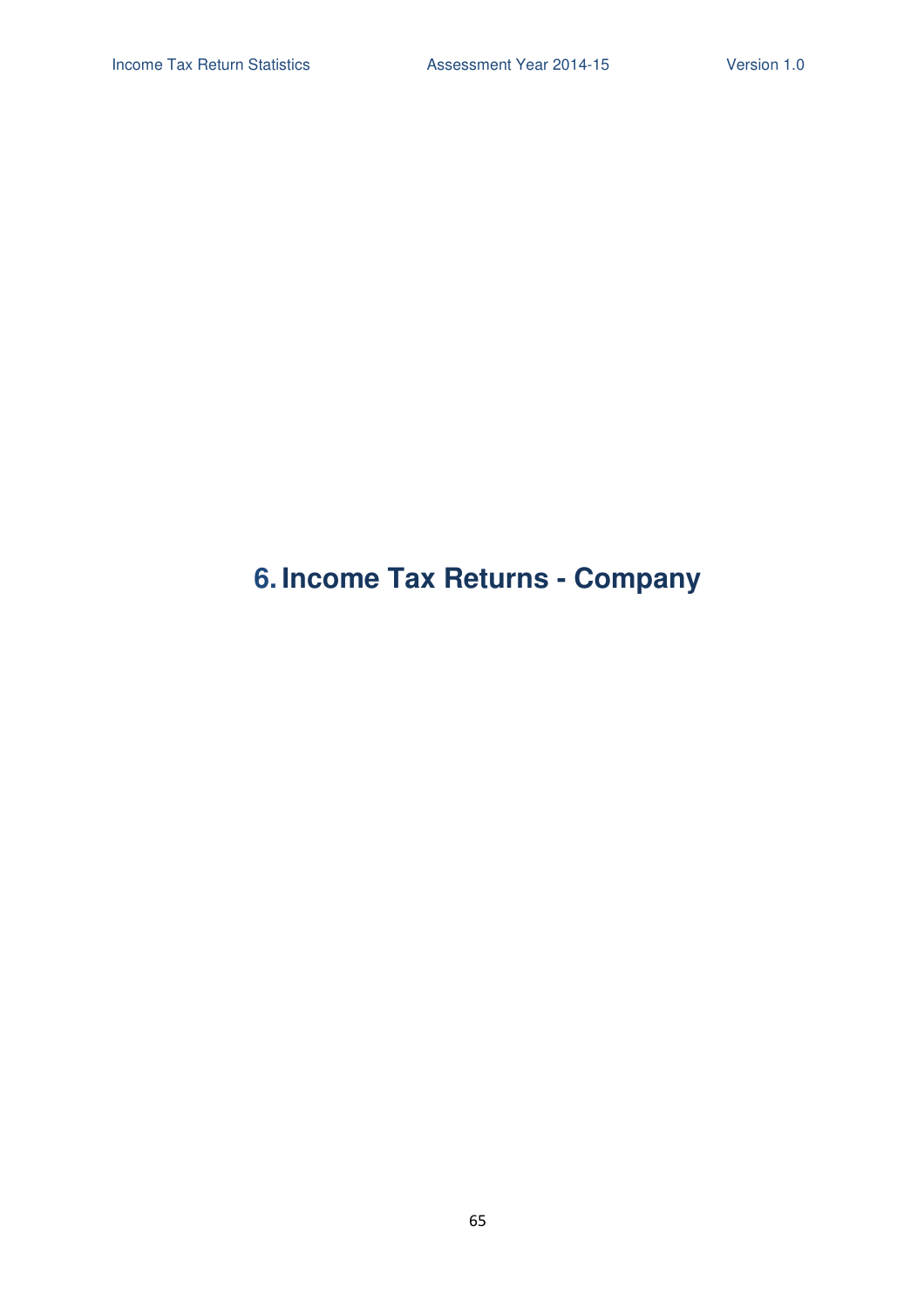# 6. Income Tax Returns - Company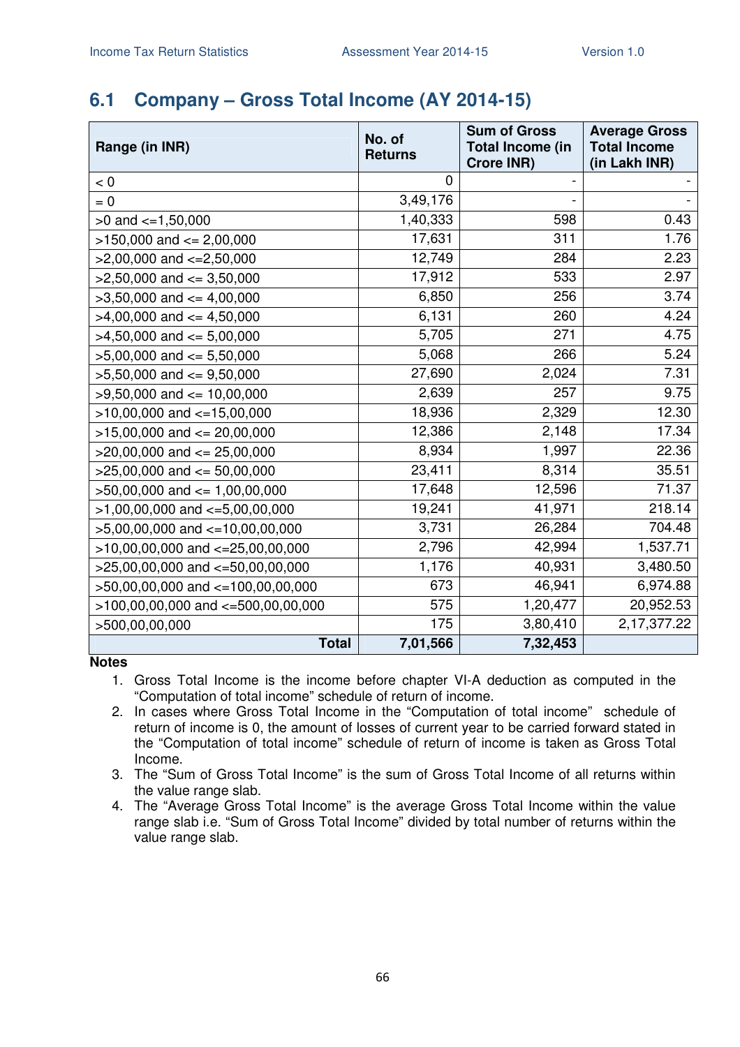## 6.1 Company – Gross Total Income (AY 2014-15)

| Range (in INR) | No. of Returns | Sum of Gross Total Income (in Crore INR) | Average Gross Total Income (in Lakh INR) |
|---|---|---|---|
| < 0 | 0 | - | - |
| = 0 | 3,49,176 | - | - |
| >0 and <=1,50,000 | 1,40,333 | 598 | 0.43 |
| >150,000 and <= 2,00,000 | 17,631 | 311 | 1.76 |
| >2,00,000 and <=2,50,000 | 12,749 | 284 | 2.23 |
| >2,50,000 and <= 3,50,000 | 17,912 | 533 | 2.97 |
| >3,50,000 and <= 4,00,000 | 6,850 | 256 | 3.74 |
| >4,00,000 and <= 4,50,000 | 6,131 | 260 | 4.24 |
| >4,50,000 and <= 5,00,000 | 5,705 | 271 | 4.75 |
| >5,00,000 and <= 5,50,000 | 5,068 | 266 | 5.24 |
| >5,50,000 and <= 9,50,000 | 27,690 | 2,024 | 7.31 |
| >9,50,000 and <= 10,00,000 | 2,639 | 257 | 9.75 |
| >10,00,000 and <=15,00,000 | 18,936 | 2,329 | 12.30 |
| >15,00,000 and <= 20,00,000 | 12,386 | 2,148 | 17.34 |
| >20,00,000 and <= 25,00,000 | 8,934 | 1,997 | 22.36 |
| >25,00,000 and <= 50,00,000 | 23,411 | 8,314 | 35.51 |
| >50,00,000 and <= 1,00,00,000 | 17,648 | 12,596 | 71.37 |
| >1,00,00,000 and <=5,00,00,000 | 19,241 | 41,971 | 218.14 |
| >5,00,00,000 and <=10,00,00,000 | 3,731 | 26,284 | 704.48 |
| >10,00,00,000 and <=25,00,00,000 | 2,796 | 42,994 | 1,537.71 |
| >25,00,00,000 and <=50,00,00,000 | 1,176 | 40,931 | 3,480.50 |
| >50,00,00,000 and <=100,00,00,000 | 673 | 46,941 | 6,974.88 |
| >100,00,00,000 and <=500,00,00,000 | 575 | 1,20,477 | 20,952.53 |
| >500,00,00,000 | 175 | 3,80,410 | 2,17,377.22 |
| **Total** | **7,01,566** | **7,32,453** | |

**Notes**

1. Gross Total Income is the income before chapter VI-A deduction as computed in the "Computation of total income" schedule of return of income.
2. In cases where Gross Total Income in the "Computation of total income" schedule of return of income is 0, the amount of losses of current year to be carried forward stated in the "Computation of total income" schedule of return of income is taken as Gross Total Income.
3. The "Sum of Gross Total Income" is the sum of Gross Total Income of all returns within the value range slab.
4. The "Average Gross Total Income" is the average Gross Total Income within the value range slab i.e. "Sum of Gross Total Income" divided by total number of returns within the value range slab.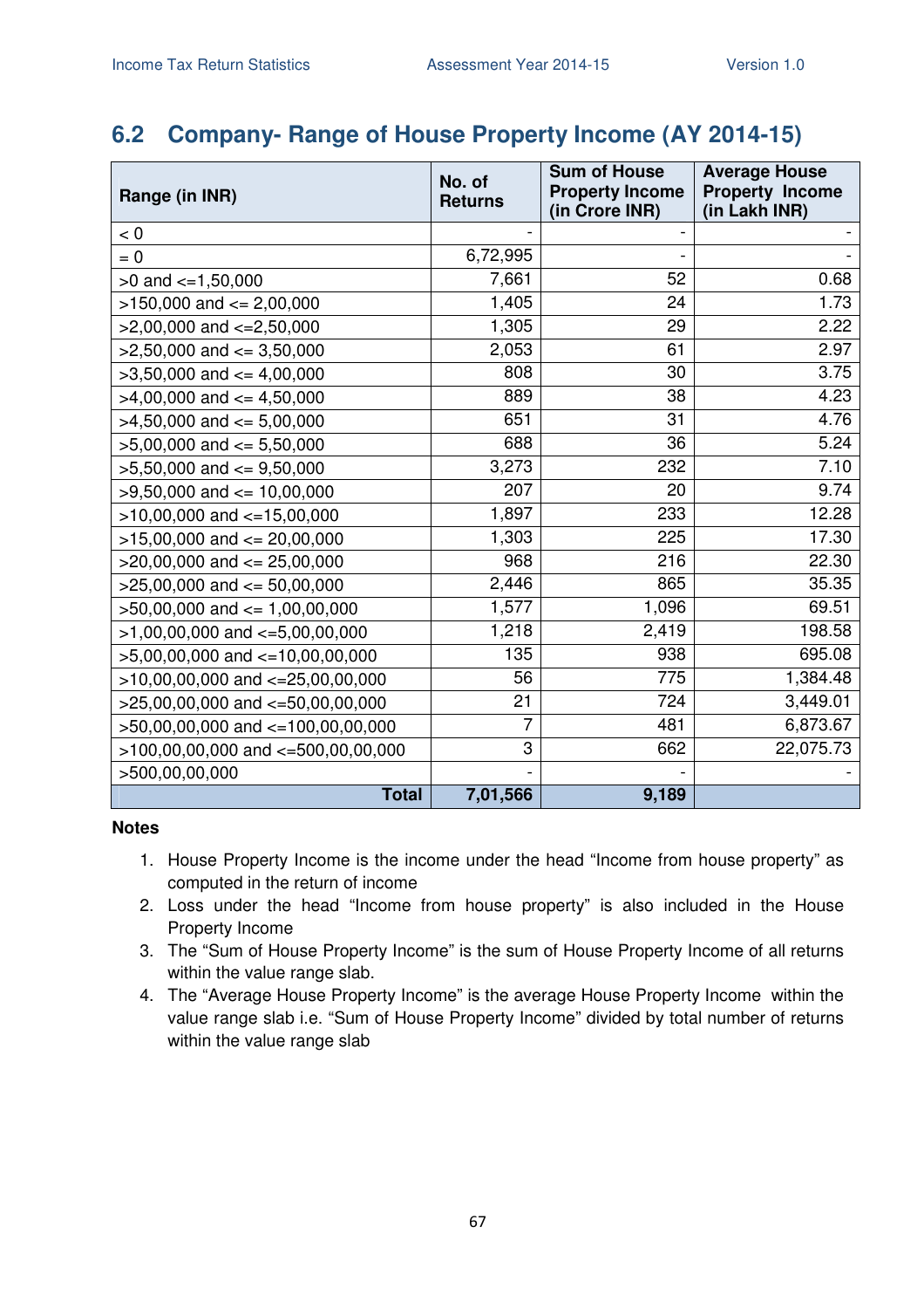## 6.2 Company- Range of House Property Income (AY 2014-15)

| Range (in INR) | No. of Returns | Sum of House Property Income (in Crore INR) | Average House Property Income (in Lakh INR) |
|---|---|---|---|
| < 0 | - | - | - |
| = 0 | 6,72,995 | - | - |
| >0 and <=1,50,000 | 7,661 | 52 | 0.68 |
| >150,000 and <= 2,00,000 | 1,405 | 24 | 1.73 |
| >2,00,000 and <=2,50,000 | 1,305 | 29 | 2.22 |
| >2,50,000 and <= 3,50,000 | 2,053 | 61 | 2.97 |
| >3,50,000 and <= 4,00,000 | 808 | 30 | 3.75 |
| >4,00,000 and <= 4,50,000 | 889 | 38 | 4.23 |
| >4,50,000 and <= 5,00,000 | 651 | 31 | 4.76 |
| >5,00,000 and <= 5,50,000 | 688 | 36 | 5.24 |
| >5,50,000 and <= 9,50,000 | 3,273 | 232 | 7.10 |
| >9,50,000 and <= 10,00,000 | 207 | 20 | 9.74 |
| >10,00,000 and <=15,00,000 | 1,897 | 233 | 12.28 |
| >15,00,000 and <= 20,00,000 | 1,303 | 225 | 17.30 |
| >20,00,000 and <= 25,00,000 | 968 | 216 | 22.30 |
| >25,00,000 and <= 50,00,000 | 2,446 | 865 | 35.35 |
| >50,00,000 and <= 1,00,00,000 | 1,577 | 1,096 | 69.51 |
| >1,00,00,000 and <=5,00,00,000 | 1,218 | 2,419 | 198.58 |
| >5,00,00,000 and <=10,00,00,000 | 135 | 938 | 695.08 |
| >10,00,00,000 and <=25,00,00,000 | 56 | 775 | 1,384.48 |
| >25,00,00,000 and <=50,00,00,000 | 21 | 724 | 3,449.01 |
| >50,00,00,000 and <=100,00,00,000 | 7 | 481 | 6,873.67 |
| >100,00,00,000 and <=500,00,00,000 | 3 | 662 | 22,075.73 |
| >500,00,00,000 | - | - | - |
| **Total** | **7,01,566** | **9,189** | |

**Notes**

1. House Property Income is the income under the head "Income from house property" as computed in the return of income
2. Loss under the head "Income from house property" is also included in the House Property Income
3. The "Sum of House Property Income" is the sum of House Property Income of all returns within the value range slab.
4. The "Average House Property Income" is the average House Property Income within the value range slab i.e. "Sum of House Property Income" divided by total number of returns within the value range slab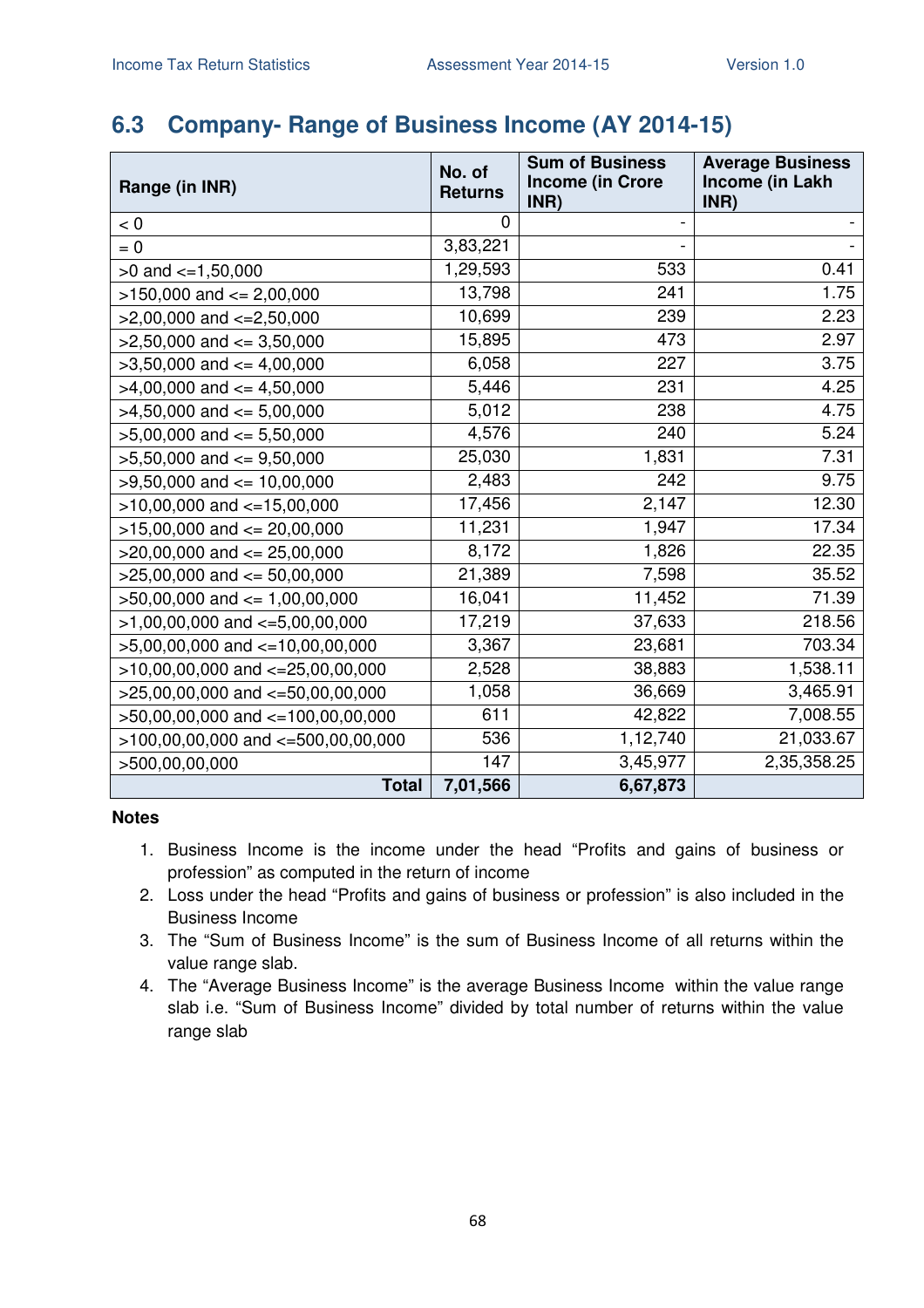## 6.3 Company- Range of Business Income (AY 2014-15)

| Range (in INR) | No. of Returns | Sum of Business Income (in Crore INR) | Average Business Income (in Lakh INR) |
|---|---|---|---|
| < 0 | 0 | - | - |
| = 0 | 3,83,221 | - | - |
| >0 and <=1,50,000 | 1,29,593 | 533 | 0.41 |
| >150,000 and <= 2,00,000 | 13,798 | 241 | 1.75 |
| >2,00,000 and <=2,50,000 | 10,699 | 239 | 2.23 |
| >2,50,000 and <= 3,50,000 | 15,895 | 473 | 2.97 |
| >3,50,000 and <= 4,00,000 | 6,058 | 227 | 3.75 |
| >4,00,000 and <= 4,50,000 | 5,446 | 231 | 4.25 |
| >4,50,000 and <= 5,00,000 | 5,012 | 238 | 4.75 |
| >5,00,000 and <= 5,50,000 | 4,576 | 240 | 5.24 |
| >5,50,000 and <= 9,50,000 | 25,030 | 1,831 | 7.31 |
| >9,50,000 and <= 10,00,000 | 2,483 | 242 | 9.75 |
| >10,00,000 and <=15,00,000 | 17,456 | 2,147 | 12.30 |
| >15,00,000 and <= 20,00,000 | 11,231 | 1,947 | 17.34 |
| >20,00,000 and <= 25,00,000 | 8,172 | 1,826 | 22.35 |
| >25,00,000 and <= 50,00,000 | 21,389 | 7,598 | 35.52 |
| >50,00,000 and <= 1,00,00,000 | 16,041 | 11,452 | 71.39 |
| >1,00,00,000 and <=5,00,00,000 | 17,219 | 37,633 | 218.56 |
| >5,00,00,000 and <=10,00,00,000 | 3,367 | 23,681 | 703.34 |
| >10,00,00,000 and <=25,00,00,000 | 2,528 | 38,883 | 1,538.11 |
| >25,00,00,000 and <=50,00,00,000 | 1,058 | 36,669 | 3,465.91 |
| >50,00,00,000 and <=100,00,00,000 | 611 | 42,822 | 7,008.55 |
| >100,00,00,000 and <=500,00,00,000 | 536 | 1,12,740 | 21,033.67 |
| >500,00,00,000 | 147 | 3,45,977 | 2,35,358.25 |
| **Total** | **7,01,566** | **6,67,873** | |

**Notes**

1. Business Income is the income under the head "Profits and gains of business or profession" as computed in the return of income
2. Loss under the head "Profits and gains of business or profession" is also included in the Business Income
3. The "Sum of Business Income" is the sum of Business Income of all returns within the value range slab.
4. The "Average Business Income" is the average Business Income within the value range slab i.e. "Sum of Business Income" divided by total number of returns within the value range slab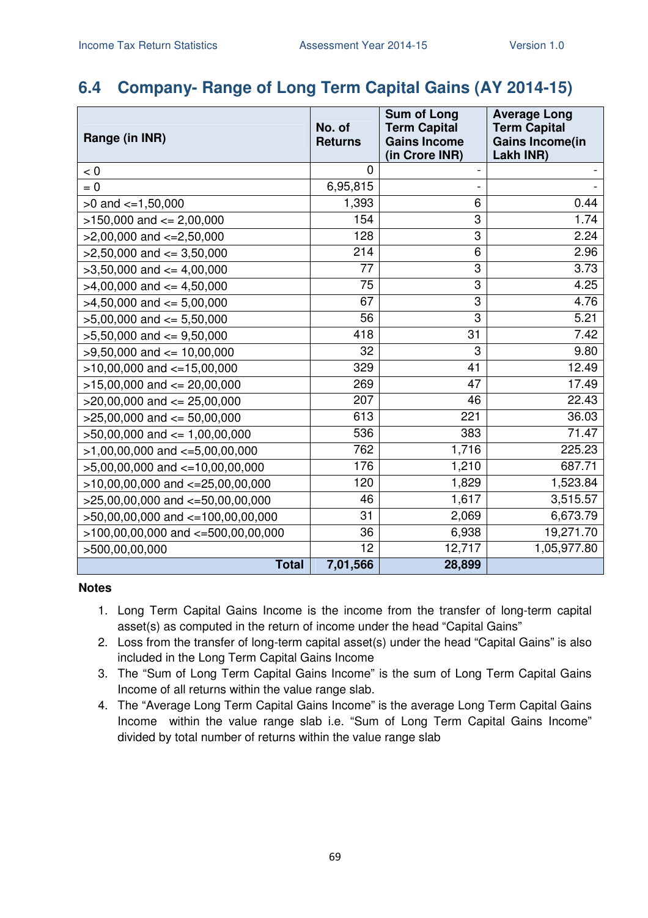## 6.4 Company- Range of Long Term Capital Gains (AY 2014-15)

| Range (in INR) | No. of Returns | Sum of Long Term Capital Gains Income (in Crore INR) | Average Long Term Capital Gains Income(in Lakh INR) |
|---|---|---|---|
| < 0 | 0 | - | - |
| = 0 | 6,95,815 | - | - |
| >0 and <=1,50,000 | 1,393 | 6 | 0.44 |
| >150,000 and <= 2,00,000 | 154 | 3 | 1.74 |
| >2,00,000 and <=2,50,000 | 128 | 3 | 2.24 |
| >2,50,000 and <= 3,50,000 | 214 | 6 | 2.96 |
| >3,50,000 and <= 4,00,000 | 77 | 3 | 3.73 |
| >4,00,000 and <= 4,50,000 | 75 | 3 | 4.25 |
| >4,50,000 and <= 5,00,000 | 67 | 3 | 4.76 |
| >5,00,000 and <= 5,50,000 | 56 | 3 | 5.21 |
| >5,50,000 and <= 9,50,000 | 418 | 31 | 7.42 |
| >9,50,000 and <= 10,00,000 | 32 | 3 | 9.80 |
| >10,00,000 and <=15,00,000 | 329 | 41 | 12.49 |
| >15,00,000 and <= 20,00,000 | 269 | 47 | 17.49 |
| >20,00,000 and <= 25,00,000 | 207 | 46 | 22.43 |
| >25,00,000 and <= 50,00,000 | 613 | 221 | 36.03 |
| >50,00,000 and <= 1,00,00,000 | 536 | 383 | 71.47 |
| >1,00,00,000 and <=5,00,00,000 | 762 | 1,716 | 225.23 |
| >5,00,00,000 and <=10,00,00,000 | 176 | 1,210 | 687.71 |
| >10,00,00,000 and <=25,00,00,000 | 120 | 1,829 | 1,523.84 |
| >25,00,00,000 and <=50,00,00,000 | 46 | 1,617 | 3,515.57 |
| >50,00,00,000 and <=100,00,00,000 | 31 | 2,069 | 6,673.79 |
| >100,00,00,000 and <=500,00,00,000 | 36 | 6,938 | 19,271.70 |
| >500,00,00,000 | 12 | 12,717 | 1,05,977.80 |
| **Total** | **7,01,566** | **28,899** | |

**Notes**

1. Long Term Capital Gains Income is the income from the transfer of long-term capital asset(s) as computed in the return of income under the head "Capital Gains"
2. Loss from the transfer of long-term capital asset(s) under the head "Capital Gains" is also included in the Long Term Capital Gains Income
3. The "Sum of Long Term Capital Gains Income" is the sum of Long Term Capital Gains Income of all returns within the value range slab.
4. The "Average Long Term Capital Gains Income" is the average Long Term Capital Gains Income within the value range slab i.e. "Sum of Long Term Capital Gains Income" divided by total number of returns within the value range slab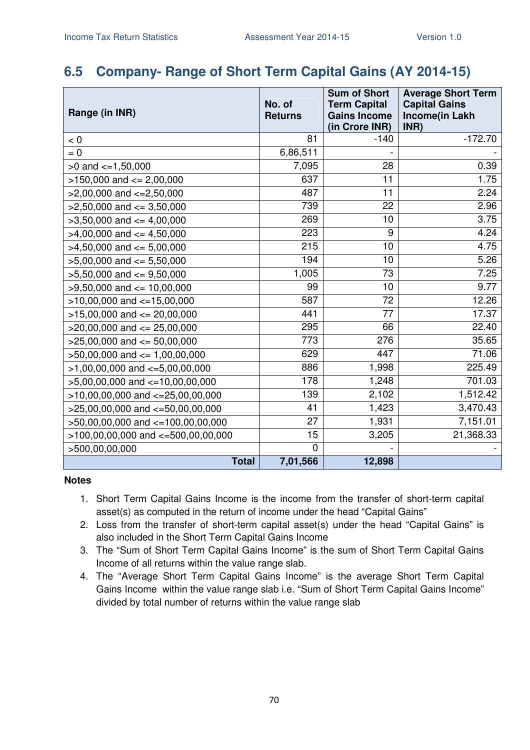## 6.5 Company- Range of Short Term Capital Gains (AY 2014-15)

| Range (in INR) | No. of Returns | Sum of Short Term Capital Gains Income (in Crore INR) | Average Short Term Capital Gains Income(in Lakh INR) |
|---|---|---|---|
| < 0 | 81 | -140 | -172.70 |
| = 0 | 6,86,511 | - | - |
| >0 and <=1,50,000 | 7,095 | 28 | 0.39 |
| >150,000 and <= 2,00,000 | 637 | 11 | 1.75 |
| >2,00,000 and <=2,50,000 | 487 | 11 | 2.24 |
| >2,50,000 and <= 3,50,000 | 739 | 22 | 2.96 |
| >3,50,000 and <= 4,00,000 | 269 | 10 | 3.75 |
| >4,00,000 and <= 4,50,000 | 223 | 9 | 4.24 |
| >4,50,000 and <= 5,00,000 | 215 | 10 | 4.75 |
| >5,00,000 and <= 5,50,000 | 194 | 10 | 5.26 |
| >5,50,000 and <= 9,50,000 | 1,005 | 73 | 7.25 |
| >9,50,000 and <= 10,00,000 | 99 | 10 | 9.77 |
| >10,00,000 and <=15,00,000 | 587 | 72 | 12.26 |
| >15,00,000 and <= 20,00,000 | 441 | 77 | 17.37 |
| >20,00,000 and <= 25,00,000 | 295 | 66 | 22.40 |
| >25,00,000 and <= 50,00,000 | 773 | 276 | 35.65 |
| >50,00,000 and <= 1,00,00,000 | 629 | 447 | 71.06 |
| >1,00,00,000 and <=5,00,00,000 | 886 | 1,998 | 225.49 |
| >5,00,00,000 and <=10,00,00,000 | 178 | 1,248 | 701.03 |
| >10,00,00,000 and <=25,00,00,000 | 139 | 2,102 | 1,512.42 |
| >25,00,00,000 and <=50,00,00,000 | 41 | 1,423 | 3,470.43 |
| >50,00,00,000 and <=100,00,00,000 | 27 | 1,931 | 7,151.01 |
| >100,00,00,000 and <=500,00,00,000 | 15 | 3,205 | 21,368.33 |
| >500,00,00,000 | 0 | - | - |
| **Total** | **7,01,566** | **12,898** | |

**Notes**

1. Short Term Capital Gains Income is the income from the transfer of short-term capital asset(s) as computed in the return of income under the head "Capital Gains"
2. Loss from the transfer of short-term capital asset(s) under the head "Capital Gains" is also included in the Short Term Capital Gains Income
3. The "Sum of Short Term Capital Gains Income" is the sum of Short Term Capital Gains Income of all returns within the value range slab.
4. The "Average Short Term Capital Gains Income" is the average Short Term Capital Gains Income within the value range slab i.e. "Sum of Short Term Capital Gains Income" divided by total number of returns within the value range slab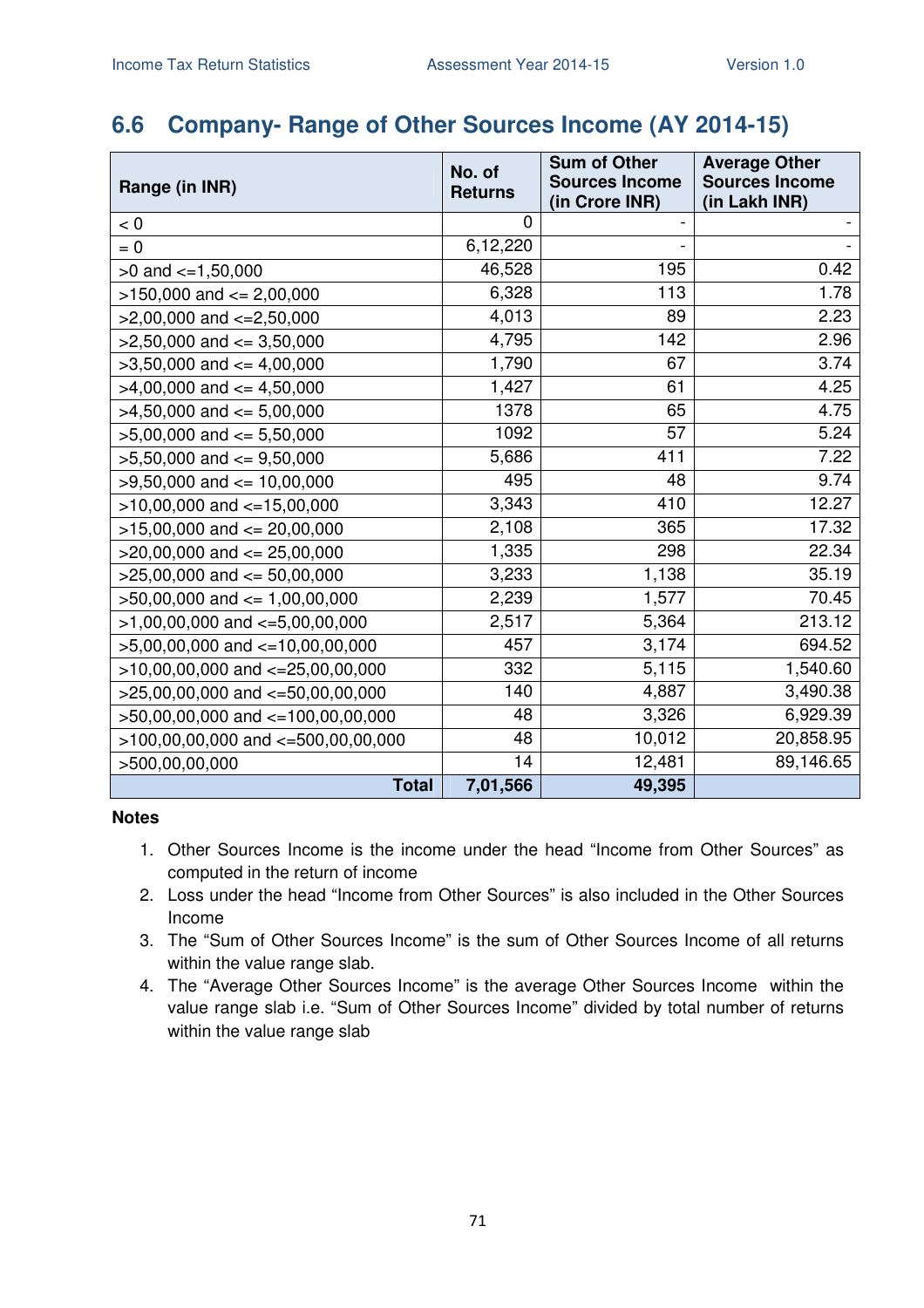## 6.6 Company- Range of Other Sources Income (AY 2014-15)

| Range (in INR) | No. of Returns | Sum of Other Sources Income (in Crore INR) | Average Other Sources Income (in Lakh INR) |
|---|---|---|---|
| < 0 | 0 | - | - |
| = 0 | 6,12,220 | - | - |
| >0 and <=1,50,000 | 46,528 | 195 | 0.42 |
| >150,000 and <= 2,00,000 | 6,328 | 113 | 1.78 |
| >2,00,000 and <=2,50,000 | 4,013 | 89 | 2.23 |
| >2,50,000 and <= 3,50,000 | 4,795 | 142 | 2.96 |
| >3,50,000 and <= 4,00,000 | 1,790 | 67 | 3.74 |
| >4,00,000 and <= 4,50,000 | 1,427 | 61 | 4.25 |
| >4,50,000 and <= 5,00,000 | 1378 | 65 | 4.75 |
| >5,00,000 and <= 5,50,000 | 1092 | 57 | 5.24 |
| >5,50,000 and <= 9,50,000 | 5,686 | 411 | 7.22 |
| >9,50,000 and <= 10,00,000 | 495 | 48 | 9.74 |
| >10,00,000 and <=15,00,000 | 3,343 | 410 | 12.27 |
| >15,00,000 and <= 20,00,000 | 2,108 | 365 | 17.32 |
| >20,00,000 and <= 25,00,000 | 1,335 | 298 | 22.34 |
| >25,00,000 and <= 50,00,000 | 3,233 | 1,138 | 35.19 |
| >50,00,000 and <= 1,00,00,000 | 2,239 | 1,577 | 70.45 |
| >1,00,00,000 and <=5,00,00,000 | 2,517 | 5,364 | 213.12 |
| >5,00,00,000 and <=10,00,00,000 | 457 | 3,174 | 694.52 |
| >10,00,00,000 and <=25,00,00,000 | 332 | 5,115 | 1,540.60 |
| >25,00,00,000 and <=50,00,00,000 | 140 | 4,887 | 3,490.38 |
| >50,00,00,000 and <=100,00,00,000 | 48 | 3,326 | 6,929.39 |
| >100,00,00,000 and <=500,00,00,000 | 48 | 10,012 | 20,858.95 |
| >500,00,00,000 | 14 | 12,481 | 89,146.65 |
| **Total** | **7,01,566** | **49,395** | |

**Notes**

1. Other Sources Income is the income under the head "Income from Other Sources" as computed in the return of income
2. Loss under the head "Income from Other Sources" is also included in the Other Sources Income
3. The "Sum of Other Sources Income" is the sum of Other Sources Income of all returns within the value range slab.
4. The "Average Other Sources Income" is the average Other Sources Income within the value range slab i.e. "Sum of Other Sources Income" divided by total number of returns within the value range slab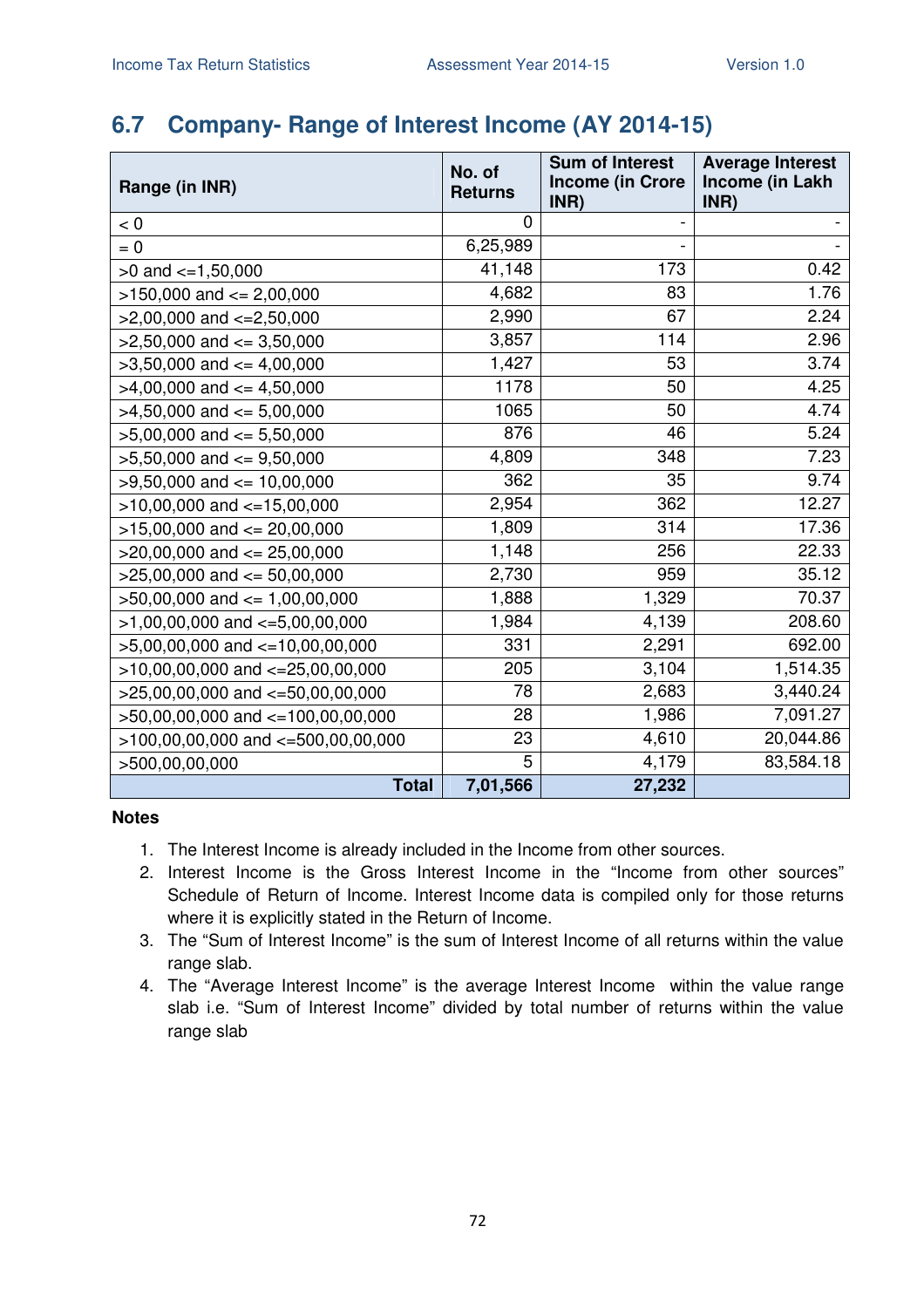## 6.7 Company- Range of Interest Income (AY 2014-15)

| Range (in INR) | No. of Returns | Sum of Interest Income (in Crore INR) | Average Interest Income (in Lakh INR) |
|---|---|---|---|
| < 0 | 0 | - | - |
| = 0 | 6,25,989 | - | - |
| >0 and <=1,50,000 | 41,148 | 173 | 0.42 |
| >150,000 and <= 2,00,000 | 4,682 | 83 | 1.76 |
| >2,00,000 and <=2,50,000 | 2,990 | 67 | 2.24 |
| >2,50,000 and <= 3,50,000 | 3,857 | 114 | 2.96 |
| >3,50,000 and <= 4,00,000 | 1,427 | 53 | 3.74 |
| >4,00,000 and <= 4,50,000 | 1178 | 50 | 4.25 |
| >4,50,000 and <= 5,00,000 | 1065 | 50 | 4.74 |
| >5,00,000 and <= 5,50,000 | 876 | 46 | 5.24 |
| >5,50,000 and <= 9,50,000 | 4,809 | 348 | 7.23 |
| >9,50,000 and <= 10,00,000 | 362 | 35 | 9.74 |
| >10,00,000 and <=15,00,000 | 2,954 | 362 | 12.27 |
| >15,00,000 and <= 20,00,000 | 1,809 | 314 | 17.36 |
| >20,00,000 and <= 25,00,000 | 1,148 | 256 | 22.33 |
| >25,00,000 and <= 50,00,000 | 2,730 | 959 | 35.12 |
| >50,00,000 and <= 1,00,00,000 | 1,888 | 1,329 | 70.37 |
| >1,00,00,000 and <=5,00,00,000 | 1,984 | 4,139 | 208.60 |
| >5,00,00,000 and <=10,00,00,000 | 331 | 2,291 | 692.00 |
| >10,00,00,000 and <=25,00,00,000 | 205 | 3,104 | 1,514.35 |
| >25,00,00,000 and <=50,00,00,000 | 78 | 2,683 | 3,440.24 |
| >50,00,00,000 and <=100,00,00,000 | 28 | 1,986 | 7,091.27 |
| >100,00,00,000 and <=500,00,00,000 | 23 | 4,610 | 20,044.86 |
| >500,00,00,000 | 5 | 4,179 | 83,584.18 |
| **Total** | **7,01,566** | **27,232** | |

**Notes**

1. The Interest Income is already included in the Income from other sources.
2. Interest Income is the Gross Interest Income in the "Income from other sources" Schedule of Return of Income. Interest Income data is compiled only for those returns where it is explicitly stated in the Return of Income.
3. The "Sum of Interest Income" is the sum of Interest Income of all returns within the value range slab.
4. The "Average Interest Income" is the average Interest Income within the value range slab i.e. "Sum of Interest Income" divided by total number of returns within the value range slab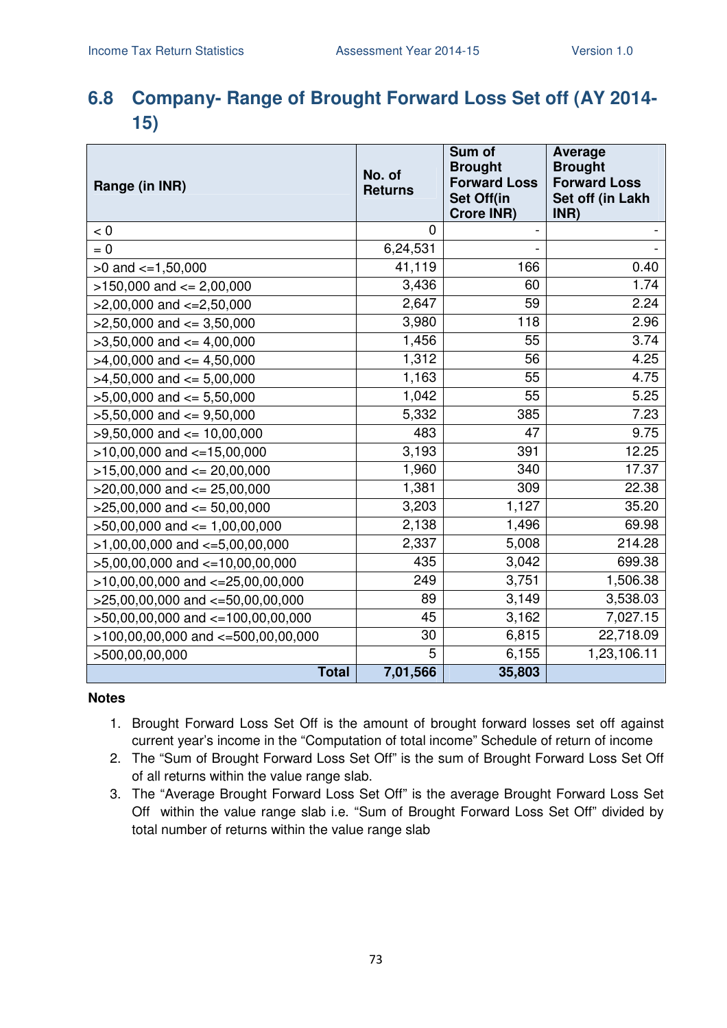## 6.8 Company- Range of Brought Forward Loss Set off (AY 2014-15)

| Range (in INR) | No. of Returns | Sum of Brought Forward Loss Set Off(in Crore INR) | Average Brought Forward Loss Set off (in Lakh INR) |
|---|---|---|---|
| < 0 | 0 | - | - |
| = 0 | 6,24,531 | - | - |
| >0 and <=1,50,000 | 41,119 | 166 | 0.40 |
| >150,000 and <= 2,00,000 | 3,436 | 60 | 1.74 |
| >2,00,000 and <=2,50,000 | 2,647 | 59 | 2.24 |
| >2,50,000 and <= 3,50,000 | 3,980 | 118 | 2.96 |
| >3,50,000 and <= 4,00,000 | 1,456 | 55 | 3.74 |
| >4,00,000 and <= 4,50,000 | 1,312 | 56 | 4.25 |
| >4,50,000 and <= 5,00,000 | 1,163 | 55 | 4.75 |
| >5,00,000 and <= 5,50,000 | 1,042 | 55 | 5.25 |
| >5,50,000 and <= 9,50,000 | 5,332 | 385 | 7.23 |
| >9,50,000 and <= 10,00,000 | 483 | 47 | 9.75 |
| >10,00,000 and <=15,00,000 | 3,193 | 391 | 12.25 |
| >15,00,000 and <= 20,00,000 | 1,960 | 340 | 17.37 |
| >20,00,000 and <= 25,00,000 | 1,381 | 309 | 22.38 |
| >25,00,000 and <= 50,00,000 | 3,203 | 1,127 | 35.20 |
| >50,00,000 and <= 1,00,00,000 | 2,138 | 1,496 | 69.98 |
| >1,00,00,000 and <=5,00,00,000 | 2,337 | 5,008 | 214.28 |
| >5,00,00,000 and <=10,00,00,000 | 435 | 3,042 | 699.38 |
| >10,00,00,000 and <=25,00,00,000 | 249 | 3,751 | 1,506.38 |
| >25,00,00,000 and <=50,00,00,000 | 89 | 3,149 | 3,538.03 |
| >50,00,00,000 and <=100,00,00,000 | 45 | 3,162 | 7,027.15 |
| >100,00,00,000 and <=500,00,00,000 | 30 | 6,815 | 22,718.09 |
| >500,00,00,000 | 5 | 6,155 | 1,23,106.11 |
| **Total** | **7,01,566** | **35,803** | |

**Notes**

1. Brought Forward Loss Set Off is the amount of brought forward losses set off against current year's income in the "Computation of total income" Schedule of return of income
2. The "Sum of Brought Forward Loss Set Off" is the sum of Brought Forward Loss Set Off of all returns within the value range slab.
3. The "Average Brought Forward Loss Set Off" is the average Brought Forward Loss Set Off within the value range slab i.e. "Sum of Brought Forward Loss Set Off" divided by total number of returns within the value range slab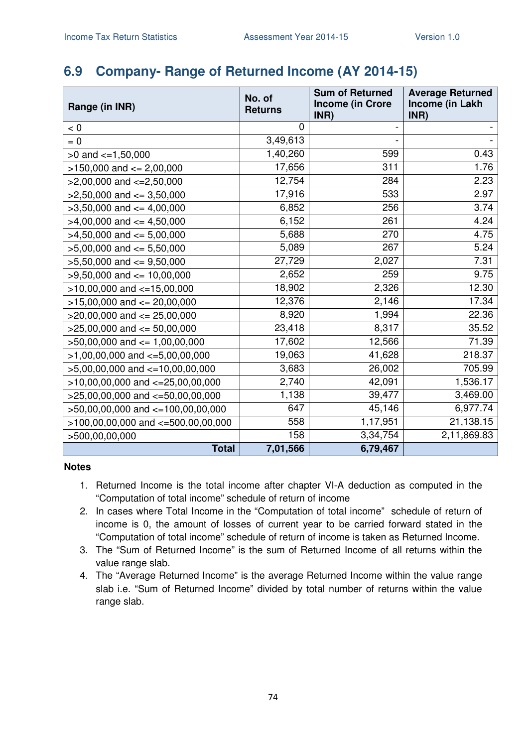## 6.9 Company- Range of Returned Income (AY 2014-15)

| Range (in INR) | No. of Returns | Sum of Returned Income (in Crore INR) | Average Returned Income (in Lakh INR) |
|---|---|---|---|
| < 0 | 0 | - | - |
| = 0 | 3,49,613 | - | - |
| >0 and <=1,50,000 | 1,40,260 | 599 | 0.43 |
| >150,000 and <= 2,00,000 | 17,656 | 311 | 1.76 |
| >2,00,000 and <=2,50,000 | 12,754 | 284 | 2.23 |
| >2,50,000 and <= 3,50,000 | 17,916 | 533 | 2.97 |
| >3,50,000 and <= 4,00,000 | 6,852 | 256 | 3.74 |
| >4,00,000 and <= 4,50,000 | 6,152 | 261 | 4.24 |
| >4,50,000 and <= 5,00,000 | 5,688 | 270 | 4.75 |
| >5,00,000 and <= 5,50,000 | 5,089 | 267 | 5.24 |
| >5,50,000 and <= 9,50,000 | 27,729 | 2,027 | 7.31 |
| >9,50,000 and <= 10,00,000 | 2,652 | 259 | 9.75 |
| >10,00,000 and <=15,00,000 | 18,902 | 2,326 | 12.30 |
| >15,00,000 and <= 20,00,000 | 12,376 | 2,146 | 17.34 |
| >20,00,000 and <= 25,00,000 | 8,920 | 1,994 | 22.36 |
| >25,00,000 and <= 50,00,000 | 23,418 | 8,317 | 35.52 |
| >50,00,000 and <= 1,00,00,000 | 17,602 | 12,566 | 71.39 |
| >1,00,00,000 and <=5,00,00,000 | 19,063 | 41,628 | 218.37 |
| >5,00,00,000 and <=10,00,00,000 | 3,683 | 26,002 | 705.99 |
| >10,00,00,000 and <=25,00,00,000 | 2,740 | 42,091 | 1,536.17 |
| >25,00,00,000 and <=50,00,00,000 | 1,138 | 39,477 | 3,469.00 |
| >50,00,00,000 and <=100,00,00,000 | 647 | 45,146 | 6,977.74 |
| >100,00,00,000 and <=500,00,00,000 | 558 | 1,17,951 | 21,138.15 |
| >500,00,00,000 | 158 | 3,34,754 | 2,11,869.83 |
| **Total** | **7,01,566** | **6,79,467** | |

**Notes**

1. Returned Income is the total income after chapter VI-A deduction as computed in the "Computation of total income" schedule of return of income
2. In cases where Total Income in the "Computation of total income" schedule of return of income is 0, the amount of losses of current year to be carried forward stated in the "Computation of total income" schedule of return of income is taken as Returned Income.
3. The "Sum of Returned Income" is the sum of Returned Income of all returns within the value range slab.
4. The "Average Returned Income" is the average Returned Income within the value range slab i.e. "Sum of Returned Income" divided by total number of returns within the value range slab.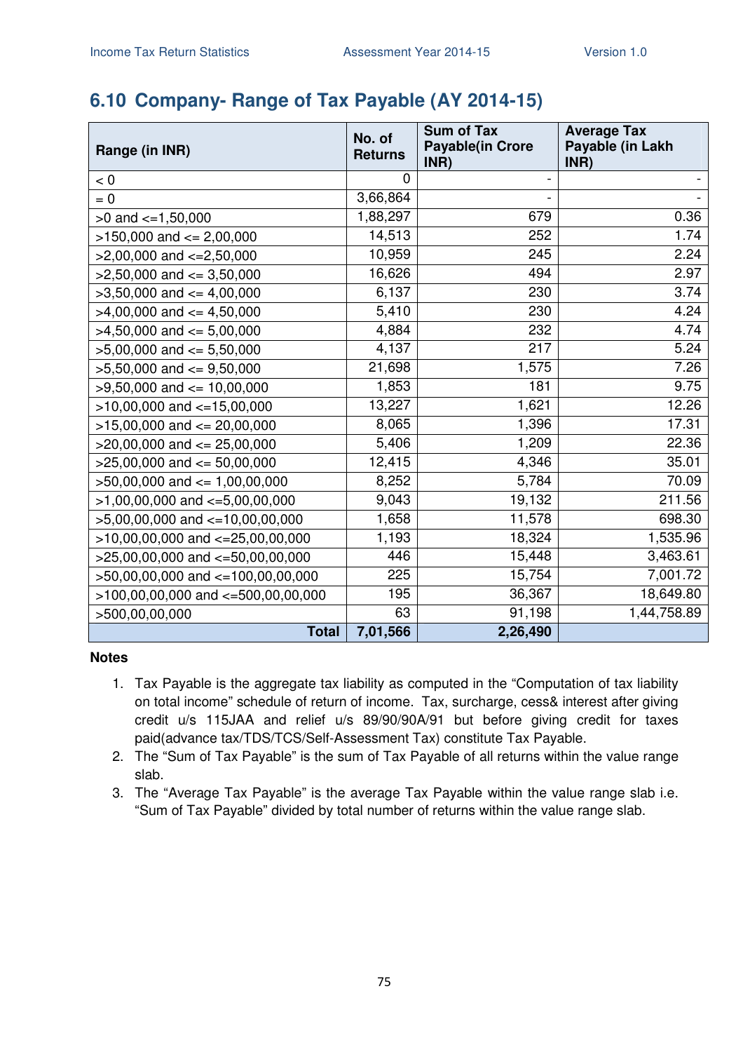## 6.10 Company- Range of Tax Payable (AY 2014-15)

| Range (in INR) | No. of Returns | Sum of Tax Payable(in Crore INR) | Average Tax Payable (in Lakh INR) |
|---|---|---|---|
| < 0 | 0 | - | - |
| = 0 | 3,66,864 | - | - |
| >0 and <=1,50,000 | 1,88,297 | 679 | 0.36 |
| >150,000 and <= 2,00,000 | 14,513 | 252 | 1.74 |
| >2,00,000 and <=2,50,000 | 10,959 | 245 | 2.24 |
| >2,50,000 and <= 3,50,000 | 16,626 | 494 | 2.97 |
| >3,50,000 and <= 4,00,000 | 6,137 | 230 | 3.74 |
| >4,00,000 and <= 4,50,000 | 5,410 | 230 | 4.24 |
| >4,50,000 and <= 5,00,000 | 4,884 | 232 | 4.74 |
| >5,00,000 and <= 5,50,000 | 4,137 | 217 | 5.24 |
| >5,50,000 and <= 9,50,000 | 21,698 | 1,575 | 7.26 |
| >9,50,000 and <= 10,00,000 | 1,853 | 181 | 9.75 |
| >10,00,000 and <=15,00,000 | 13,227 | 1,621 | 12.26 |
| >15,00,000 and <= 20,00,000 | 8,065 | 1,396 | 17.31 |
| >20,00,000 and <= 25,00,000 | 5,406 | 1,209 | 22.36 |
| >25,00,000 and <= 50,00,000 | 12,415 | 4,346 | 35.01 |
| >50,00,000 and <= 1,00,00,000 | 8,252 | 5,784 | 70.09 |
| >1,00,00,000 and <=5,00,00,000 | 9,043 | 19,132 | 211.56 |
| >5,00,00,000 and <=10,00,00,000 | 1,658 | 11,578 | 698.30 |
| >10,00,00,000 and <=25,00,00,000 | 1,193 | 18,324 | 1,535.96 |
| >25,00,00,000 and <=50,00,00,000 | 446 | 15,448 | 3,463.61 |
| >50,00,00,000 and <=100,00,00,000 | 225 | 15,754 | 7,001.72 |
| >100,00,00,000 and <=500,00,00,000 | 195 | 36,367 | 18,649.80 |
| >500,00,00,000 | 63 | 91,198 | 1,44,758.89 |
| **Total** | **7,01,566** | **2,26,490** | |

**Notes**

1. Tax Payable is the aggregate tax liability as computed in the "Computation of tax liability on total income" schedule of return of income. Tax, surcharge, cess& interest after giving credit u/s 115JAA and relief u/s 89/90/90A/91 but before giving credit for taxes paid(advance tax/TDS/TCS/Self-Assessment Tax) constitute Tax Payable.
2. The "Sum of Tax Payable" is the sum of Tax Payable of all returns within the value range slab.
3. The "Average Tax Payable" is the average Tax Payable within the value range slab i.e. "Sum of Tax Payable" divided by total number of returns within the value range slab.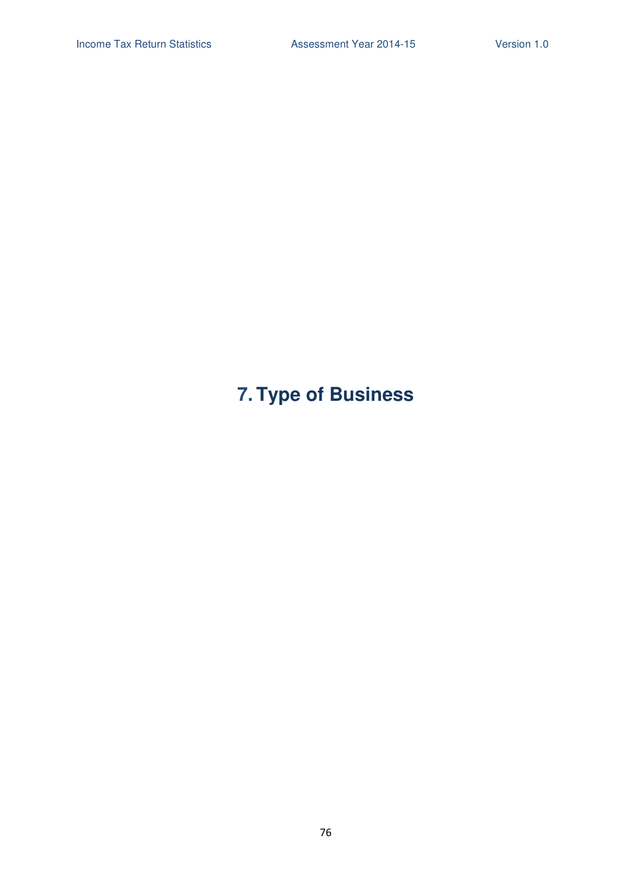# 7. Type of Business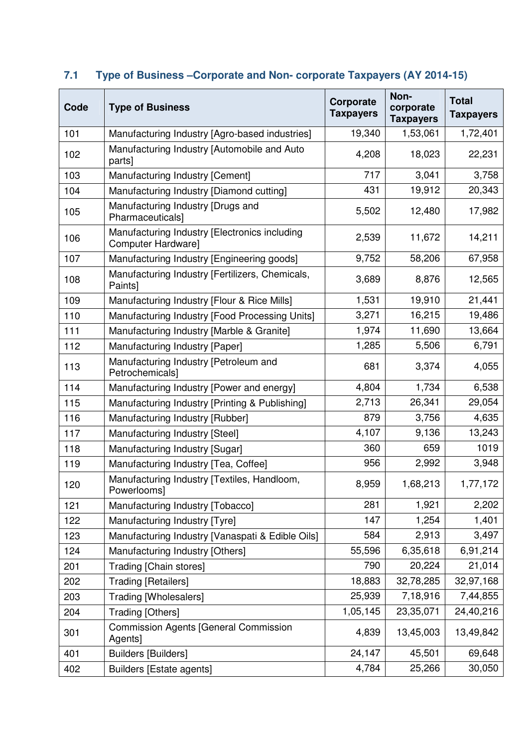## 7.1 Type of Business –Corporate and Non- corporate Taxpayers (AY 2014-15)

| Code | Type of Business | Corporate Taxpayers | Non-corporate Taxpayers | Total Taxpayers |
|---|---|---|---|---|
| 101 | Manufacturing Industry [Agro-based industries] | 19,340 | 1,53,061 | 1,72,401 |
| 102 | Manufacturing Industry [Automobile and Auto parts] | 4,208 | 18,023 | 22,231 |
| 103 | Manufacturing Industry [Cement] | 717 | 3,041 | 3,758 |
| 104 | Manufacturing Industry [Diamond cutting] | 431 | 19,912 | 20,343 |
| 105 | Manufacturing Industry [Drugs and Pharmaceuticals] | 5,502 | 12,480 | 17,982 |
| 106 | Manufacturing Industry [Electronics including Computer Hardware] | 2,539 | 11,672 | 14,211 |
| 107 | Manufacturing Industry [Engineering goods] | 9,752 | 58,206 | 67,958 |
| 108 | Manufacturing Industry [Fertilizers, Chemicals, Paints] | 3,689 | 8,876 | 12,565 |
| 109 | Manufacturing Industry [Flour & Rice Mills] | 1,531 | 19,910 | 21,441 |
| 110 | Manufacturing Industry [Food Processing Units] | 3,271 | 16,215 | 19,486 |
| 111 | Manufacturing Industry [Marble & Granite] | 1,974 | 11,690 | 13,664 |
| 112 | Manufacturing Industry [Paper] | 1,285 | 5,506 | 6,791 |
| 113 | Manufacturing Industry [Petroleum and Petrochemicals] | 681 | 3,374 | 4,055 |
| 114 | Manufacturing Industry [Power and energy] | 4,804 | 1,734 | 6,538 |
| 115 | Manufacturing Industry [Printing & Publishing] | 2,713 | 26,341 | 29,054 |
| 116 | Manufacturing Industry [Rubber] | 879 | 3,756 | 4,635 |
| 117 | Manufacturing Industry [Steel] | 4,107 | 9,136 | 13,243 |
| 118 | Manufacturing Industry [Sugar] | 360 | 659 | 1019 |
| 119 | Manufacturing Industry [Tea, Coffee] | 956 | 2,992 | 3,948 |
| 120 | Manufacturing Industry [Textiles, Handloom, Powerlooms] | 8,959 | 1,68,213 | 1,77,172 |
| 121 | Manufacturing Industry [Tobacco] | 281 | 1,921 | 2,202 |
| 122 | Manufacturing Industry [Tyre] | 147 | 1,254 | 1,401 |
| 123 | Manufacturing Industry [Vanaspati & Edible Oils] | 584 | 2,913 | 3,497 |
| 124 | Manufacturing Industry [Others] | 55,596 | 6,35,618 | 6,91,214 |
| 201 | Trading [Chain stores] | 790 | 20,224 | 21,014 |
| 202 | Trading [Retailers] | 18,883 | 32,78,285 | 32,97,168 |
| 203 | Trading [Wholesalers] | 25,939 | 7,18,916 | 7,44,855 |
| 204 | Trading [Others] | 1,05,145 | 23,35,071 | 24,40,216 |
| 301 | Commission Agents [General Commission Agents] | 4,839 | 13,45,003 | 13,49,842 |
| 401 | Builders [Builders] | 24,147 | 45,501 | 69,648 |
| 402 | Builders [Estate agents] | 4,784 | 25,266 | 30,050 |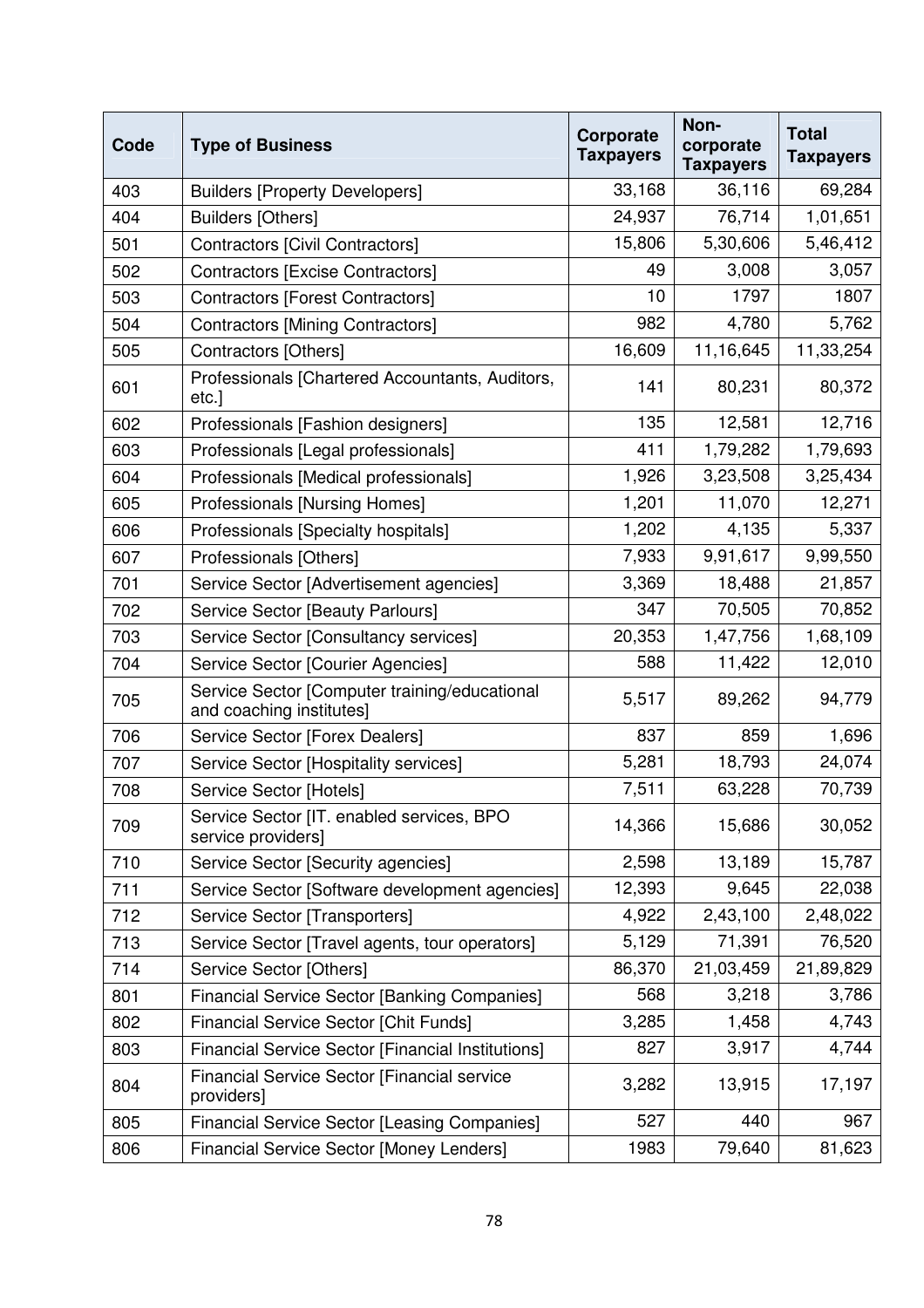| Code | Type of Business | Corporate Taxpayers | Non-corporate Taxpayers | Total Taxpayers |
|---|---|---|---|---|
| 403 | Builders [Property Developers] | 33,168 | 36,116 | 69,284 |
| 404 | Builders [Others] | 24,937 | 76,714 | 1,01,651 |
| 501 | Contractors [Civil Contractors] | 15,806 | 5,30,606 | 5,46,412 |
| 502 | Contractors [Excise Contractors] | 49 | 3,008 | 3,057 |
| 503 | Contractors [Forest Contractors] | 10 | 1797 | 1807 |
| 504 | Contractors [Mining Contractors] | 982 | 4,780 | 5,762 |
| 505 | Contractors [Others] | 16,609 | 11,16,645 | 11,33,254 |
| 601 | Professionals [Chartered Accountants, Auditors, etc.] | 141 | 80,231 | 80,372 |
| 602 | Professionals [Fashion designers] | 135 | 12,581 | 12,716 |
| 603 | Professionals [Legal professionals] | 411 | 1,79,282 | 1,79,693 |
| 604 | Professionals [Medical professionals] | 1,926 | 3,23,508 | 3,25,434 |
| 605 | Professionals [Nursing Homes] | 1,201 | 11,070 | 12,271 |
| 606 | Professionals [Specialty hospitals] | 1,202 | 4,135 | 5,337 |
| 607 | Professionals [Others] | 7,933 | 9,91,617 | 9,99,550 |
| 701 | Service Sector [Advertisement agencies] | 3,369 | 18,488 | 21,857 |
| 702 | Service Sector [Beauty Parlours] | 347 | 70,505 | 70,852 |
| 703 | Service Sector [Consultancy services] | 20,353 | 1,47,756 | 1,68,109 |
| 704 | Service Sector [Courier Agencies] | 588 | 11,422 | 12,010 |
| 705 | Service Sector [Computer training/educational and coaching institutes] | 5,517 | 89,262 | 94,779 |
| 706 | Service Sector [Forex Dealers] | 837 | 859 | 1,696 |
| 707 | Service Sector [Hospitality services] | 5,281 | 18,793 | 24,074 |
| 708 | Service Sector [Hotels] | 7,511 | 63,228 | 70,739 |
| 709 | Service Sector [IT. enabled services, BPO service providers] | 14,366 | 15,686 | 30,052 |
| 710 | Service Sector [Security agencies] | 2,598 | 13,189 | 15,787 |
| 711 | Service Sector [Software development agencies] | 12,393 | 9,645 | 22,038 |
| 712 | Service Sector [Transporters] | 4,922 | 2,43,100 | 2,48,022 |
| 713 | Service Sector [Travel agents, tour operators] | 5,129 | 71,391 | 76,520 |
| 714 | Service Sector [Others] | 86,370 | 21,03,459 | 21,89,829 |
| 801 | Financial Service Sector [Banking Companies] | 568 | 3,218 | 3,786 |
| 802 | Financial Service Sector [Chit Funds] | 3,285 | 1,458 | 4,743 |
| 803 | Financial Service Sector [Financial Institutions] | 827 | 3,917 | 4,744 |
| 804 | Financial Service Sector [Financial service providers] | 3,282 | 13,915 | 17,197 |
| 805 | Financial Service Sector [Leasing Companies] | 527 | 440 | 967 |
| 806 | Financial Service Sector [Money Lenders] | 1983 | 79,640 | 81,623 |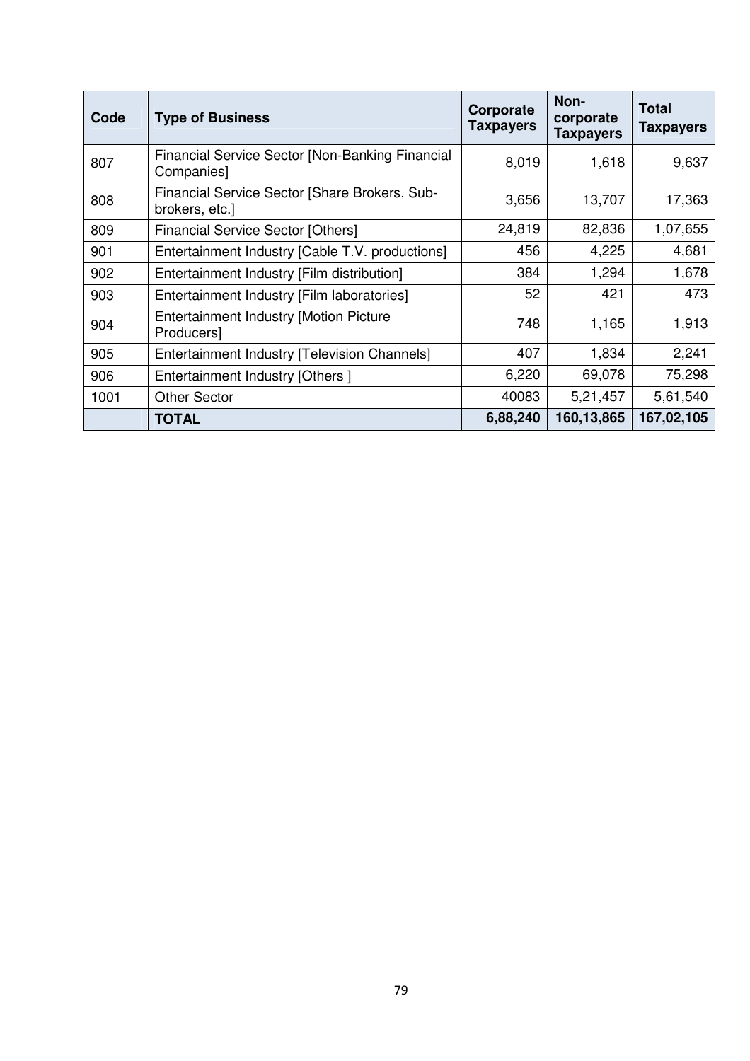| Code | Type of Business | Corporate Taxpayers | Non-corporate Taxpayers | Total Taxpayers |
|---|---|---|---|---|
| 807 | Financial Service Sector [Non-Banking Financial Companies] | 8,019 | 1,618 | 9,637 |
| 808 | Financial Service Sector [Share Brokers, Sub-brokers, etc.] | 3,656 | 13,707 | 17,363 |
| 809 | Financial Service Sector [Others] | 24,819 | 82,836 | 1,07,655 |
| 901 | Entertainment Industry [Cable T.V. productions] | 456 | 4,225 | 4,681 |
| 902 | Entertainment Industry [Film distribution] | 384 | 1,294 | 1,678 |
| 903 | Entertainment Industry [Film laboratories] | 52 | 421 | 473 |
| 904 | Entertainment Industry [Motion Picture Producers] | 748 | 1,165 | 1,913 |
| 905 | Entertainment Industry [Television Channels] | 407 | 1,834 | 2,241 |
| 906 | Entertainment Industry [Others ] | 6,220 | 69,078 | 75,298 |
| 1001 | Other Sector | 40083 | 5,21,457 | 5,61,540 |
| | **TOTAL** | **6,88,240** | **160,13,865** | **167,02,105** |